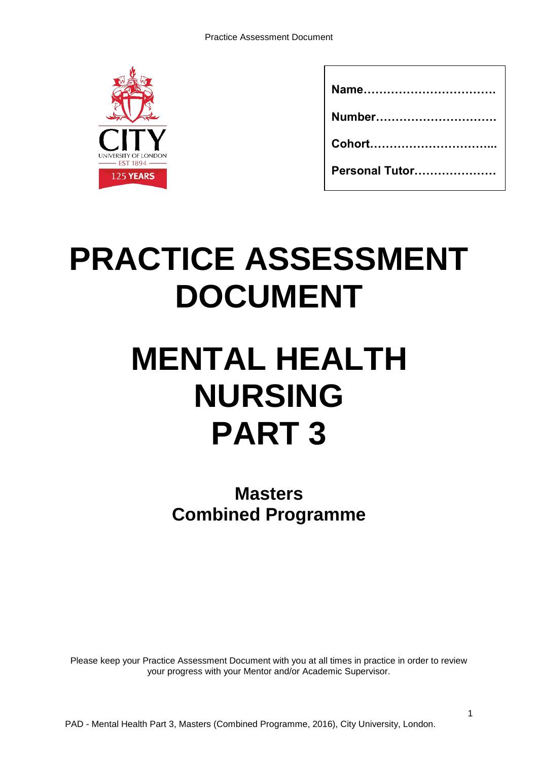| |
|---|
| **Name…………………………….** |
| **Number………………………….** |
| **Cohort…………………………...** |
| **Personal Tutor…………………** |

# PRACTICE ASSESSMENT DOCUMENT

# MENTAL HEALTH NURSING PART 3

## Masters Combined Programme

Please keep your Practice Assessment Document with you at all times in practice in order to review your progress with your Mentor and/or Academic Supervisor.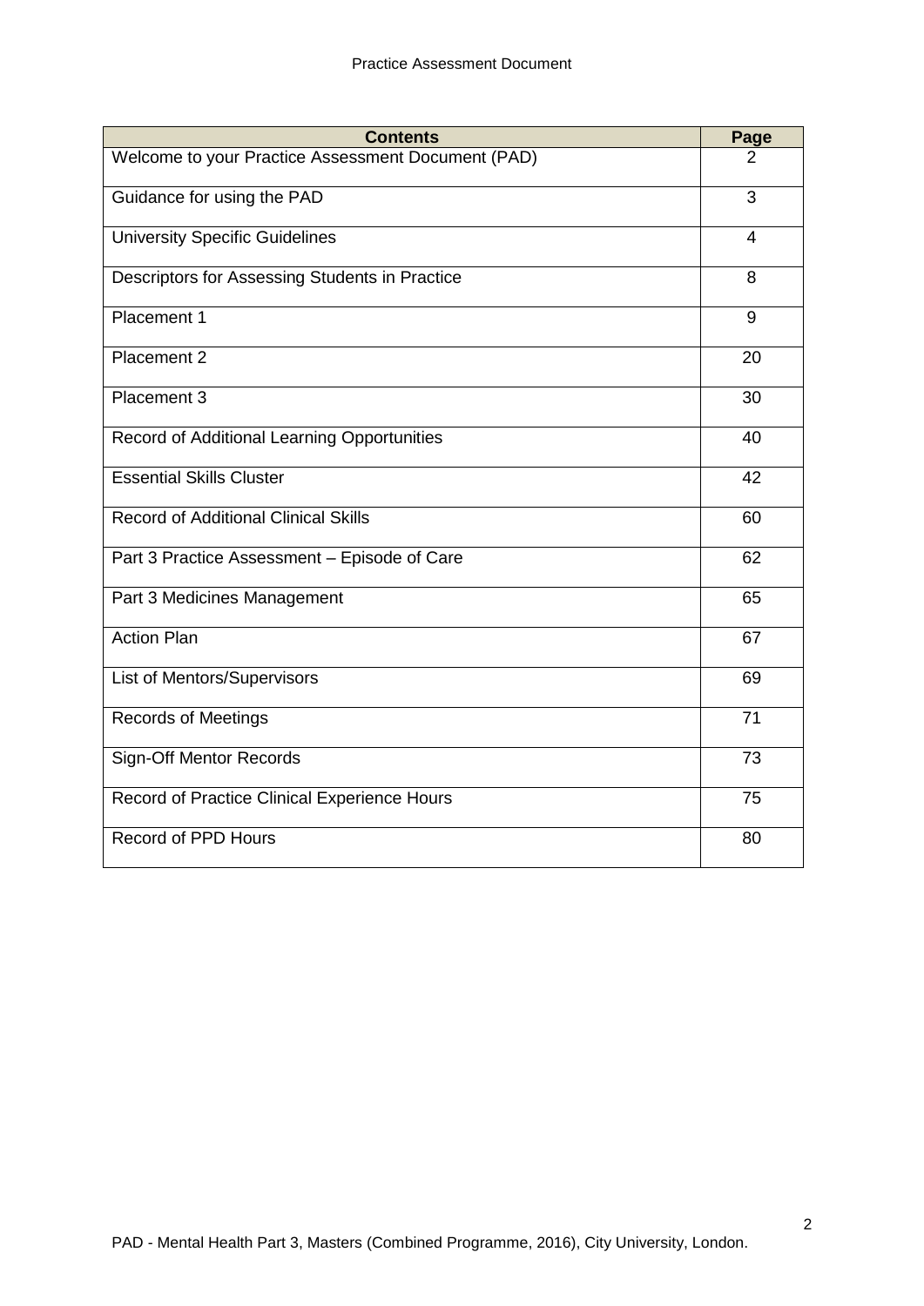| Contents | Page |
|---|---|
| Welcome to your Practice Assessment Document (PAD) | 2 |
| Guidance for using the PAD | 3 |
| University Specific Guidelines | 4 |
| Descriptors for Assessing Students in Practice | 8 |
| Placement 1 | 9 |
| Placement 2 | 20 |
| Placement 3 | 30 |
| Record of Additional Learning Opportunities | 40 |
| Essential Skills Cluster | 42 |
| Record of Additional Clinical Skills | 60 |
| Part 3 Practice Assessment – Episode of Care | 62 |
| Part 3 Medicines Management | 65 |
| Action Plan | 67 |
| List of Mentors/Supervisors | 69 |
| Records of Meetings | 71 |
| Sign-Off Mentor Records | 73 |
| Record of Practice Clinical Experience Hours | 75 |
| Record of PPD Hours | 80 |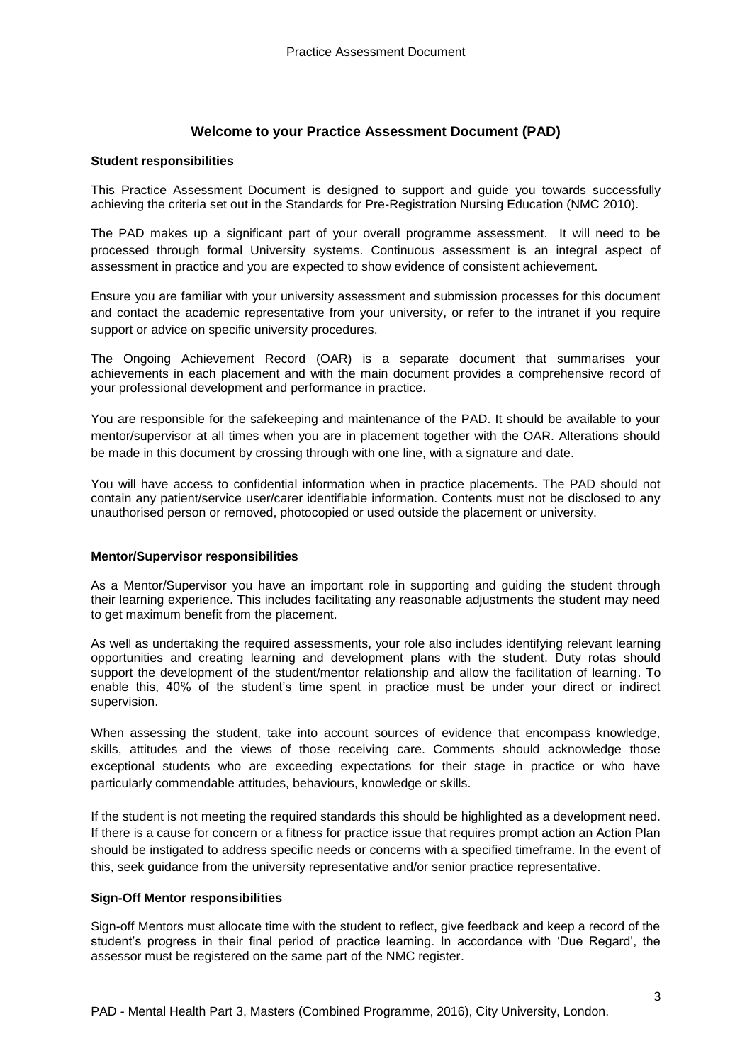## Welcome to your Practice Assessment Document (PAD)

### Student responsibilities

This Practice Assessment Document is designed to support and guide you towards successfully achieving the criteria set out in the Standards for Pre-Registration Nursing Education (NMC 2010).

The PAD makes up a significant part of your overall programme assessment. It will need to be processed through formal University systems. Continuous assessment is an integral aspect of assessment in practice and you are expected to show evidence of consistent achievement.

Ensure you are familiar with your university assessment and submission processes for this document and contact the academic representative from your university, or refer to the intranet if you require support or advice on specific university procedures.

The Ongoing Achievement Record (OAR) is a separate document that summarises your achievements in each placement and with the main document provides a comprehensive record of your professional development and performance in practice.

You are responsible for the safekeeping and maintenance of the PAD. It should be available to your mentor/supervisor at all times when you are in placement together with the OAR. Alterations should be made in this document by crossing through with one line, with a signature and date.

You will have access to confidential information when in practice placements. The PAD should not contain any patient/service user/carer identifiable information. Contents must not be disclosed to any unauthorised person or removed, photocopied or used outside the placement or university.

### Mentor/Supervisor responsibilities

As a Mentor/Supervisor you have an important role in supporting and guiding the student through their learning experience. This includes facilitating any reasonable adjustments the student may need to get maximum benefit from the placement.

As well as undertaking the required assessments, your role also includes identifying relevant learning opportunities and creating learning and development plans with the student. Duty rotas should support the development of the student/mentor relationship and allow the facilitation of learning. To enable this, 40% of the student's time spent in practice must be under your direct or indirect supervision.

When assessing the student, take into account sources of evidence that encompass knowledge, skills, attitudes and the views of those receiving care. Comments should acknowledge those exceptional students who are exceeding expectations for their stage in practice or who have particularly commendable attitudes, behaviours, knowledge or skills.

If the student is not meeting the required standards this should be highlighted as a development need. If there is a cause for concern or a fitness for practice issue that requires prompt action an Action Plan should be instigated to address specific needs or concerns with a specified timeframe. In the event of this, seek guidance from the university representative and/or senior practice representative.

### Sign-Off Mentor responsibilities

Sign-off Mentors must allocate time with the student to reflect, give feedback and keep a record of the student's progress in their final period of practice learning. In accordance with 'Due Regard', the assessor must be registered on the same part of the NMC register.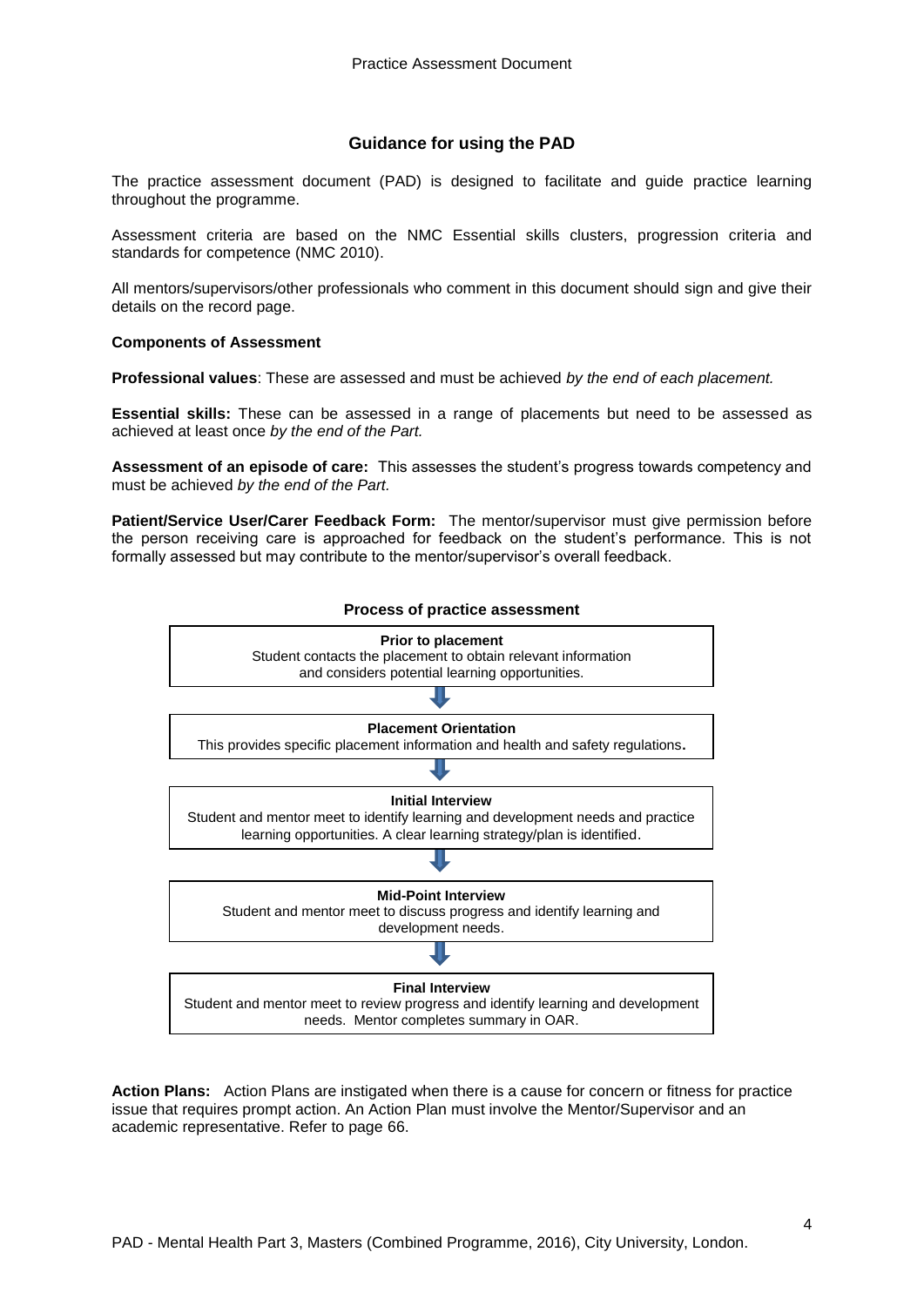## Guidance for using the PAD

The practice assessment document (PAD) is designed to facilitate and guide practice learning throughout the programme.

Assessment criteria are based on the NMC Essential skills clusters, progression criteria and standards for competence (NMC 2010).

All mentors/supervisors/other professionals who comment in this document should sign and give their details on the record page.

**Components of Assessment**

**Professional values**: These are assessed and must be achieved *by the end of each placement.*

**Essential skills:** These can be assessed in a range of placements but need to be assessed as achieved at least once *by the end of the Part.*

**Assessment of an episode of care:** This assesses the student's progress towards competency and must be achieved *by the end of the Part.*

**Patient/Service User/Carer Feedback Form:** The mentor/supervisor must give permission before the person receiving care is approached for feedback on the student's performance. This is not formally assessed but may contribute to the mentor/supervisor's overall feedback.

**Process of practice assessment**

**Prior to placement**
Student contacts the placement to obtain relevant information and considers potential learning opportunities.

↓

**Placement Orientation**
This provides specific placement information and health and safety regulations**.**

↓

**Initial Interview**
Student and mentor meet to identify learning and development needs and practice learning opportunities. A clear learning strategy/plan is identified.

↓

**Mid-Point Interview**
Student and mentor meet to discuss progress and identify learning and development needs.

↓

**Final Interview**
Student and mentor meet to review progress and identify learning and development needs. Mentor completes summary in OAR.

**Action Plans:** Action Plans are instigated when there is a cause for concern or fitness for practice issue that requires prompt action. An Action Plan must involve the Mentor/Supervisor and an academic representative. Refer to page 66.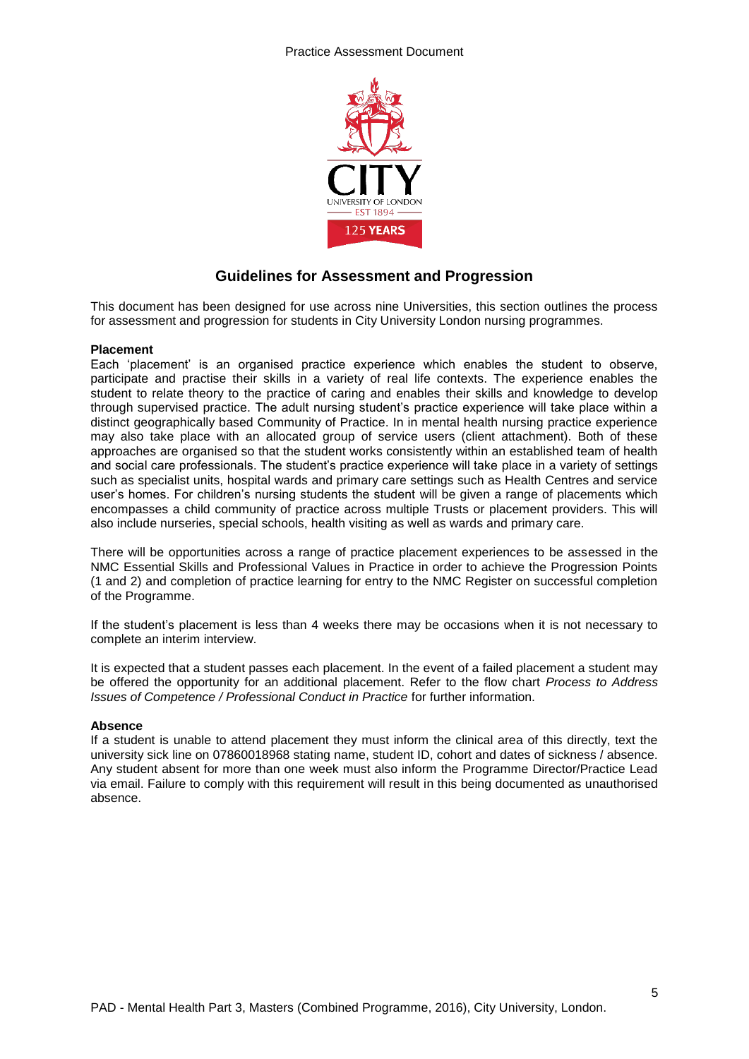## Guidelines for Assessment and Progression

This document has been designed for use across nine Universities, this section outlines the process for assessment and progression for students in City University London nursing programmes.

**Placement**

Each 'placement' is an organised practice experience which enables the student to observe, participate and practise their skills in a variety of real life contexts. The experience enables the student to relate theory to the practice of caring and enables their skills and knowledge to develop through supervised practice. The adult nursing student's practice experience will take place within a distinct geographically based Community of Practice. In in mental health nursing practice experience may also take place with an allocated group of service users (client attachment). Both of these approaches are organised so that the student works consistently within an established team of health and social care professionals. The student's practice experience will take place in a variety of settings such as specialist units, hospital wards and primary care settings such as Health Centres and service user's homes. For children's nursing students the student will be given a range of placements which encompasses a child community of practice across multiple Trusts or placement providers. This will also include nurseries, special schools, health visiting as well as wards and primary care.

There will be opportunities across a range of practice placement experiences to be assessed in the NMC Essential Skills and Professional Values in Practice in order to achieve the Progression Points (1 and 2) and completion of practice learning for entry to the NMC Register on successful completion of the Programme.

If the student's placement is less than 4 weeks there may be occasions when it is not necessary to complete an interim interview.

It is expected that a student passes each placement. In the event of a failed placement a student may be offered the opportunity for an additional placement. Refer to the flow chart *Process to Address Issues of Competence / Professional Conduct in Practice* for further information.

**Absence**

If a student is unable to attend placement they must inform the clinical area of this directly, text the university sick line on 07860018968 stating name, student ID, cohort and dates of sickness / absence. Any student absent for more than one week must also inform the Programme Director/Practice Lead via email. Failure to comply with this requirement will result in this being documented as unauthorised absence.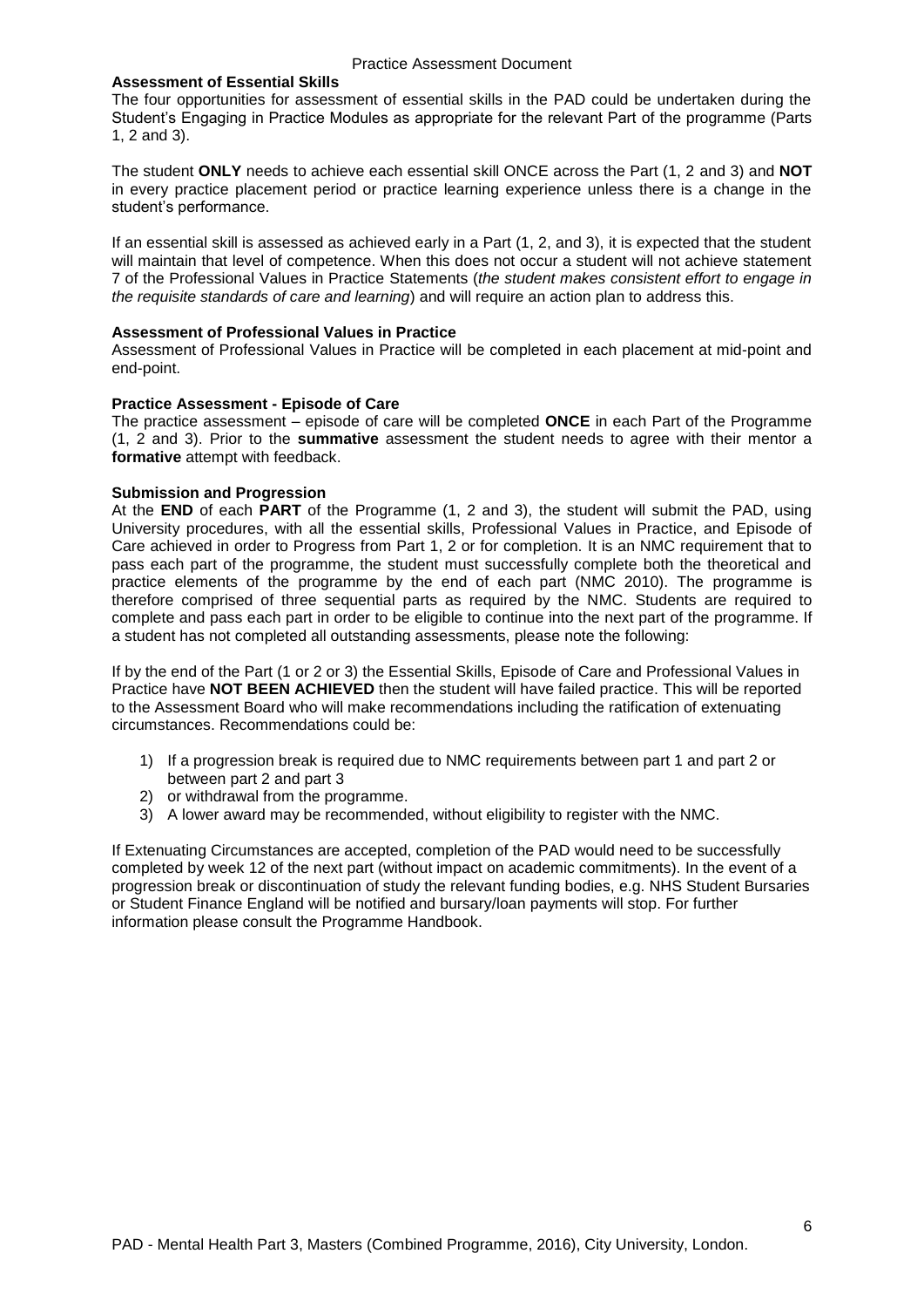## Assessment of Essential Skills

The four opportunities for assessment of essential skills in the PAD could be undertaken during the Student's Engaging in Practice Modules as appropriate for the relevant Part of the programme (Parts 1, 2 and 3).

The student **ONLY** needs to achieve each essential skill ONCE across the Part (1, 2 and 3) and **NOT** in every practice placement period or practice learning experience unless there is a change in the student's performance.

If an essential skill is assessed as achieved early in a Part (1, 2, and 3), it is expected that the student will maintain that level of competence. When this does not occur a student will not achieve statement 7 of the Professional Values in Practice Statements (*the student makes consistent effort to engage in the requisite standards of care and learning*) and will require an action plan to address this.

## Assessment of Professional Values in Practice

Assessment of Professional Values in Practice will be completed in each placement at mid-point and end-point.

## Practice Assessment - Episode of Care

The practice assessment – episode of care will be completed **ONCE** in each Part of the Programme (1, 2 and 3). Prior to the **summative** assessment the student needs to agree with their mentor a **formative** attempt with feedback.

## Submission and Progression

At the **END** of each **PART** of the Programme (1, 2 and 3), the student will submit the PAD, using University procedures, with all the essential skills, Professional Values in Practice, and Episode of Care achieved in order to Progress from Part 1, 2 or for completion. It is an NMC requirement that to pass each part of the programme, the student must successfully complete both the theoretical and practice elements of the programme by the end of each part (NMC 2010). The programme is therefore comprised of three sequential parts as required by the NMC. Students are required to complete and pass each part in order to be eligible to continue into the next part of the programme. If a student has not completed all outstanding assessments, please note the following:

If by the end of the Part (1 or 2 or 3) the Essential Skills, Episode of Care and Professional Values in Practice have **NOT BEEN ACHIEVED** then the student will have failed practice. This will be reported to the Assessment Board who will make recommendations including the ratification of extenuating circumstances. Recommendations could be:

1) If a progression break is required due to NMC requirements between part 1 and part 2 or between part 2 and part 3
2) or withdrawal from the programme.
3) A lower award may be recommended, without eligibility to register with the NMC.

If Extenuating Circumstances are accepted, completion of the PAD would need to be successfully completed by week 12 of the next part (without impact on academic commitments). In the event of a progression break or discontinuation of study the relevant funding bodies, e.g. NHS Student Bursaries or Student Finance England will be notified and bursary/loan payments will stop. For further information please consult the Programme Handbook.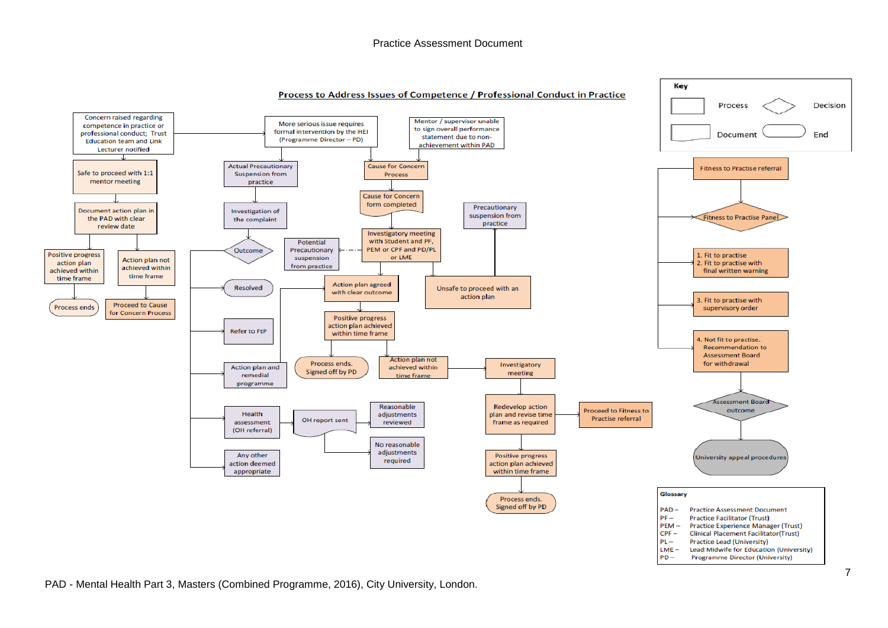## Process to Address Issues of Competence / Professional Conduct in Practice

**Key**

- Process
- Decision
- Document
- End

Concern raised regarding competence in practice or professional conduct; Trust Education team and Link Lecturer notified

Safe to proceed with 1:1 mentor meeting

Document action plan in the PAD with clear review date

Positive progress action plan achieved within time frame

Action plan not achieved within time frame

Process ends

Proceed to Cause for Concern Process

More serious issue requires formal intervention by the HEI (Programme Director – PD)

Mentor / supervisor unable to sign overall performance statement due to non-achievement within PAD

Actual Precautionary Suspension from practice

Investigation of the complaint

Outcome

Resolved

Refer to FtP

Action plan and remedial programme

Health assessment (OH referral)

OH report sent

Reasonable adjustments reviewed

No reasonable adjustments required

Any other action deemed appropriate

Cause for Concern Process

Cause for Concern form completed

Precautionary suspension from practice

Investigatory meeting with Student and PF, PEM or CPF and PD/PL or LME

Potential Precautionary suspension from practice

Action plan agreed with clear outcome

Unsafe to proceed with an action plan

Positive progress action plan achieved within time frame

Process ends. Signed off by PD

Action plan not achieved within time frame

Investigatory meeting

Redevelop action plan and revise time frame as required

Proceed to Fitness to Practise referral

Positive progress action plan achieved within time frame

Process ends. Signed off by PD

Fitness to Practise referral

Fitness to Practise Panel

1. Fit to practise
2. Fit to practise with final written warning

3. Fit to practise with supervisory order

4. Not fit to practise. Recommendation to Assessment Board for withdrawal

Assessment Board outcome

University appeal procedures

**Glossary**

| | |
|---|---|
| PAD – | Practice Assessment Document |
| PF – | Practice Facilitator (Trust) |
| PEM – | Practice Experience Manager (Trust) |
| CPF – | Clinical Placement Facilitator(Trust) |
| PL – | Practice Lead (University) |
| LME – | Lead Midwife for Education (University) |
| PD – | Programme Director (University) |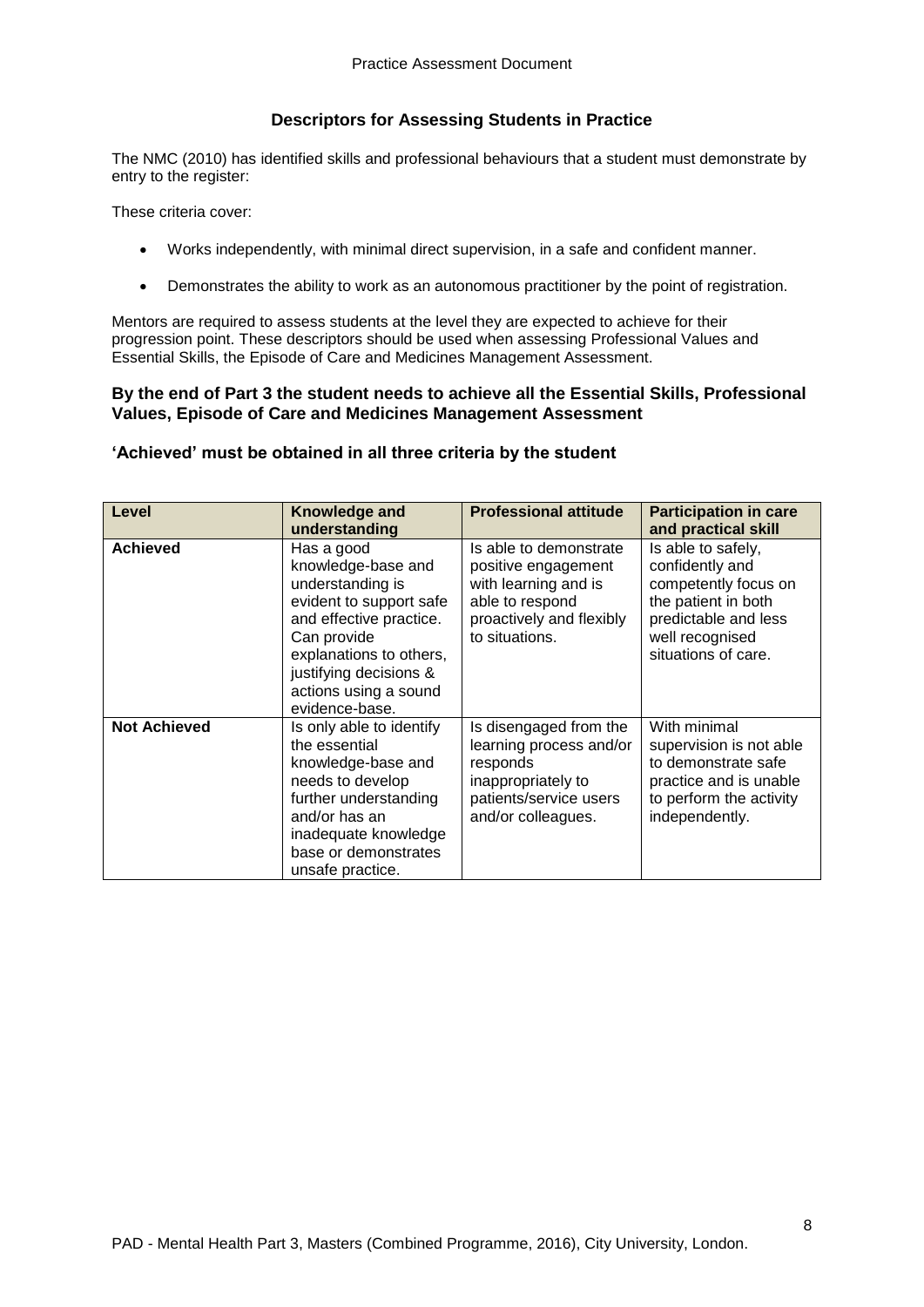## Descriptors for Assessing Students in Practice

The NMC (2010) has identified skills and professional behaviours that a student must demonstrate by entry to the register:

These criteria cover:

- Works independently, with minimal direct supervision, in a safe and confident manner.
- Demonstrates the ability to work as an autonomous practitioner by the point of registration.

Mentors are required to assess students at the level they are expected to achieve for their progression point. These descriptors should be used when assessing Professional Values and Essential Skills, the Episode of Care and Medicines Management Assessment.

**By the end of Part 3 the student needs to achieve all the Essential Skills, Professional Values, Episode of Care and Medicines Management Assessment**

**'Achieved' must be obtained in all three criteria by the student**

| Level | Knowledge and understanding | Professional attitude | Participation in care and practical skill |
|---|---|---|---|
| **Achieved** | Has a good knowledge-base and understanding is evident to support safe and effective practice. Can provide explanations to others, justifying decisions & actions using a sound evidence-base. | Is able to demonstrate positive engagement with learning and is able to respond proactively and flexibly to situations. | Is able to safely, confidently and competently focus on the patient in both predictable and less well recognised situations of care. |
| **Not Achieved** | Is only able to identify the essential knowledge-base and needs to develop further understanding and/or has an inadequate knowledge base or demonstrates unsafe practice. | Is disengaged from the learning process and/or responds inappropriately to patients/service users and/or colleagues. | With minimal supervision is not able to demonstrate safe practice and is unable to perform the activity independently. |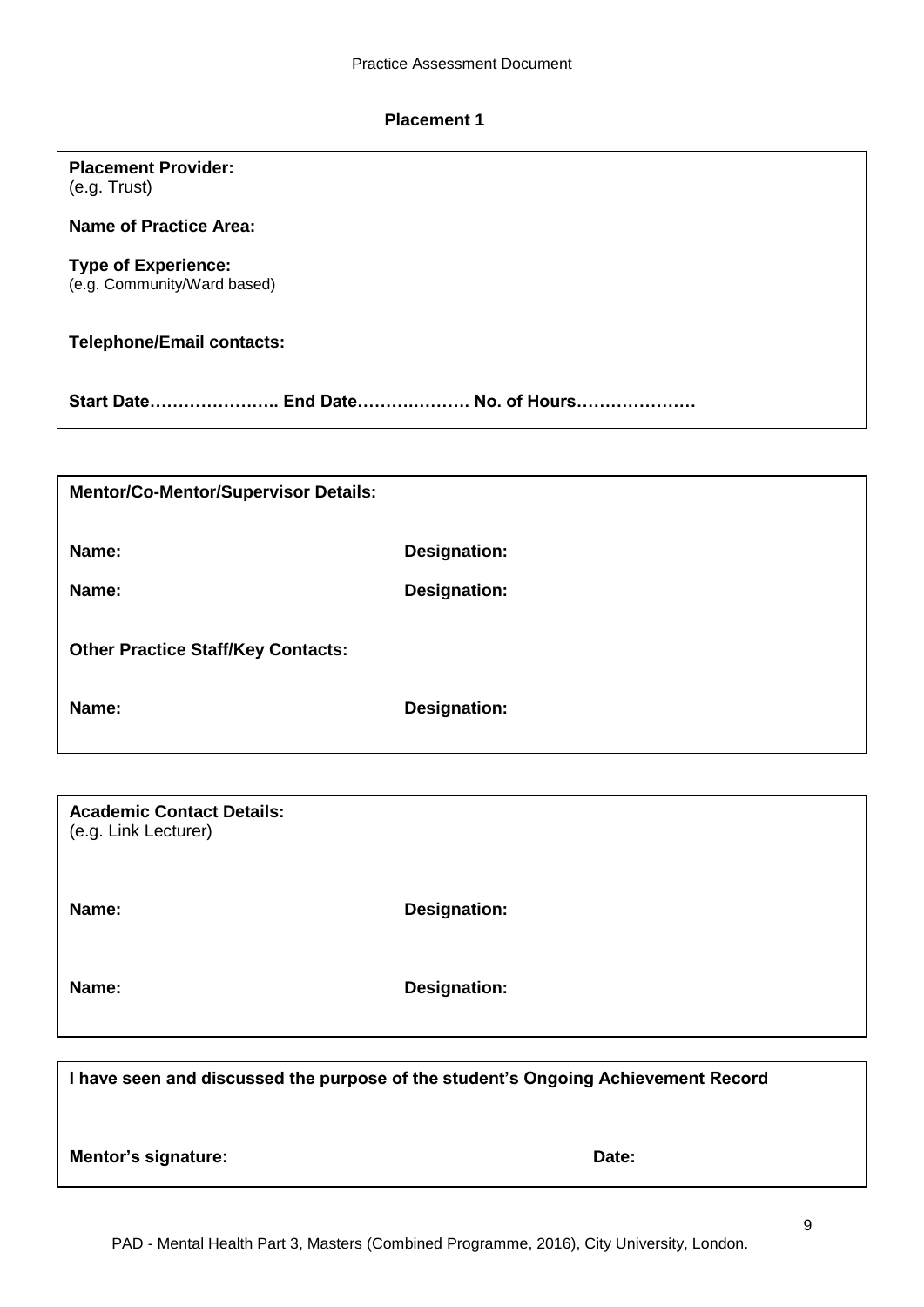## Placement 1

**Placement Provider:**
(e.g. Trust)

**Name of Practice Area:**

**Type of Experience:**
(e.g. Community/Ward based)

**Telephone/Email contacts:**

**Start Date………………….. End Date………………. No. of Hours…………………**

---

**Mentor/Co-Mentor/Supervisor Details:**

| **Name:** | **Designation:** |
| --- | --- |
| **Name:** | **Designation:** |

**Other Practice Staff/Key Contacts:**

| **Name:** | **Designation:** |
| --- | --- |

---

**Academic Contact Details:**
(e.g. Link Lecturer)

| **Name:** | **Designation:** |
| --- | --- |
| **Name:** | **Designation:** |

---

**I have seen and discussed the purpose of the student's Ongoing Achievement Record**

**Mentor's signature:** **Date:**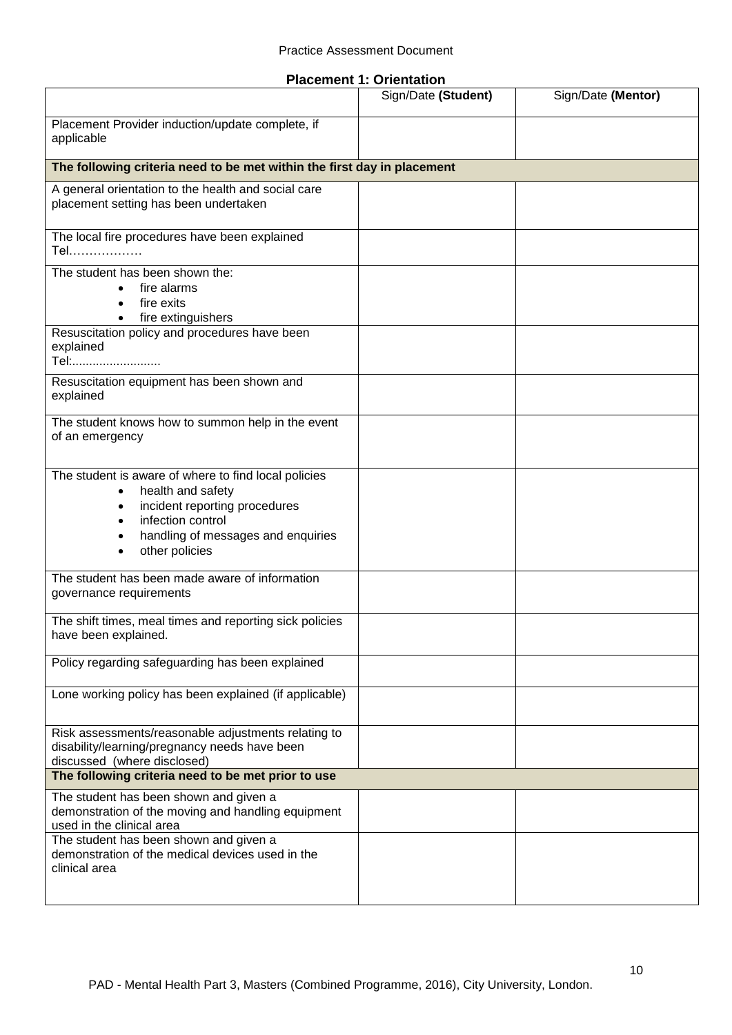## Placement 1: Orientation

| | Sign/Date **(Student)** | Sign/Date **(Mentor)** |
|---|---|---|
| Placement Provider induction/update complete, if applicable | | |
| **The following criteria need to be met within the first day in placement** | | |
| A general orientation to the health and social care placement setting has been undertaken | | |
| The local fire procedures have been explained Tel……………… | | |
| The student has been shown the: <br>• fire alarms <br>• fire exits <br>• fire extinguishers | | |
| Resuscitation policy and procedures have been explained Tel:......................... | | |
| Resuscitation equipment has been shown and explained | | |
| The student knows how to summon help in the event of an emergency | | |
| The student is aware of where to find local policies <br>• health and safety <br>• incident reporting procedures <br>• infection control <br>• handling of messages and enquiries <br>• other policies | | |
| The student has been made aware of information governance requirements | | |
| The shift times, meal times and reporting sick policies have been explained. | | |
| Policy regarding safeguarding has been explained | | |
| Lone working policy has been explained (if applicable) | | |
| Risk assessments/reasonable adjustments relating to disability/learning/pregnancy needs have been discussed (where disclosed) | | |
| **The following criteria need to be met prior to use** | | |
| The student has been shown and given a demonstration of the moving and handling equipment used in the clinical area | | |
| The student has been shown and given a demonstration of the medical devices used in the clinical area | | |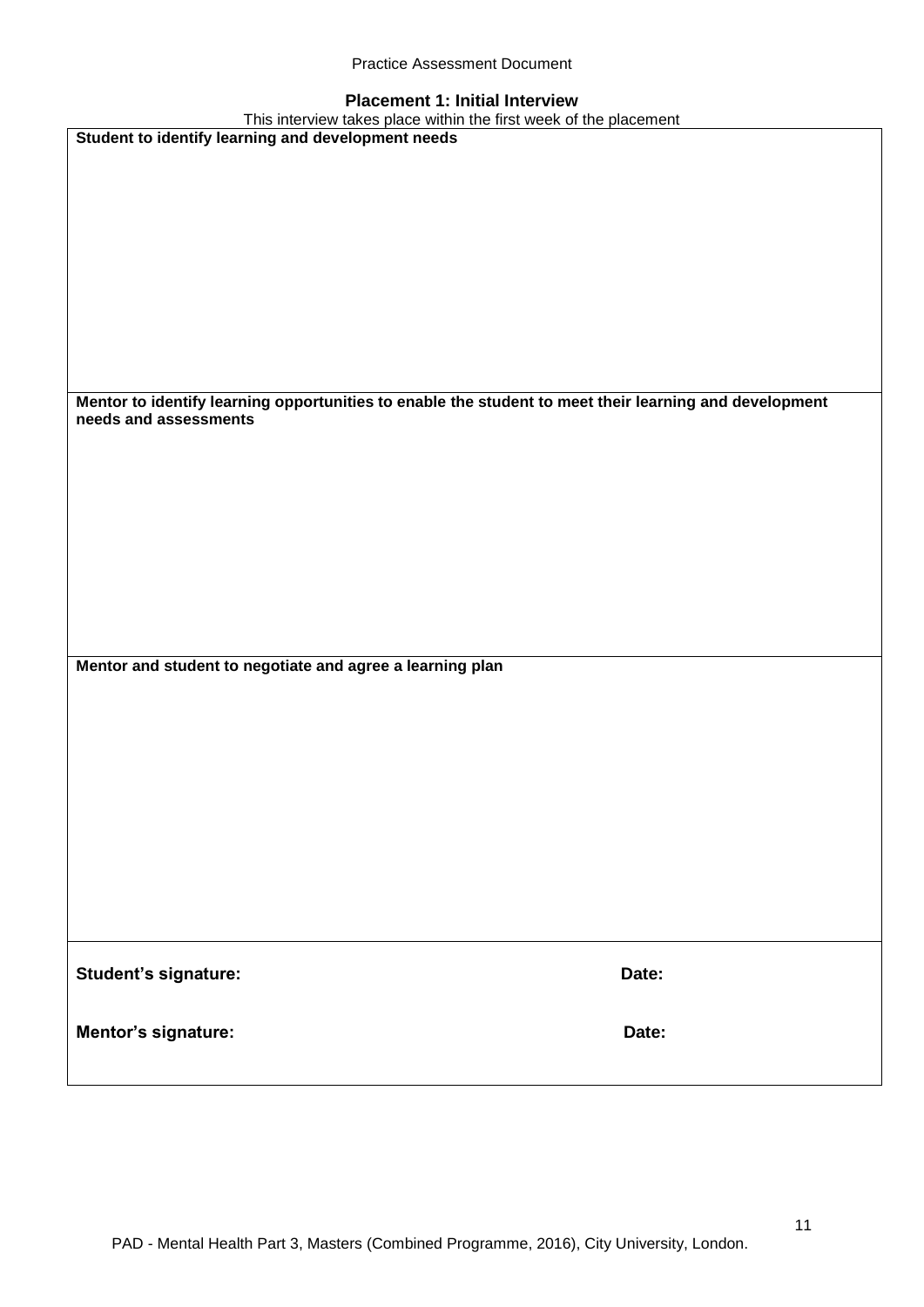## Placement 1: Initial Interview

This interview takes place within the first week of the placement

| **Student to identify learning and development needs** |
|---|
| |
| **Mentor to identify learning opportunities to enable the student to meet their learning and development needs and assessments** |
| |
| **Mentor and student to negotiate and agree a learning plan** |
| |
| **Student's signature:** &nbsp;&nbsp;&nbsp;&nbsp;&nbsp;&nbsp;&nbsp;&nbsp; **Date:** |
| **Mentor's signature:** &nbsp;&nbsp;&nbsp;&nbsp;&nbsp;&nbsp;&nbsp;&nbsp; **Date:** |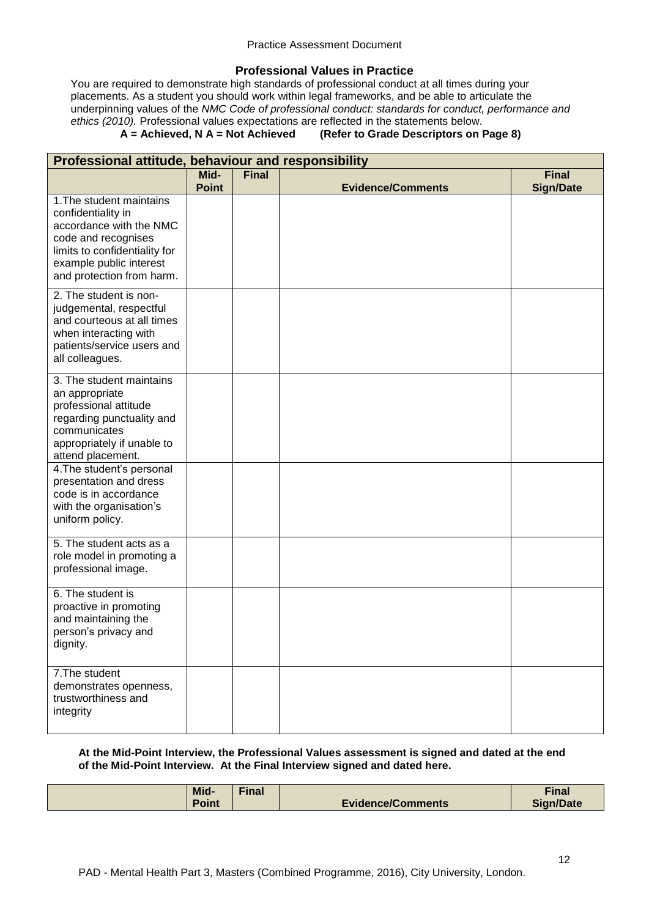## Professional Values in Practice

You are required to demonstrate high standards of professional conduct at all times during your placements. As a student you should work within legal frameworks, and be able to articulate the underpinning values of the *NMC Code of professional conduct: standards for conduct, performance and ethics (2010).* Professional values expectations are reflected in the statements below.

**A = Achieved, N A = Not Achieved (Refer to Grade Descriptors on Page 8)**

| Professional attitude, behaviour and responsibility | | | | |
|---|---|---|---|---|
| | **Mid-Point** | **Final** | **Evidence/Comments** | **Final Sign/Date** |
| 1.The student maintains confidentiality in accordance with the NMC code and recognises limits to confidentiality for example public interest and protection from harm. | | | | |
| 2. The student is non-judgemental, respectful and courteous at all times when interacting with patients/service users and all colleagues. | | | | |
| 3. The student maintains an appropriate professional attitude regarding punctuality and communicates appropriately if unable to attend placement. | | | | |
| 4.The student's personal presentation and dress code is in accordance with the organisation's uniform policy. | | | | |
| 5. The student acts as a role model in promoting a professional image. | | | | |
| 6. The student is proactive in promoting and maintaining the person's privacy and dignity. | | | | |
| 7.The student demonstrates openness, trustworthiness and integrity | | | | |

**At the Mid-Point Interview, the Professional Values assessment is signed and dated at the end of the Mid-Point Interview. At the Final Interview signed and dated here.**

| | Mid-Point | Final | Evidence/Comments | Final Sign/Date |
|---|---|---|---|---|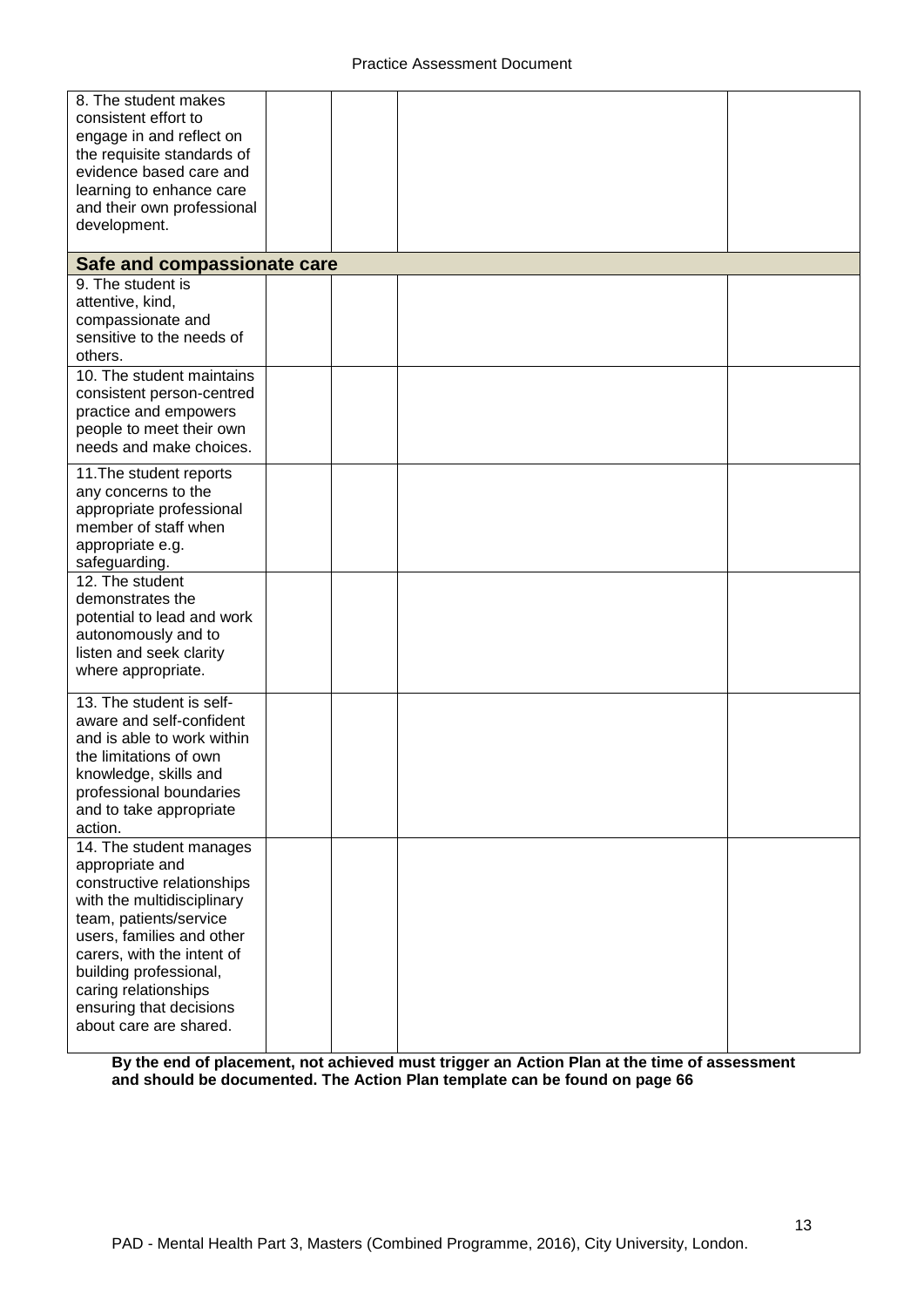| | | | | |
|---|---|---|---|---|
| 8. The student makes consistent effort to engage in and reflect on the requisite standards of evidence based care and learning to enhance care and their own professional development. | | | | |
| **Safe and compassionate care** | | | | |
| 9. The student is attentive, kind, compassionate and sensitive to the needs of others. | | | | |
| 10. The student maintains consistent person-centred practice and empowers people to meet their own needs and make choices. | | | | |
| 11.The student reports any concerns to the appropriate professional member of staff when appropriate e.g. safeguarding. | | | | |
| 12. The student demonstrates the potential to lead and work autonomously and to listen and seek clarity where appropriate. | | | | |
| 13. The student is self-aware and self-confident and is able to work within the limitations of own knowledge, skills and professional boundaries and to take appropriate action. | | | | |
| 14. The student manages appropriate and constructive relationships with the multidisciplinary team, patients/service users, families and other carers, with the intent of building professional, caring relationships ensuring that decisions about care are shared. | | | | |

**By the end of placement, not achieved must trigger an Action Plan at the time of assessment and should be documented. The Action Plan template can be found on page 66**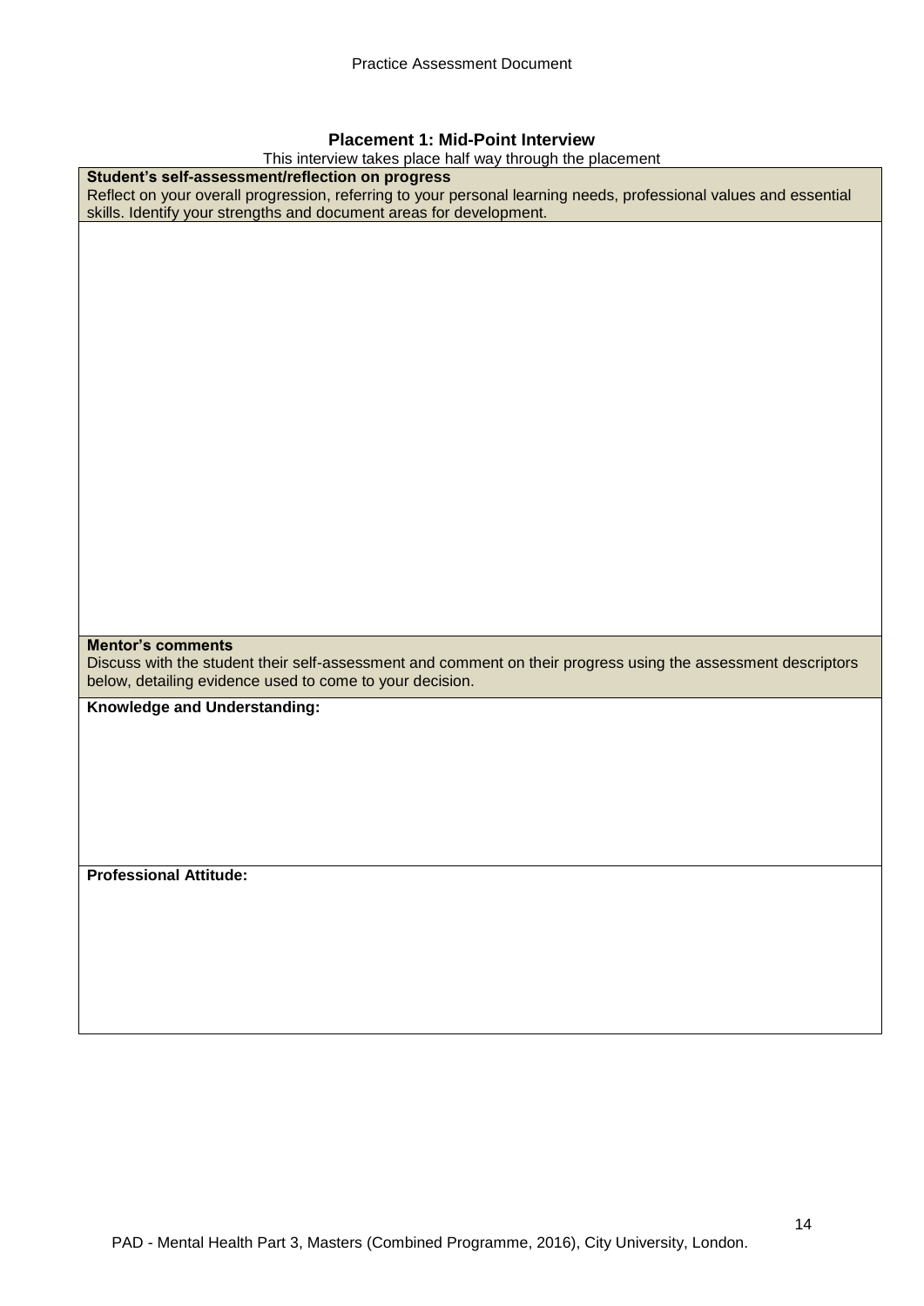## Placement 1: Mid-Point Interview

This interview takes place half way through the placement

| **Student's self-assessment/reflection on progress**<br>Reflect on your overall progression, referring to your personal learning needs, professional values and essential skills. Identify your strengths and document areas for development. |
|---|
| |
| **Mentor's comments**<br>Discuss with the student their self-assessment and comment on their progress using the assessment descriptors below, detailing evidence used to come to your decision. |
| **Knowledge and Understanding:** |
| **Professional Attitude:** |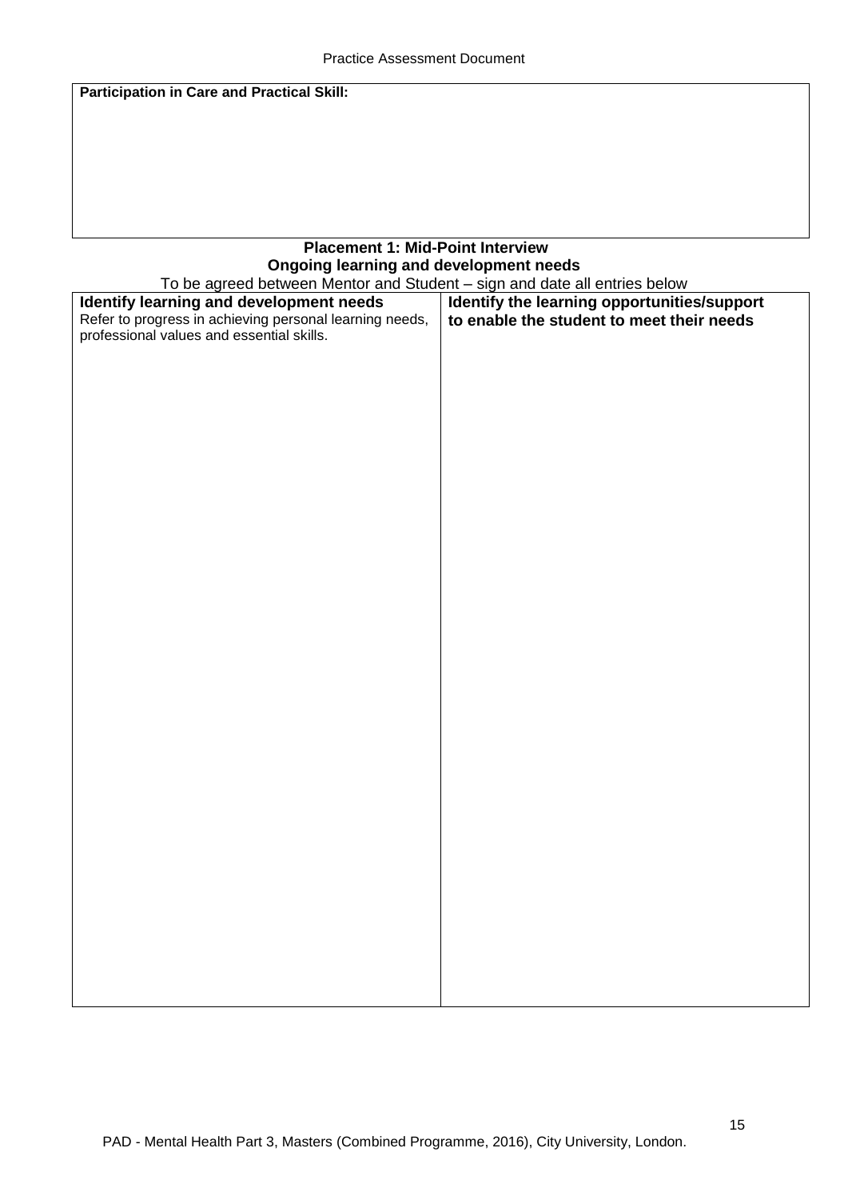**Participation in Care and Practical Skill:**

### Placement 1: Mid-Point Interview

### Ongoing learning and development needs

To be agreed between Mentor and Student – sign and date all entries below

| **Identify learning and development needs**<br>Refer to progress in achieving personal learning needs, professional values and essential skills. | **Identify the learning opportunities/support to enable the student to meet their needs** |
| --- | --- |
| | |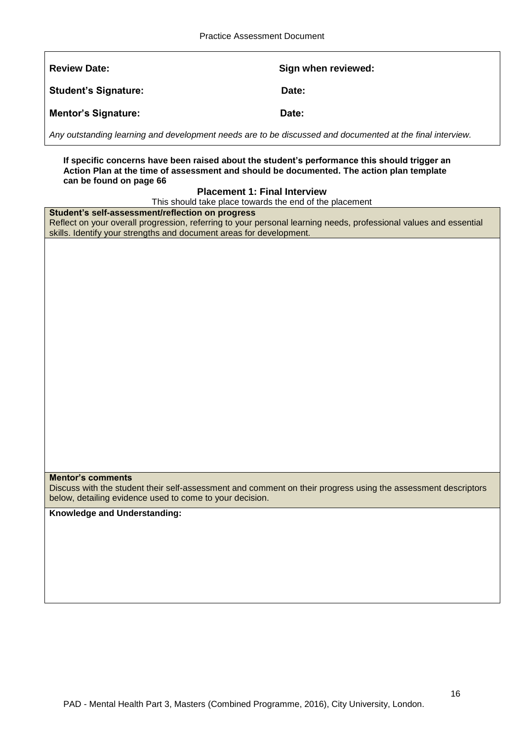| | |
|---|---|
| **Review Date:** | **Sign when reviewed:** |
| **Student's Signature:** | **Date:** |
| **Mentor's Signature:** | **Date:** |

*Any outstanding learning and development needs are to be discussed and documented at the final interview.*

**If specific concerns have been raised about the student's performance this should trigger an Action Plan at the time of assessment and should be documented. The action plan template can be found on page 66**

## Placement 1: Final Interview

This should take place towards the end of the placement

| **Student's self-assessment/reflection on progress**<br>Reflect on your overall progression, referring to your personal learning needs, professional values and essential skills. Identify your strengths and document areas for development. |
|---|
| |
| **Mentor's comments**<br>Discuss with the student their self-assessment and comment on their progress using the assessment descriptors below, detailing evidence used to come to your decision. |
| **Knowledge and Understanding:** |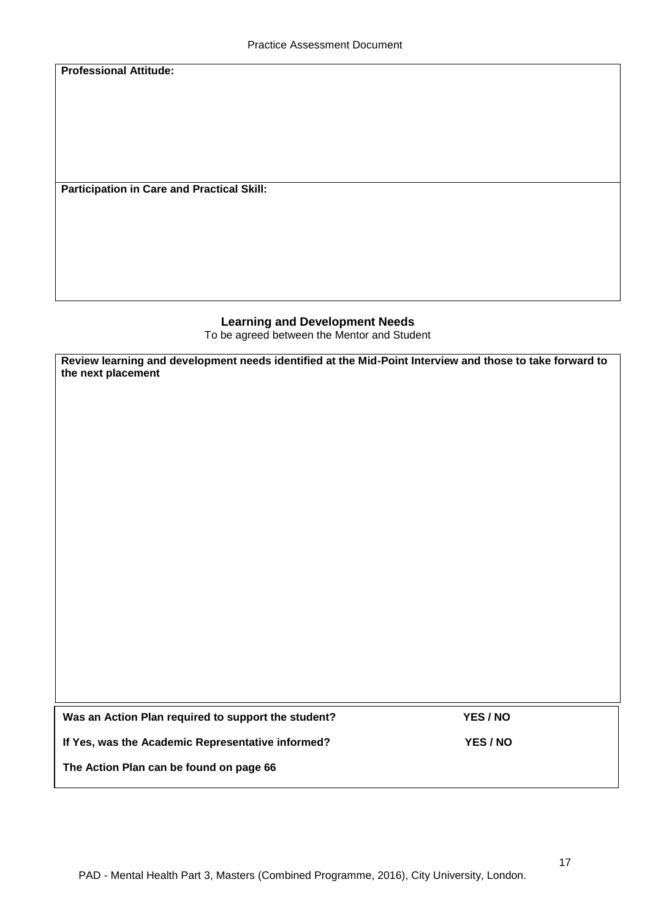**Professional Attitude:**

**Participation in Care and Practical Skill:**

## Learning and Development Needs

To be agreed between the Mentor and Student

**Review learning and development needs identified at the Mid-Point Interview and those to take forward to the next placement**

**Was an Action Plan required to support the student?** **YES / NO**

**If Yes, was the Academic Representative informed?** **YES / NO**

**The Action Plan can be found on page 66**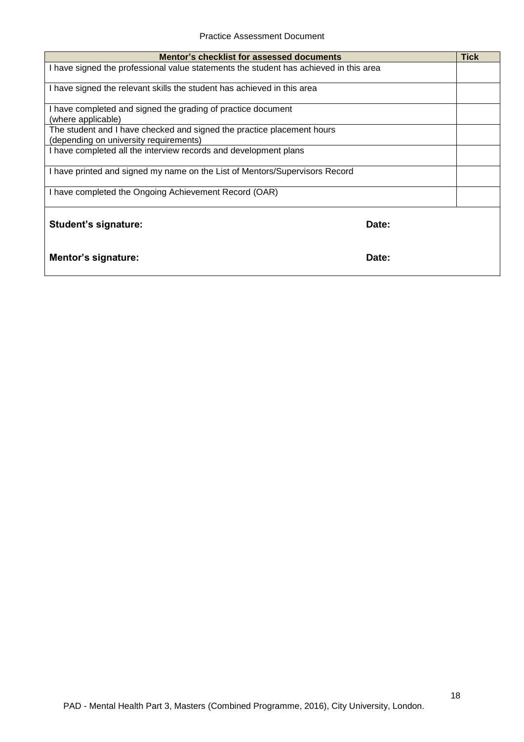| Mentor's checklist for assessed documents | Tick |
| --- | --- |
| I have signed the professional value statements the student has achieved in this area | |
| I have signed the relevant skills the student has achieved in this area | |
| I have completed and signed the grading of practice document (where applicable) | |
| The student and I have checked and signed the practice placement hours (depending on university requirements) | |
| I have completed all the interview records and development plans | |
| I have printed and signed my name on the List of Mentors/Supervisors Record | |
| I have completed the Ongoing Achievement Record (OAR) | |
| **Student's signature:** **Date:** | |
| **Mentor's signature:** **Date:** | |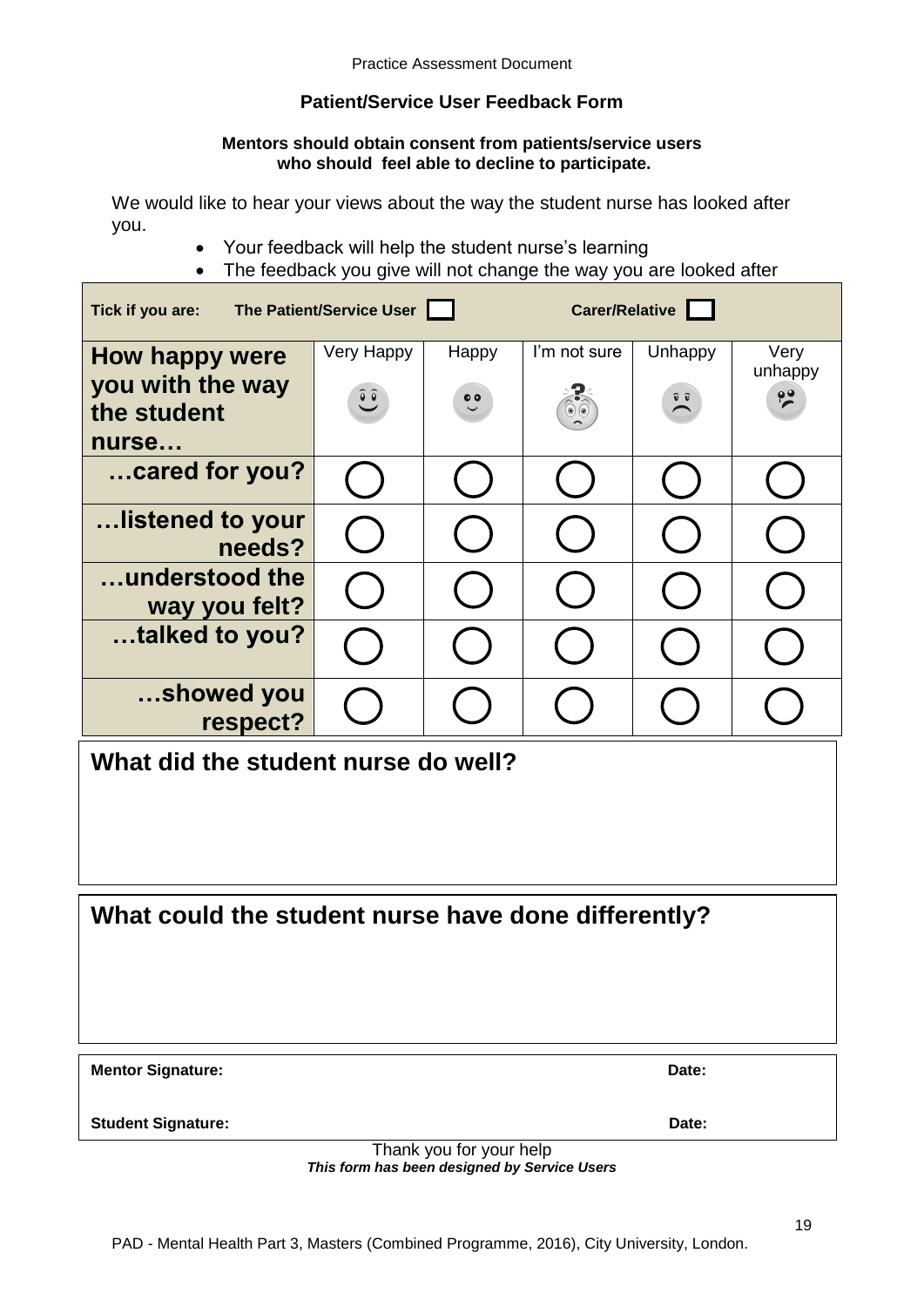## Patient/Service User Feedback Form

**Mentors should obtain consent from patients/service users who should feel able to decline to participate.**

We would like to hear your views about the way the student nurse has looked after you.

- Your feedback will help the student nurse's learning
- The feedback you give will not change the way you are looked after

**Tick if you are:** **The Patient/Service User** ☐ **Carer/Relative** ☐

| How happy were you with the way the student nurse… | Very Happy | Happy | I'm not sure | Unhappy | Very unhappy |
|---|---|---|---|---|---|
| …cared for you? | ◯ | ◯ | ◯ | ◯ | ◯ |
| …listened to your needs? | ◯ | ◯ | ◯ | ◯ | ◯ |
| …understood the way you felt? | ◯ | ◯ | ◯ | ◯ | ◯ |
| …talked to you? | ◯ | ◯ | ◯ | ◯ | ◯ |
| …showed you respect? | ◯ | ◯ | ◯ | ◯ | ◯ |

### What did the student nurse do well?

### What could the student nurse have done differently?

**Mentor Signature:** **Date:**

**Student Signature:** **Date:**

Thank you for your help

***This form has been designed by Service Users***

PAD - Mental Health Part 3, Masters (Combined Programme, 2016), City University, London.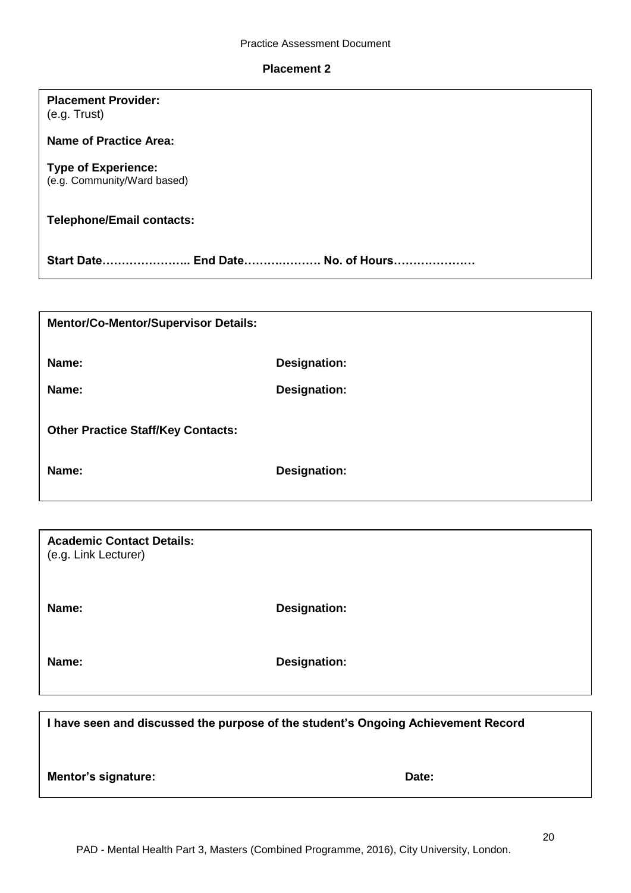## Placement 2

**Placement Provider:**
(e.g. Trust)

**Name of Practice Area:**

**Type of Experience:**
(e.g. Community/Ward based)

**Telephone/Email contacts:**

**Start Date………………….. End Date………………. No. of Hours…………………**

---

**Mentor/Co-Mentor/Supervisor Details:**

| **Name:** | **Designation:** |
|---|---|
| **Name:** | **Designation:** |

**Other Practice Staff/Key Contacts:**

| **Name:** | **Designation:** |
|---|---|

---

**Academic Contact Details:**
(e.g. Link Lecturer)

| **Name:** | **Designation:** |
|---|---|
| **Name:** | **Designation:** |

---

**I have seen and discussed the purpose of the student's Ongoing Achievement Record**

**Mentor's signature:** **Date:**

PAD - Mental Health Part 3, Masters (Combined Programme, 2016), City University, London.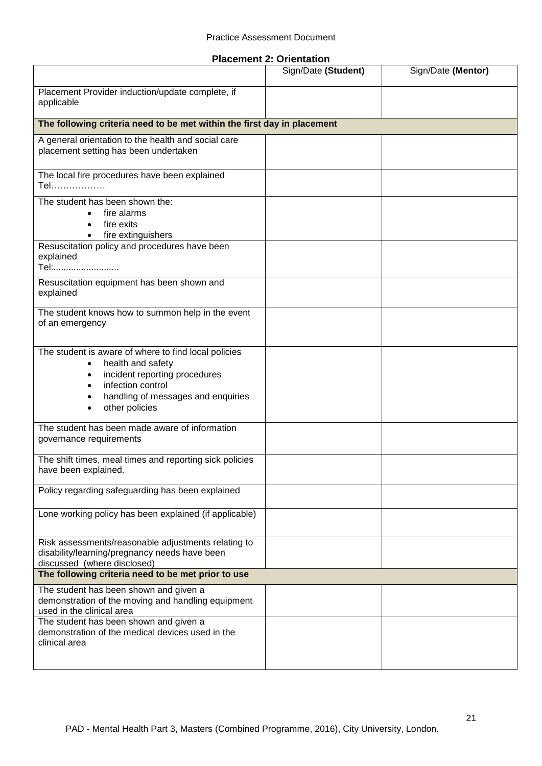## Placement 2: Orientation

| | Sign/Date **(Student)** | Sign/Date **(Mentor)** |
|---|---|---|
| Placement Provider induction/update complete, if applicable | | |
| **The following criteria need to be met within the first day in placement** | | |
| A general orientation to the health and social care placement setting has been undertaken | | |
| The local fire procedures have been explained Tel……………… | | |
| The student has been shown the: <br>• fire alarms <br>• fire exits <br>• fire extinguishers | | |
| Resuscitation policy and procedures have been explained Tel:........................ | | |
| Resuscitation equipment has been shown and explained | | |
| The student knows how to summon help in the event of an emergency | | |
| The student is aware of where to find local policies <br>• health and safety <br>• incident reporting procedures <br>• infection control <br>• handling of messages and enquiries <br>• other policies | | |
| The student has been made aware of information governance requirements | | |
| The shift times, meal times and reporting sick policies have been explained. | | |
| Policy regarding safeguarding has been explained | | |
| Lone working policy has been explained (if applicable) | | |
| Risk assessments/reasonable adjustments relating to disability/learning/pregnancy needs have been discussed (where disclosed) | | |
| **The following criteria need to be met prior to use** | | |
| The student has been shown and given a demonstration of the moving and handling equipment used in the clinical area | | |
| The student has been shown and given a demonstration of the medical devices used in the clinical area | | |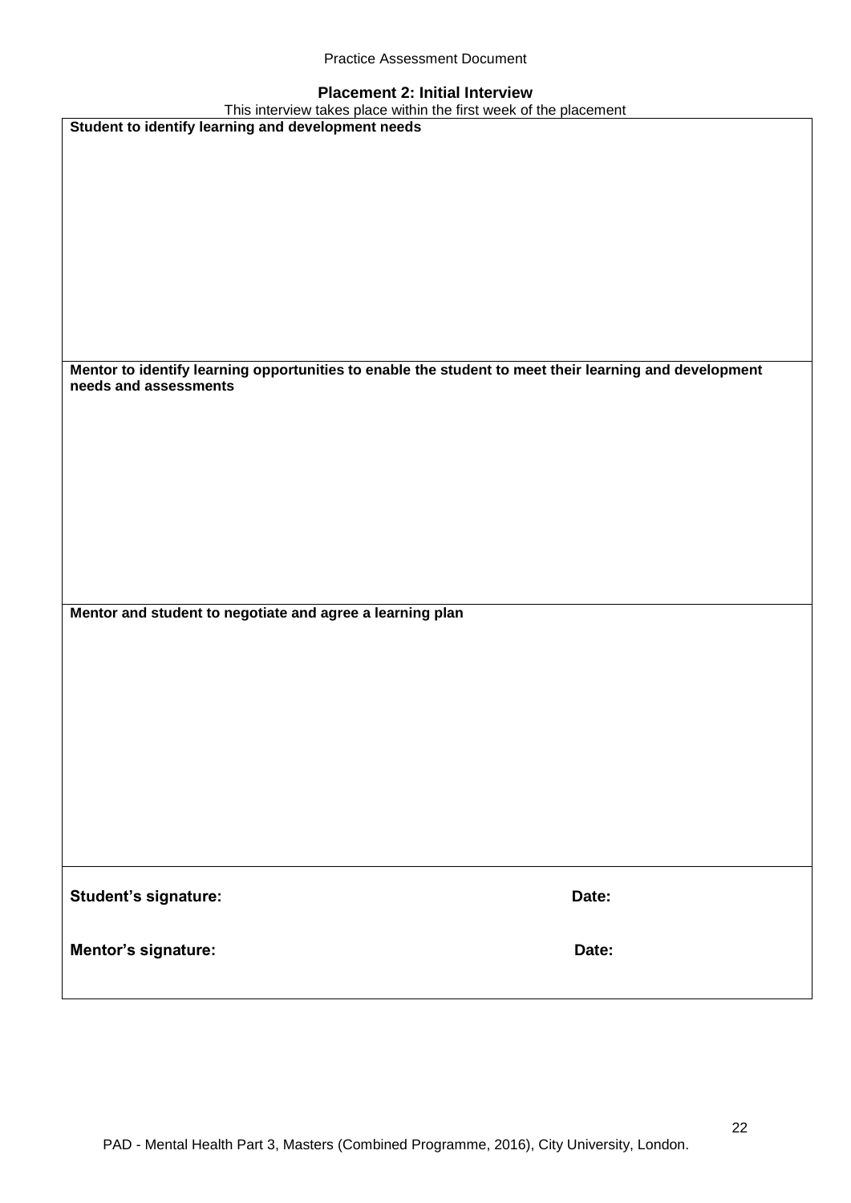## Placement 2: Initial Interview

This interview takes place within the first week of the placement

| **Student to identify learning and development needs** |
| --- |
| |
| **Mentor to identify learning opportunities to enable the student to meet their learning and development needs and assessments** |
| |
| **Mentor and student to negotiate and agree a learning plan** |
| |
| **Student's signature:** **Date:** |
| **Mentor's signature:** **Date:** |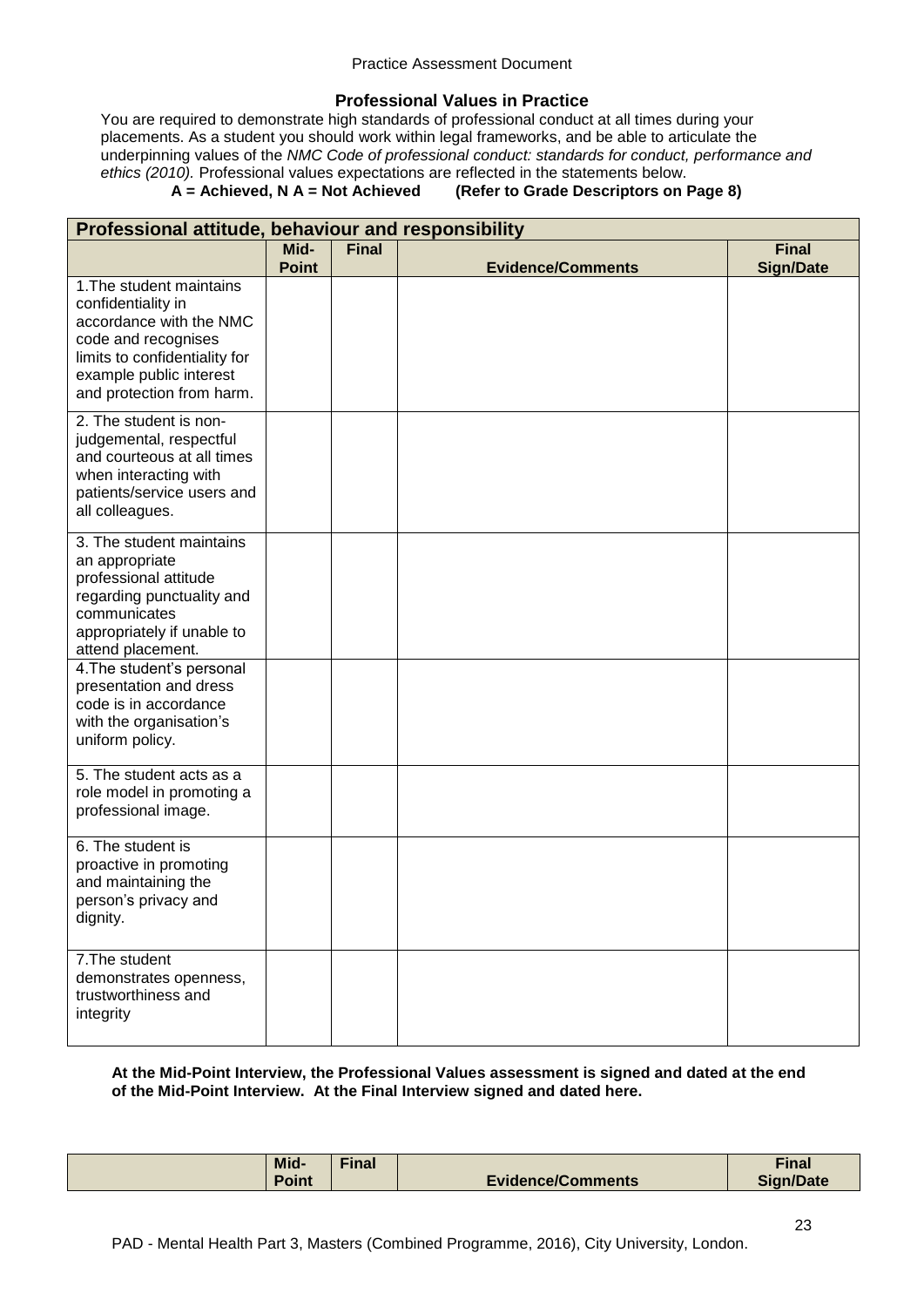## Professional Values in Practice

You are required to demonstrate high standards of professional conduct at all times during your placements. As a student you should work within legal frameworks, and be able to articulate the underpinning values of the *NMC Code of professional conduct: standards for conduct, performance and ethics (2010).* Professional values expectations are reflected in the statements below.

**A = Achieved, N A = Not Achieved (Refer to Grade Descriptors on Page 8)**

| **Professional attitude, behaviour and responsibility** | | | | |
|---|---|---|---|---|
| | **Mid-Point** | **Final** | **Evidence/Comments** | **Final Sign/Date** |
| 1.The student maintains confidentiality in accordance with the NMC code and recognises limits to confidentiality for example public interest and protection from harm. | | | | |
| 2. The student is non-judgemental, respectful and courteous at all times when interacting with patients/service users and all colleagues. | | | | |
| 3. The student maintains an appropriate professional attitude regarding punctuality and communicates appropriately if unable to attend placement. | | | | |
| 4.The student's personal presentation and dress code is in accordance with the organisation's uniform policy. | | | | |
| 5. The student acts as a role model in promoting a professional image. | | | | |
| 6. The student is proactive in promoting and maintaining the person's privacy and dignity. | | | | |
| 7.The student demonstrates openness, trustworthiness and integrity | | | | |

**At the Mid-Point Interview, the Professional Values assessment is signed and dated at the end of the Mid-Point Interview. At the Final Interview signed and dated here.**

| | **Mid-Point** | **Final** | **Evidence/Comments** | **Final Sign/Date** |
|---|---|---|---|---|

PAD - Mental Health Part 3, Masters (Combined Programme, 2016), City University, London.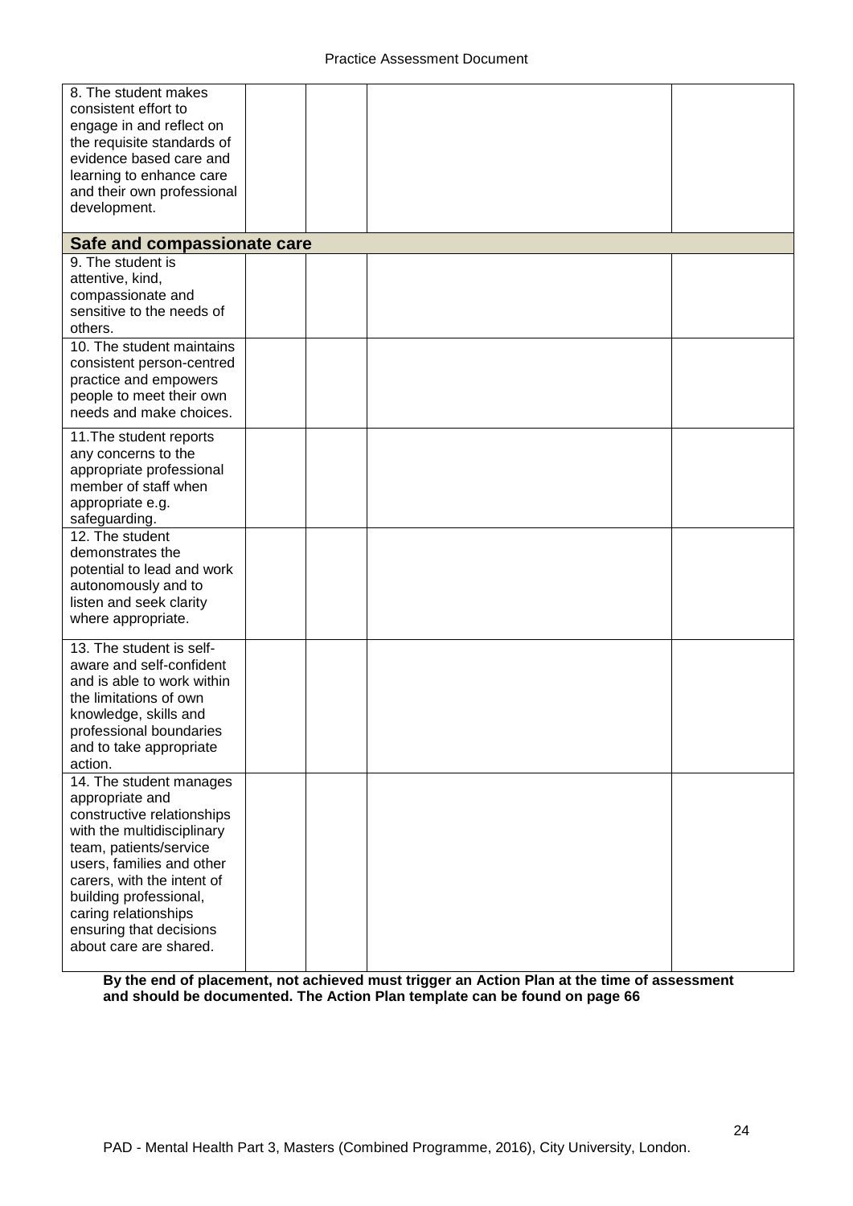| | | | | |
|---|---|---|---|---|
| 8. The student makes consistent effort to engage in and reflect on the requisite standards of evidence based care and learning to enhance care and their own professional development. | | | | |
| **Safe and compassionate care** | | | | |
| 9. The student is attentive, kind, compassionate and sensitive to the needs of others. | | | | |
| 10. The student maintains consistent person-centred practice and empowers people to meet their own needs and make choices. | | | | |
| 11.The student reports any concerns to the appropriate professional member of staff when appropriate e.g. safeguarding. | | | | |
| 12. The student demonstrates the potential to lead and work autonomously and to listen and seek clarity where appropriate. | | | | |
| 13. The student is self-aware and self-confident and is able to work within the limitations of own knowledge, skills and professional boundaries and to take appropriate action. | | | | |
| 14. The student manages appropriate and constructive relationships with the multidisciplinary team, patients/service users, families and other carers, with the intent of building professional, caring relationships ensuring that decisions about care are shared. | | | | |

**By the end of placement, not achieved must trigger an Action Plan at the time of assessment and should be documented. The Action Plan template can be found on page 66**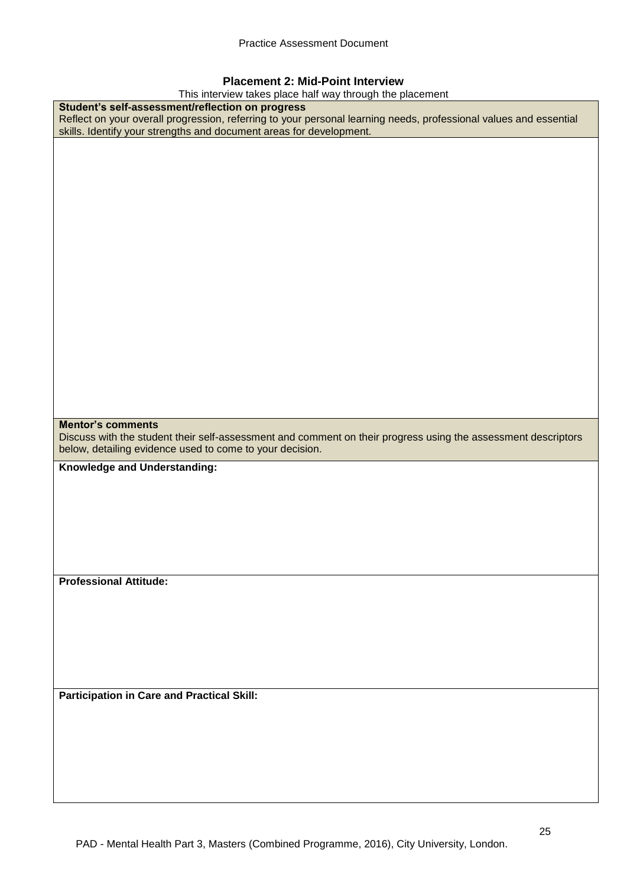## Placement 2: Mid-Point Interview

This interview takes place half way through the placement

| **Student's self-assessment/reflection on progress**<br>Reflect on your overall progression, referring to your personal learning needs, professional values and essential skills. Identify your strengths and document areas for development. |
| --- |
| |
| **Mentor's comments**<br>Discuss with the student their self-assessment and comment on their progress using the assessment descriptors below, detailing evidence used to come to your decision. |
| **Knowledge and Understanding:** |
| **Professional Attitude:** |
| **Participation in Care and Practical Skill:** |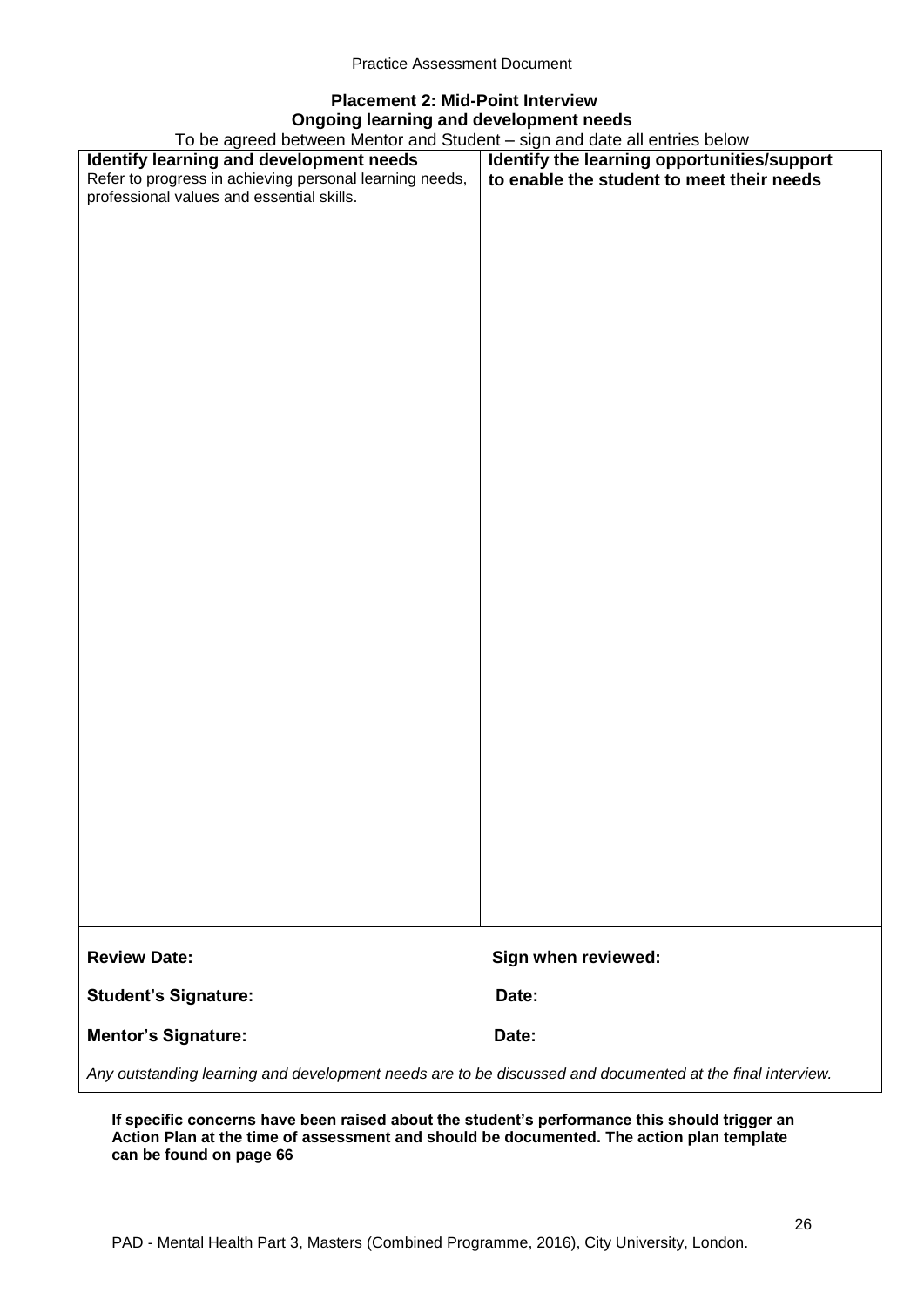**Placement 2: Mid-Point Interview**

**Ongoing learning and development needs**

To be agreed between Mentor and Student – sign and date all entries below

| **Identify learning and development needs**<br>Refer to progress in achieving personal learning needs, professional values and essential skills. | **Identify the learning opportunities/support to enable the student to meet their needs** |
|---|---|
| | |

**Review Date:** **Sign when reviewed:**

**Student's Signature:** **Date:**

**Mentor's Signature:** **Date:**

*Any outstanding learning and development needs are to be discussed and documented at the final interview.*

**If specific concerns have been raised about the student's performance this should trigger an Action Plan at the time of assessment and should be documented. The action plan template can be found on page 66**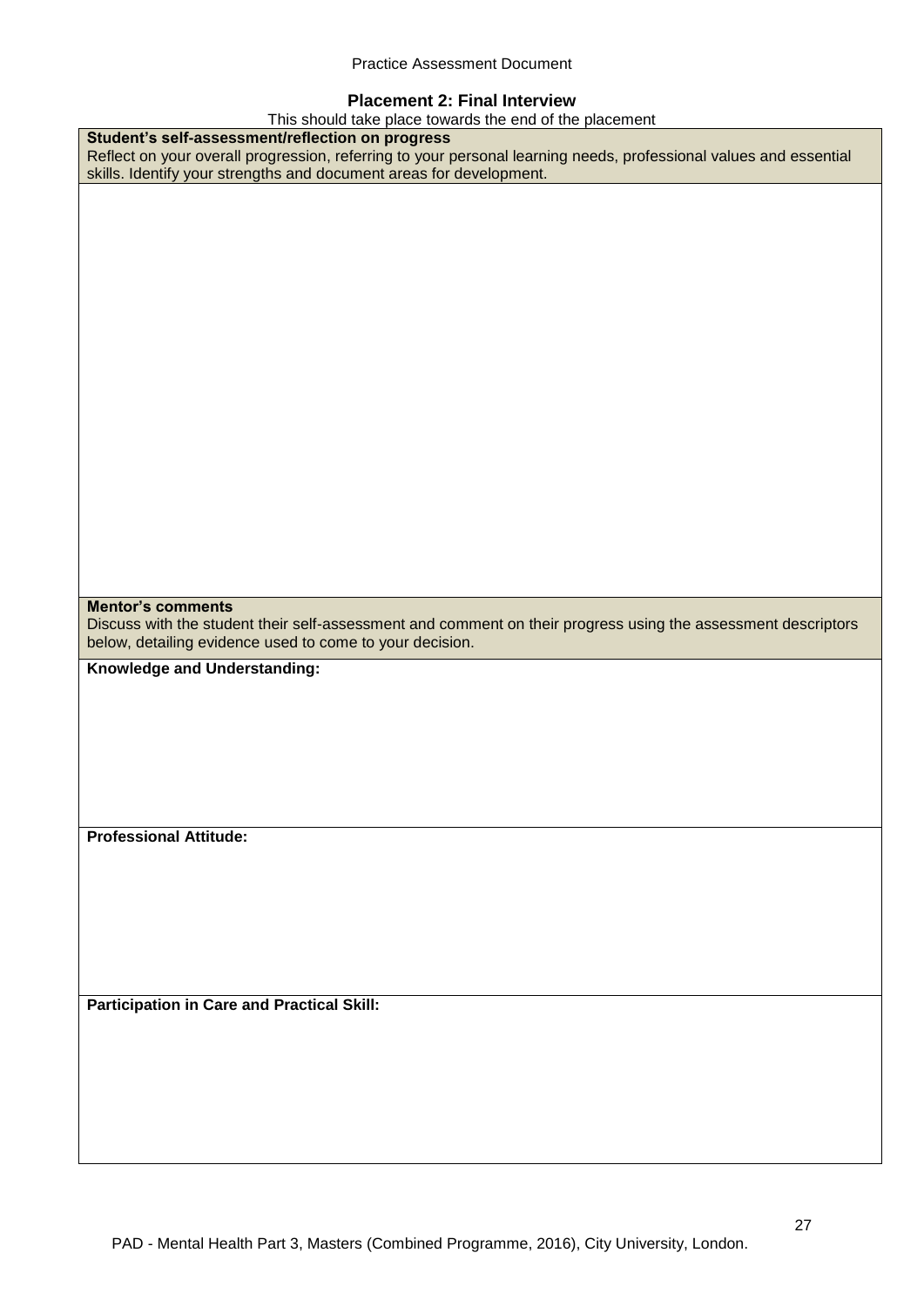## Placement 2: Final Interview

This should take place towards the end of the placement

| **Student's self-assessment/reflection on progress**<br>Reflect on your overall progression, referring to your personal learning needs, professional values and essential skills. Identify your strengths and document areas for development. |
|---|
| |
| **Mentor's comments**<br>Discuss with the student their self-assessment and comment on their progress using the assessment descriptors below, detailing evidence used to come to your decision. |
| **Knowledge and Understanding:** |
| **Professional Attitude:** |
| **Participation in Care and Practical Skill:** |

PAD - Mental Health Part 3, Masters (Combined Programme, 2016), City University, London.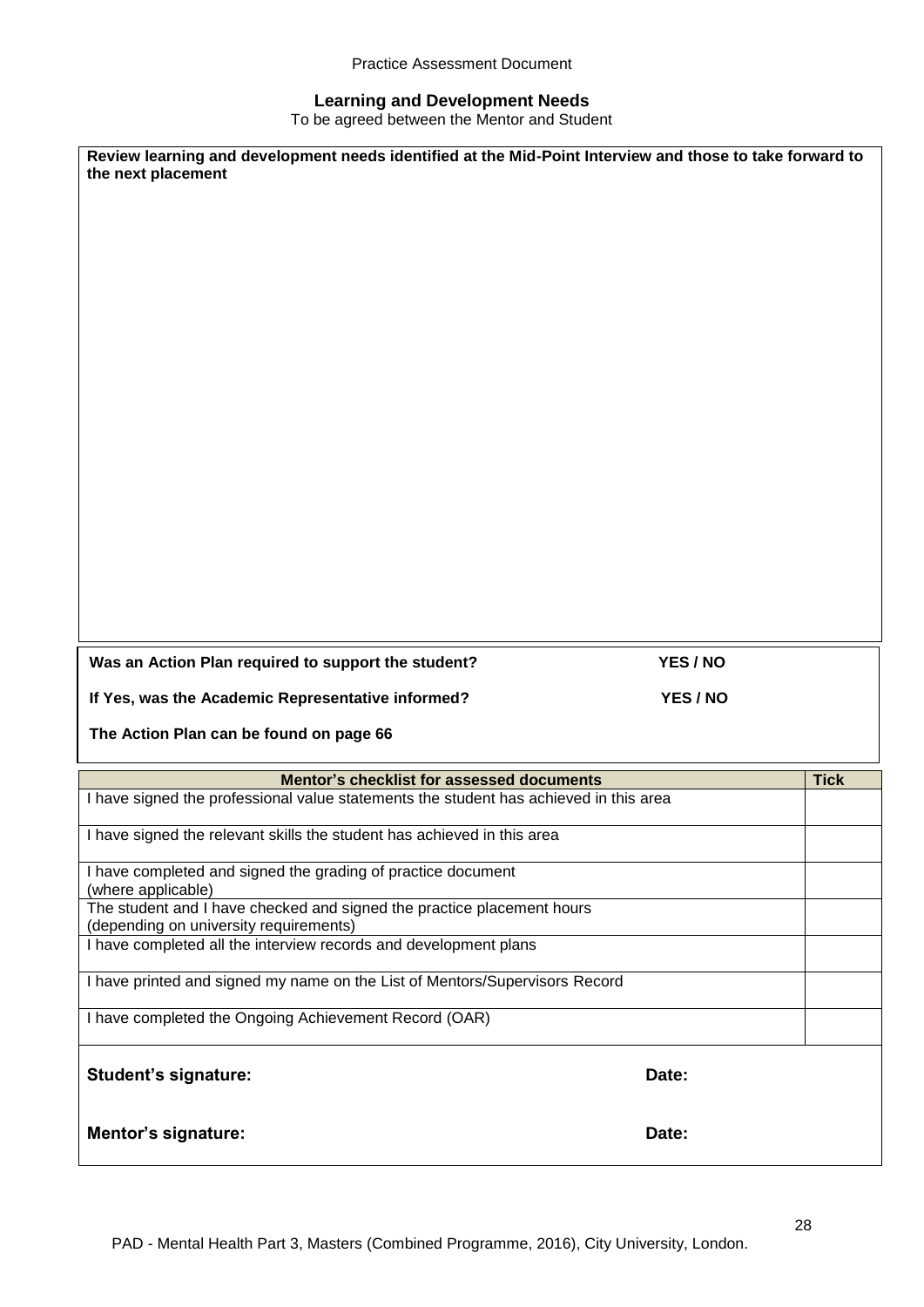## Learning and Development Needs

To be agreed between the Mentor and Student

**Review learning and development needs identified at the Mid-Point Interview and those to take forward to the next placement**

**Was an Action Plan required to support the student?** **YES / NO**

**If Yes, was the Academic Representative informed?** **YES / NO**

**The Action Plan can be found on page 66**

| Mentor's checklist for assessed documents | Tick |
|---|---|
| I have signed the professional value statements the student has achieved in this area | |
| I have signed the relevant skills the student has achieved in this area | |
| I have completed and signed the grading of practice document (where applicable) | |
| The student and I have checked and signed the practice placement hours (depending on university requirements) | |
| I have completed all the interview records and development plans | |
| I have printed and signed my name on the List of Mentors/Supervisors Record | |
| I have completed the Ongoing Achievement Record (OAR) | |

**Student's signature:** **Date:**

**Mentor's signature:** **Date:**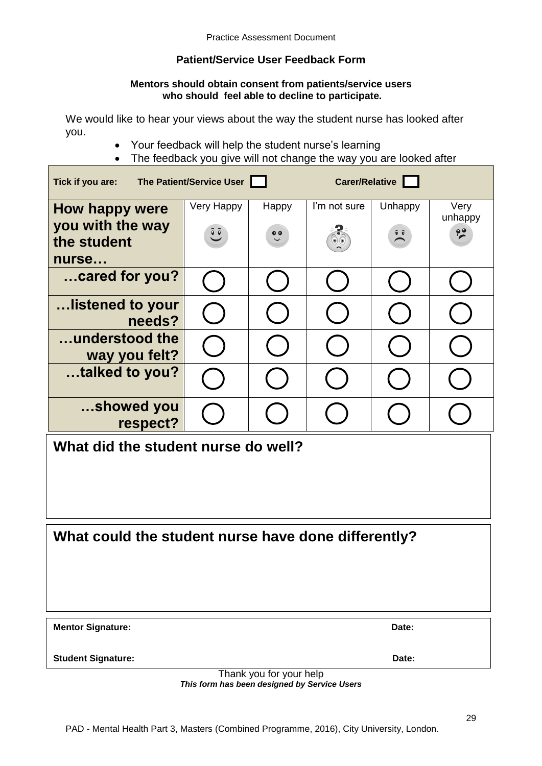## Patient/Service User Feedback Form

**Mentors should obtain consent from patients/service users who should feel able to decline to participate.**

We would like to hear your views about the way the student nurse has looked after you.

- Your feedback will help the student nurse's learning
- The feedback you give will not change the way you are looked after

**Tick if you are:** **The Patient/Service User** ☐ **Carer/Relative** ☐

| How happy were you with the way the student nurse… | Very Happy | Happy | I'm not sure | Unhappy | Very unhappy |
|---|---|---|---|---|---|
| …cared for you? | ◯ | ◯ | ◯ | ◯ | ◯ |
| …listened to your needs? | ◯ | ◯ | ◯ | ◯ | ◯ |
| …understood the way you felt? | ◯ | ◯ | ◯ | ◯ | ◯ |
| …talked to you? | ◯ | ◯ | ◯ | ◯ | ◯ |
| …showed you respect? | ◯ | ◯ | ◯ | ◯ | ◯ |

### What did the student nurse do well?

### What could the student nurse have done differently?

**Mentor Signature:** **Date:**

**Student Signature:** **Date:**

Thank you for your help

***This form has been designed by Service Users***

PAD - Mental Health Part 3, Masters (Combined Programme, 2016), City University, London.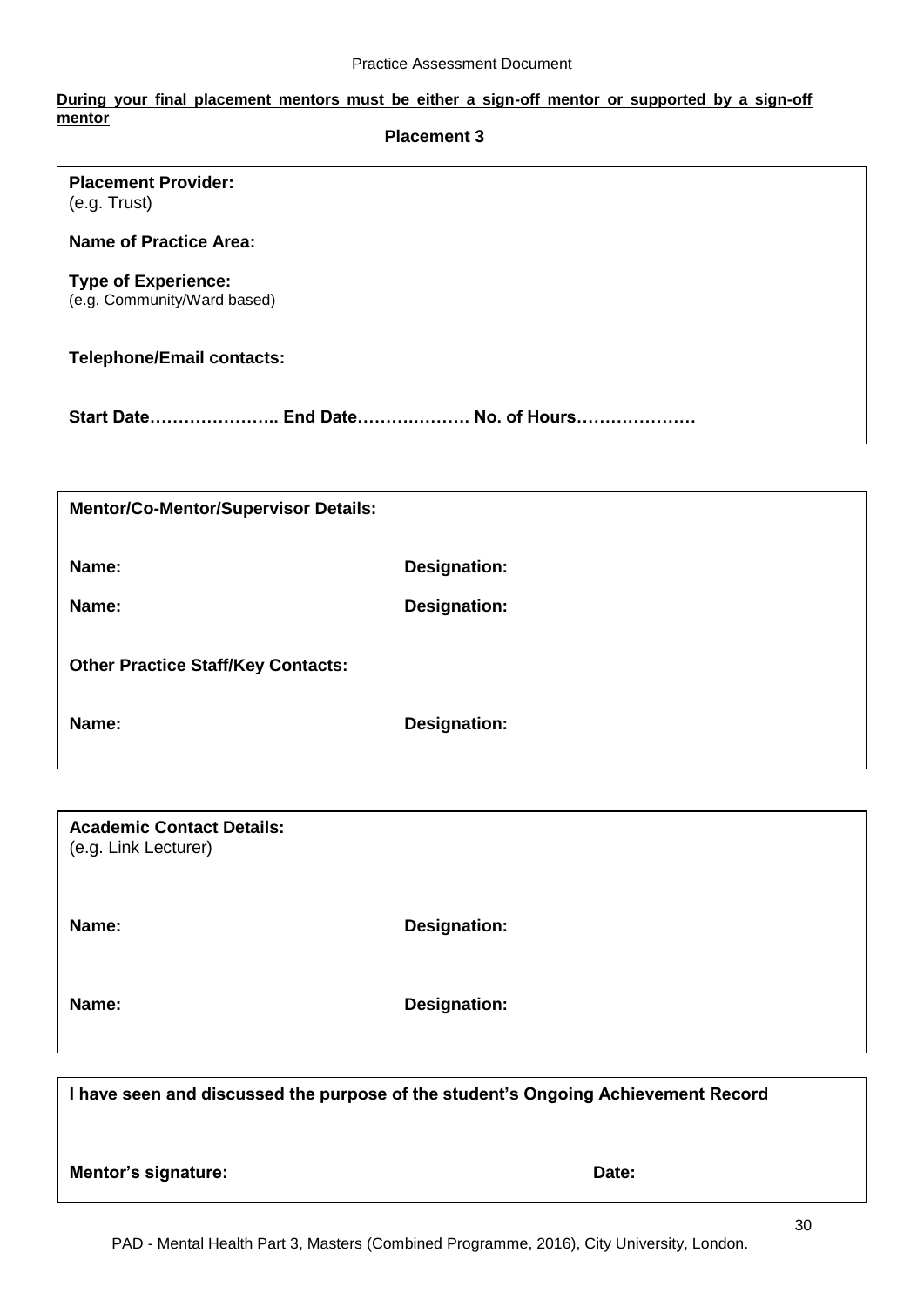**During your final placement mentors must be either a sign-off mentor or supported by a sign-off mentor**

## Placement 3

**Placement Provider:**
(e.g. Trust)

**Name of Practice Area:**

**Type of Experience:**
(e.g. Community/Ward based)

**Telephone/Email contacts:**

**Start Date………………….. End Date………………. No. of Hours…………………**

---

**Mentor/Co-Mentor/Supervisor Details:**

| | |
|---|---|
| **Name:** | **Designation:** |
| **Name:** | **Designation:** |

**Other Practice Staff/Key Contacts:**

| | |
|---|---|
| **Name:** | **Designation:** |

---

**Academic Contact Details:**
(e.g. Link Lecturer)

| | |
|---|---|
| **Name:** | **Designation:** |
| **Name:** | **Designation:** |

---

**I have seen and discussed the purpose of the student's Ongoing Achievement Record**

| | |
|---|---|
| **Mentor's signature:** | **Date:** |

PAD - Mental Health Part 3, Masters (Combined Programme, 2016), City University, London.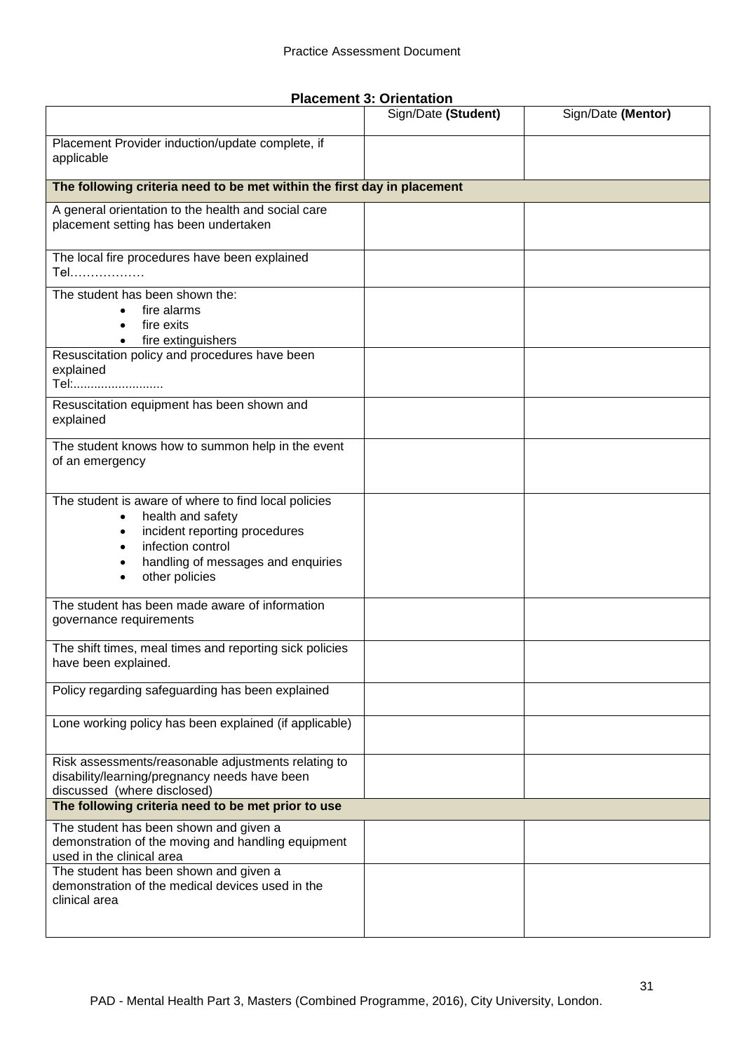## Placement 3: Orientation

| | Sign/Date **(Student)** | Sign/Date **(Mentor)** |
|---|---|---|
| Placement Provider induction/update complete, if applicable | | |
| **The following criteria need to be met within the first day in placement** | | |
| A general orientation to the health and social care placement setting has been undertaken | | |
| The local fire procedures have been explained Tel……………… | | |
| The student has been shown the: <ul><li>fire alarms</li><li>fire exits</li><li>fire extinguishers</li></ul> | | |
| Resuscitation policy and procedures have been explained Tel:......................... | | |
| Resuscitation equipment has been shown and explained | | |
| The student knows how to summon help in the event of an emergency | | |
| The student is aware of where to find local policies <ul><li>health and safety</li><li>incident reporting procedures</li><li>infection control</li><li>handling of messages and enquiries</li><li>other policies</li></ul> | | |
| The student has been made aware of information governance requirements | | |
| The shift times, meal times and reporting sick policies have been explained. | | |
| Policy regarding safeguarding has been explained | | |
| Lone working policy has been explained (if applicable) | | |
| Risk assessments/reasonable adjustments relating to disability/learning/pregnancy needs have been discussed (where disclosed) | | |
| **The following criteria need to be met prior to use** | | |
| The student has been shown and given a demonstration of the moving and handling equipment used in the clinical area | | |
| The student has been shown and given a demonstration of the medical devices used in the clinical area | | |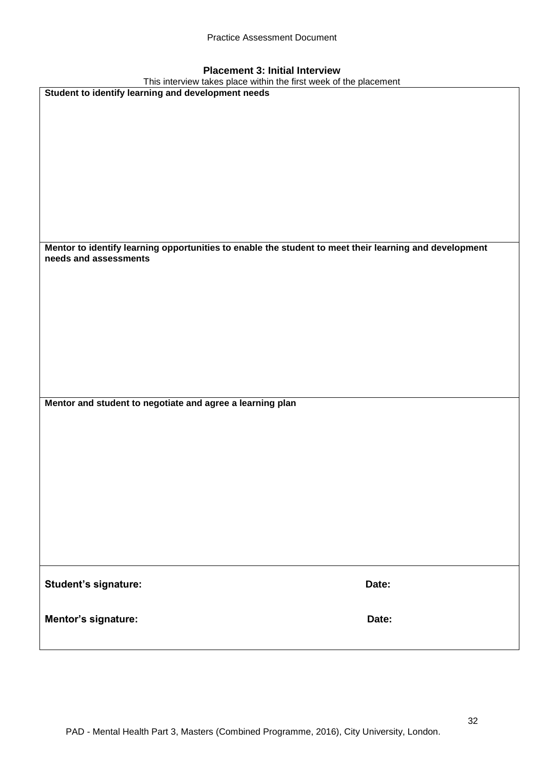## Placement 3: Initial Interview

This interview takes place within the first week of the placement

| **Student to identify learning and development needs** |
|---|
| |
| **Mentor to identify learning opportunities to enable the student to meet their learning and development needs and assessments** |
| |
| **Mentor and student to negotiate and agree a learning plan** |
| |
| **Student's signature:** &nbsp;&nbsp;&nbsp;&nbsp;&nbsp;&nbsp;&nbsp;&nbsp;&nbsp;&nbsp;&nbsp;&nbsp;&nbsp;&nbsp;&nbsp;&nbsp;&nbsp;&nbsp;&nbsp;&nbsp; **Date:** <br><br> **Mentor's signature:** &nbsp;&nbsp;&nbsp;&nbsp;&nbsp;&nbsp;&nbsp;&nbsp;&nbsp;&nbsp;&nbsp;&nbsp;&nbsp;&nbsp;&nbsp;&nbsp;&nbsp;&nbsp;&nbsp;&nbsp; **Date:** |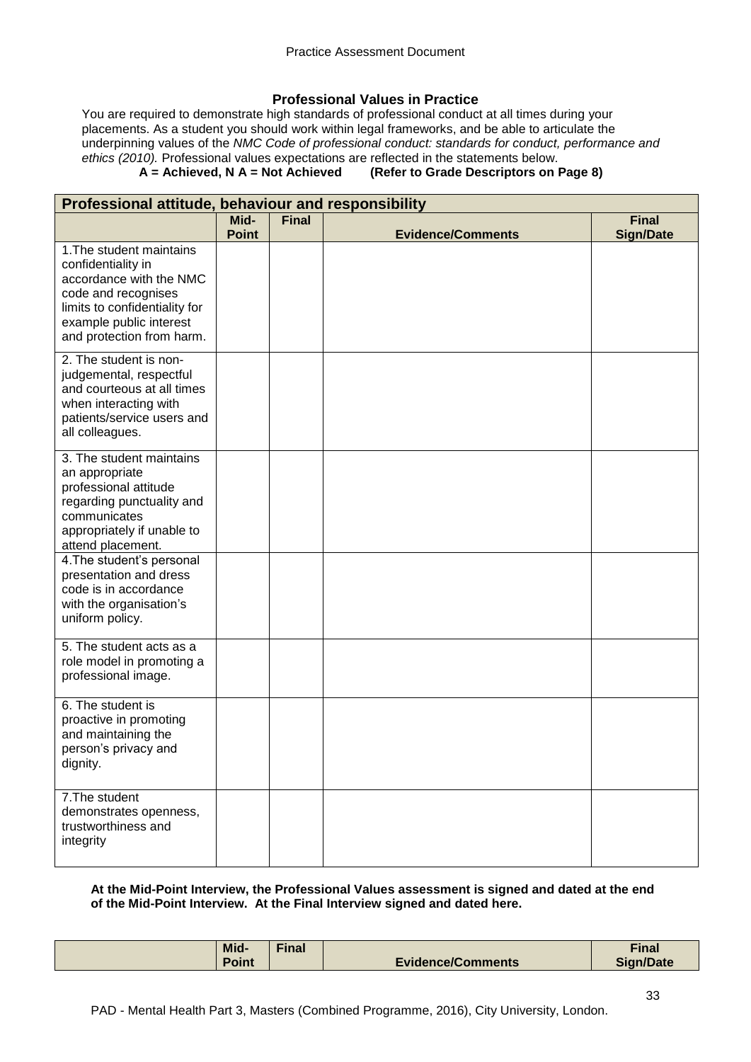## Professional Values in Practice

You are required to demonstrate high standards of professional conduct at all times during your placements. As a student you should work within legal frameworks, and be able to articulate the underpinning values of the *NMC Code of professional conduct: standards for conduct, performance and ethics (2010).* Professional values expectations are reflected in the statements below.

**A = Achieved, N A = Not Achieved (Refer to Grade Descriptors on Page 8)**

| **Professional attitude, behaviour and responsibility** | | | | |
|---|---|---|---|---|
| | **Mid-Point** | **Final** | **Evidence/Comments** | **Final Sign/Date** |
| 1.The student maintains confidentiality in accordance with the NMC code and recognises limits to confidentiality for example public interest and protection from harm. | | | | |
| 2. The student is non-judgemental, respectful and courteous at all times when interacting with patients/service users and all colleagues. | | | | |
| 3. The student maintains an appropriate professional attitude regarding punctuality and communicates appropriately if unable to attend placement. | | | | |
| 4.The student's personal presentation and dress code is in accordance with the organisation's uniform policy. | | | | |
| 5. The student acts as a role model in promoting a professional image. | | | | |
| 6. The student is proactive in promoting and maintaining the person's privacy and dignity. | | | | |
| 7.The student demonstrates openness, trustworthiness and integrity | | | | |

**At the Mid-Point Interview, the Professional Values assessment is signed and dated at the end of the Mid-Point Interview. At the Final Interview signed and dated here.**

| | **Mid-Point** | **Final** | **Evidence/Comments** | **Final Sign/Date** |
|---|---|---|---|---|

PAD - Mental Health Part 3, Masters (Combined Programme, 2016), City University, London.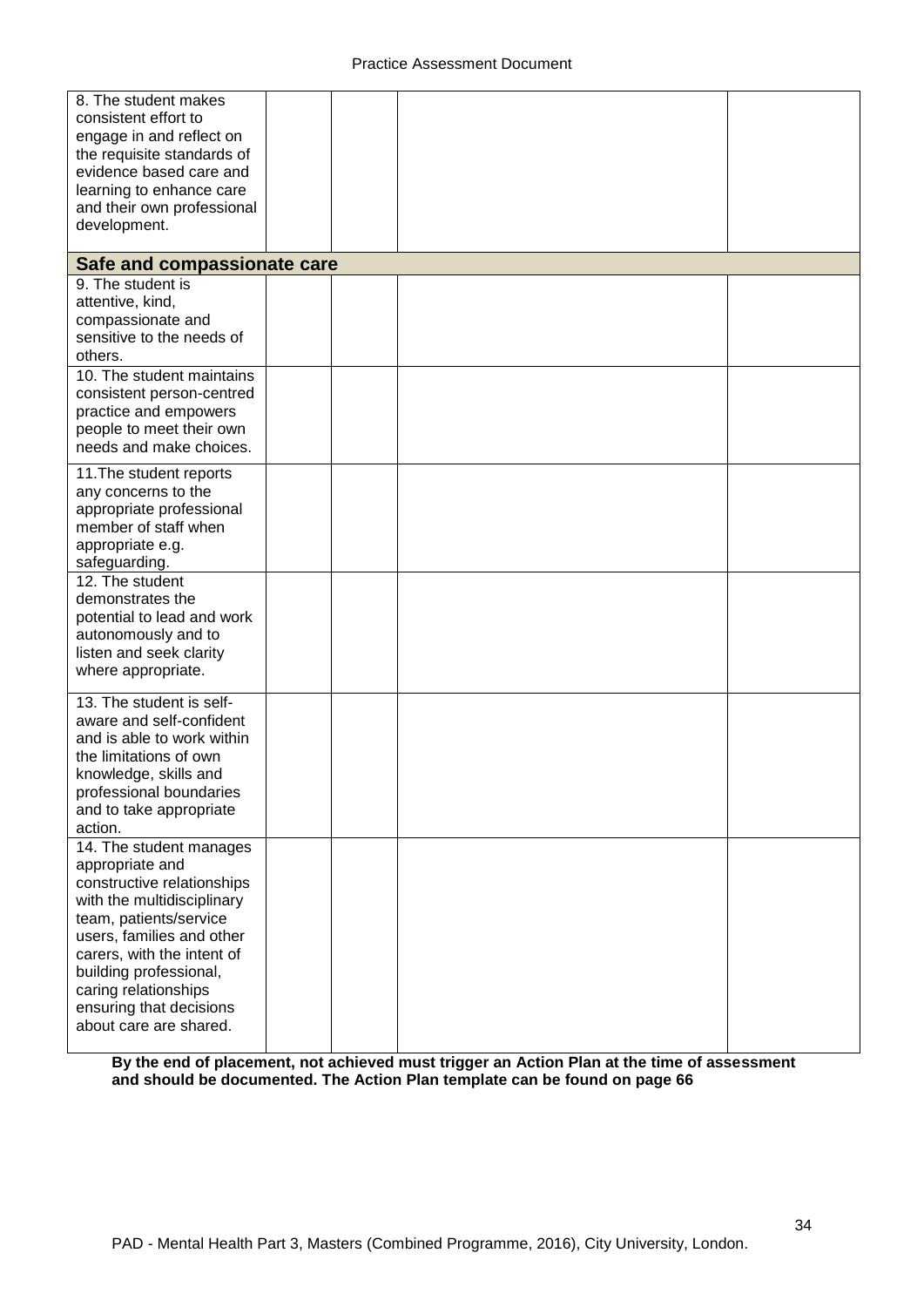| | | | | |
|---|---|---|---|---|
| 8. The student makes consistent effort to engage in and reflect on the requisite standards of evidence based care and learning to enhance care and their own professional development. | | | | |
| **Safe and compassionate care** | | | | |
| 9. The student is attentive, kind, compassionate and sensitive to the needs of others. | | | | |
| 10. The student maintains consistent person-centred practice and empowers people to meet their own needs and make choices. | | | | |
| 11.The student reports any concerns to the appropriate professional member of staff when appropriate e.g. safeguarding. | | | | |
| 12. The student demonstrates the potential to lead and work autonomously and to listen and seek clarity where appropriate. | | | | |
| 13. The student is self-aware and self-confident and is able to work within the limitations of own knowledge, skills and professional boundaries and to take appropriate action. | | | | |
| 14. The student manages appropriate and constructive relationships with the multidisciplinary team, patients/service users, families and other carers, with the intent of building professional, caring relationships ensuring that decisions about care are shared. | | | | |

**By the end of placement, not achieved must trigger an Action Plan at the time of assessment and should be documented. The Action Plan template can be found on page 66**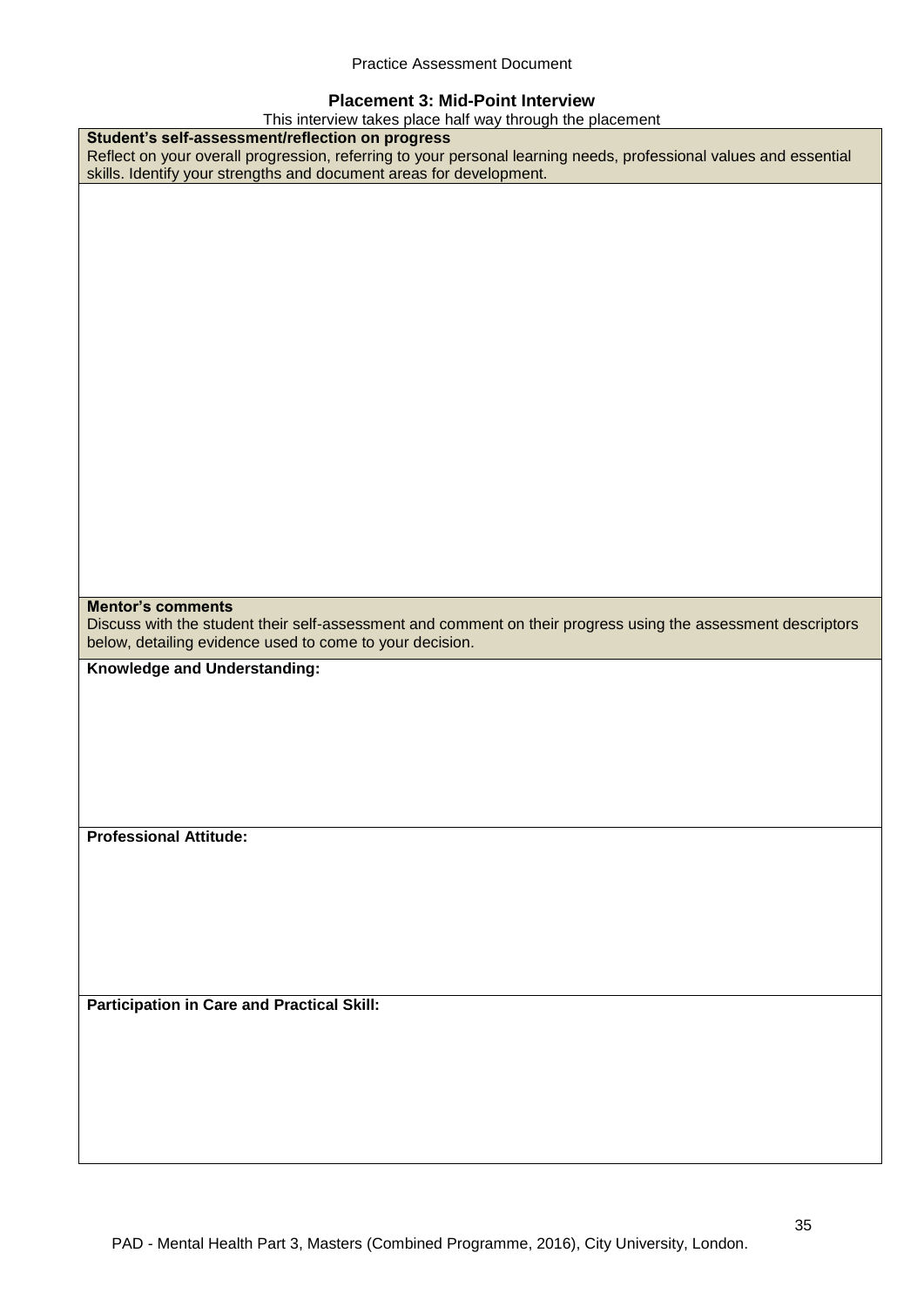## Placement 3: Mid-Point Interview

This interview takes place half way through the placement

| **Student's self-assessment/reflection on progress**<br>Reflect on your overall progression, referring to your personal learning needs, professional values and essential skills. Identify your strengths and document areas for development. |
|---|
| |
| **Mentor's comments**<br>Discuss with the student their self-assessment and comment on their progress using the assessment descriptors below, detailing evidence used to come to your decision. |
| **Knowledge and Understanding:** |
| **Professional Attitude:** |
| **Participation in Care and Practical Skill:** |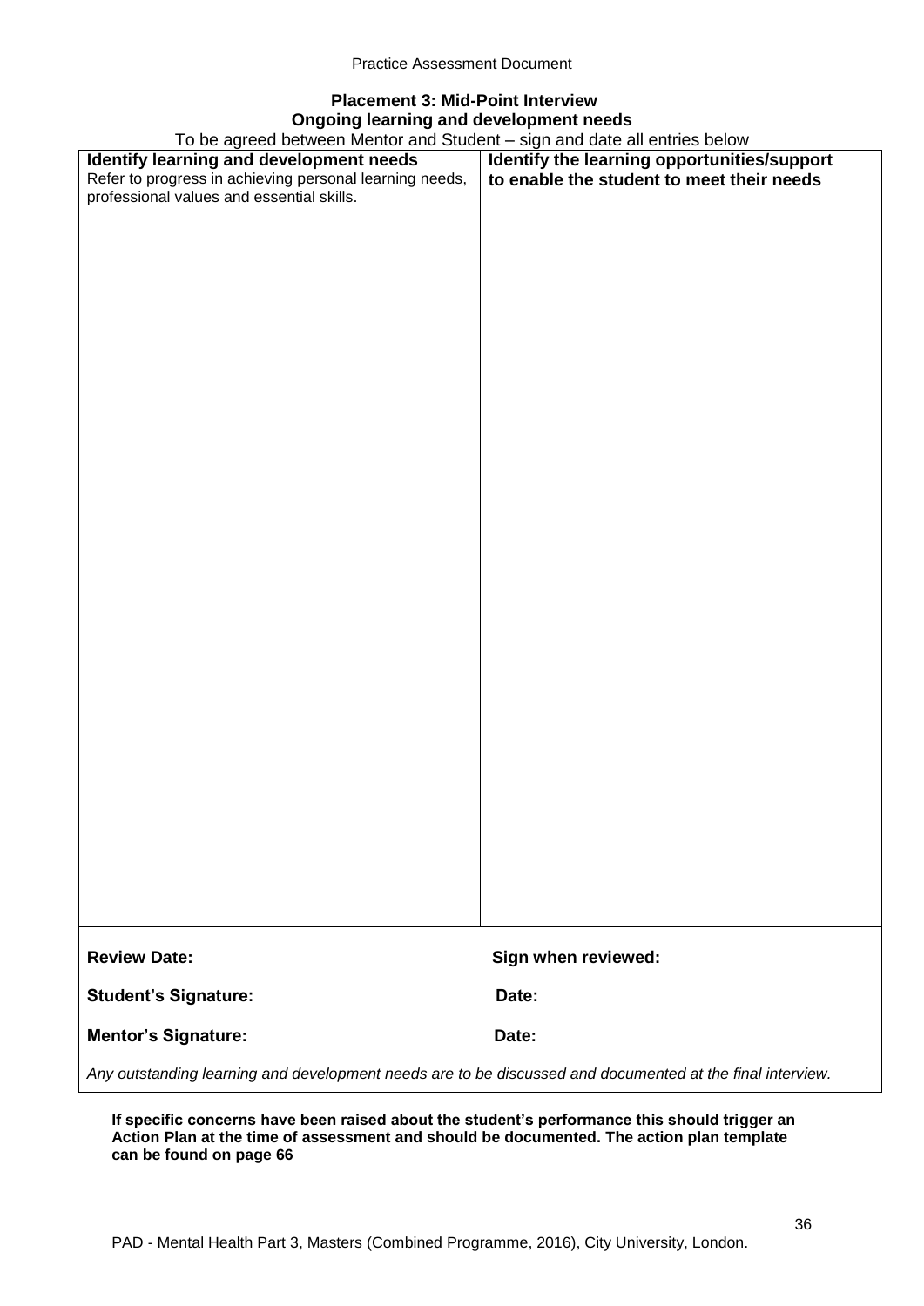## Placement 3: Mid-Point Interview

### Ongoing learning and development needs

To be agreed between Mentor and Student – sign and date all entries below

| **Identify learning and development needs** Refer to progress in achieving personal learning needs, professional values and essential skills. | **Identify the learning opportunities/support to enable the student to meet their needs** |
|---|---|
| | |

**Review Date:** **Sign when reviewed:**

**Student's Signature:** **Date:**

**Mentor's Signature:** **Date:**

*Any outstanding learning and development needs are to be discussed and documented at the final interview.*

**If specific concerns have been raised about the student's performance this should trigger an Action Plan at the time of assessment and should be documented. The action plan template can be found on page 66**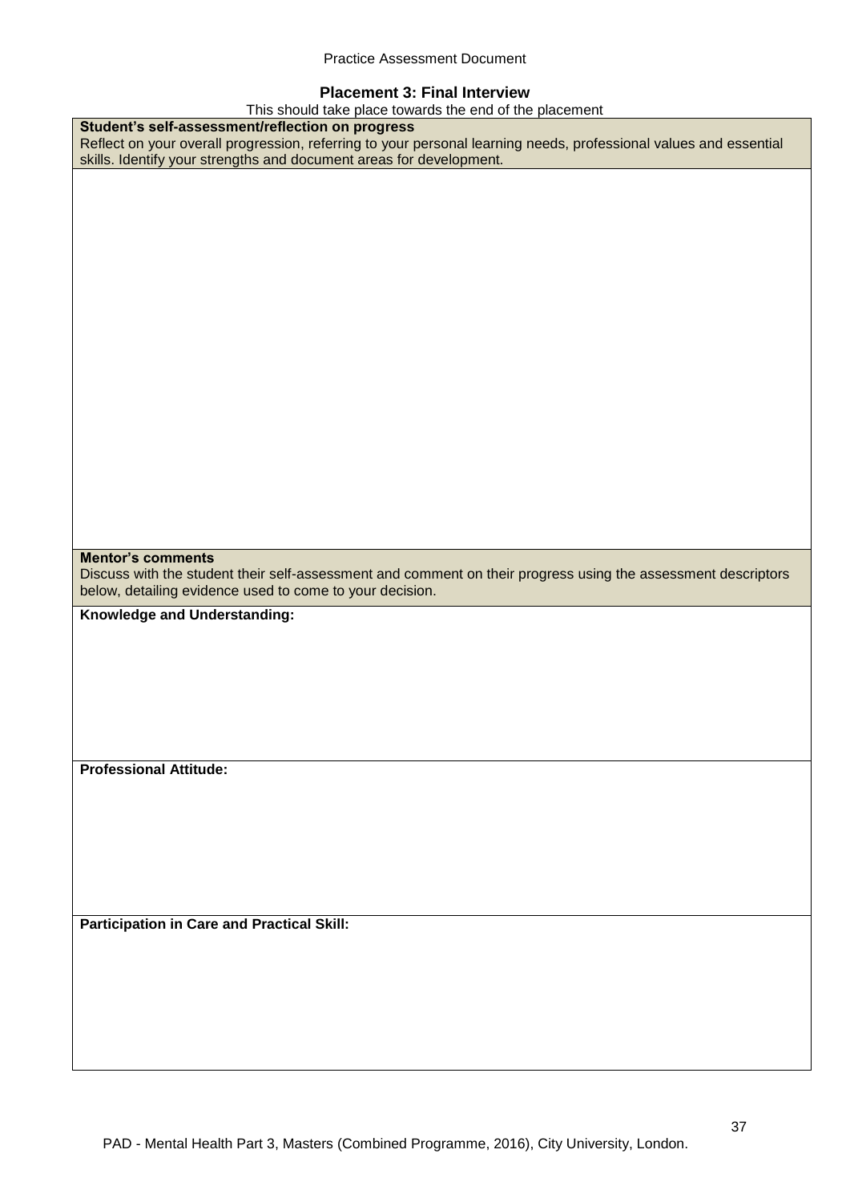## Placement 3: Final Interview

This should take place towards the end of the placement

| **Student's self-assessment/reflection on progress**<br>Reflect on your overall progression, referring to your personal learning needs, professional values and essential skills. Identify your strengths and document areas for development. |
|---|
| |
| **Mentor's comments**<br>Discuss with the student their self-assessment and comment on their progress using the assessment descriptors below, detailing evidence used to come to your decision. |
| **Knowledge and Understanding:** |
| **Professional Attitude:** |
| **Participation in Care and Practical Skill:** |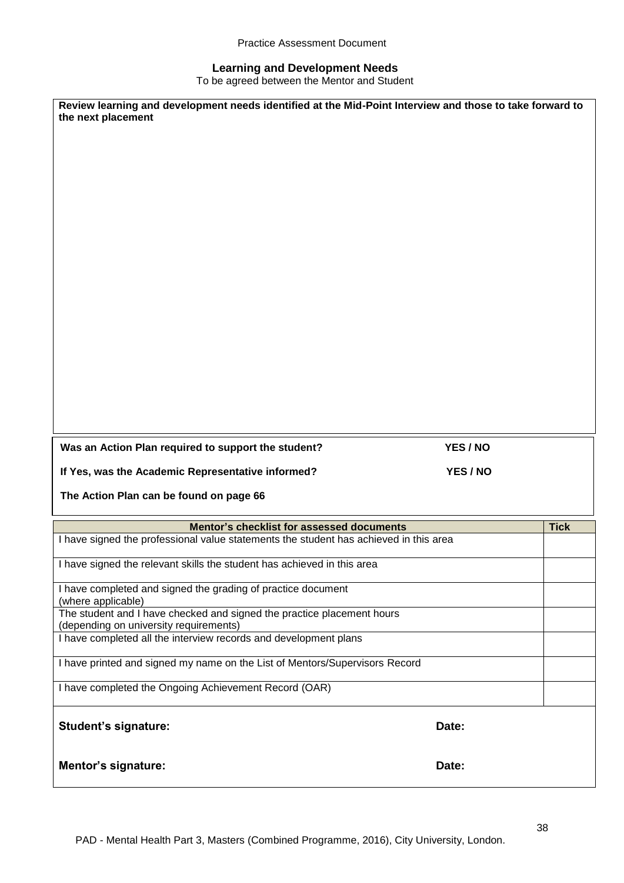## Learning and Development Needs

To be agreed between the Mentor and Student

**Review learning and development needs identified at the Mid-Point Interview and those to take forward to the next placement**

**Was an Action Plan required to support the student?** **YES / NO**

**If Yes, was the Academic Representative informed?** **YES / NO**

**The Action Plan can be found on page 66**

| Mentor's checklist for assessed documents | Tick |
|---|---|
| I have signed the professional value statements the student has achieved in this area | |
| I have signed the relevant skills the student has achieved in this area | |
| I have completed and signed the grading of practice document (where applicable) | |
| The student and I have checked and signed the practice placement hours (depending on university requirements) | |
| I have completed all the interview records and development plans | |
| I have printed and signed my name on the List of Mentors/Supervisors Record | |
| I have completed the Ongoing Achievement Record (OAR) | |

**Student's signature:** **Date:**

**Mentor's signature:** **Date:**

PAD - Mental Health Part 3, Masters (Combined Programme, 2016), City University, London.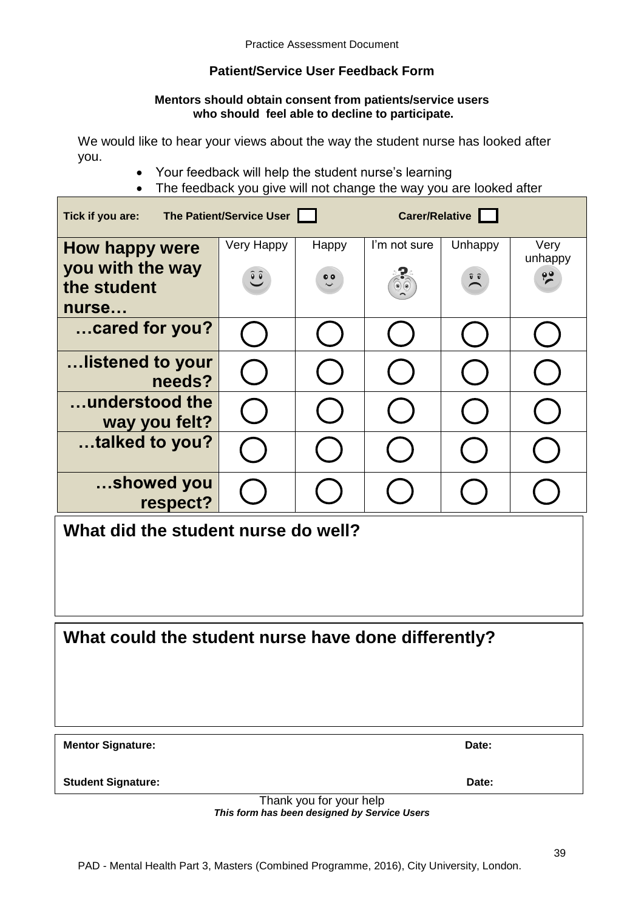## Patient/Service User Feedback Form

**Mentors should obtain consent from patients/service users who should feel able to decline to participate.**

We would like to hear your views about the way the student nurse has looked after you.

- Your feedback will help the student nurse's learning
- The feedback you give will not change the way you are looked after

**Tick if you are:** **The Patient/Service User** ☐ **Carer/Relative** ☐

| How happy were you with the way the student nurse… | Very Happy | Happy | I'm not sure | Unhappy | Very unhappy |
|---|---|---|---|---|---|
| …cared for you? | ○ | ○ | ○ | ○ | ○ |
| …listened to your needs? | ○ | ○ | ○ | ○ | ○ |
| …understood the way you felt? | ○ | ○ | ○ | ○ | ○ |
| …talked to you? | ○ | ○ | ○ | ○ | ○ |
| …showed you respect? | ○ | ○ | ○ | ○ | ○ |

### What did the student nurse do well?

### What could the student nurse have done differently?

| | |
|---|---|
| **Mentor Signature:** | **Date:** |
| **Student Signature:** | **Date:** |

Thank you for your help

***This form has been designed by Service Users***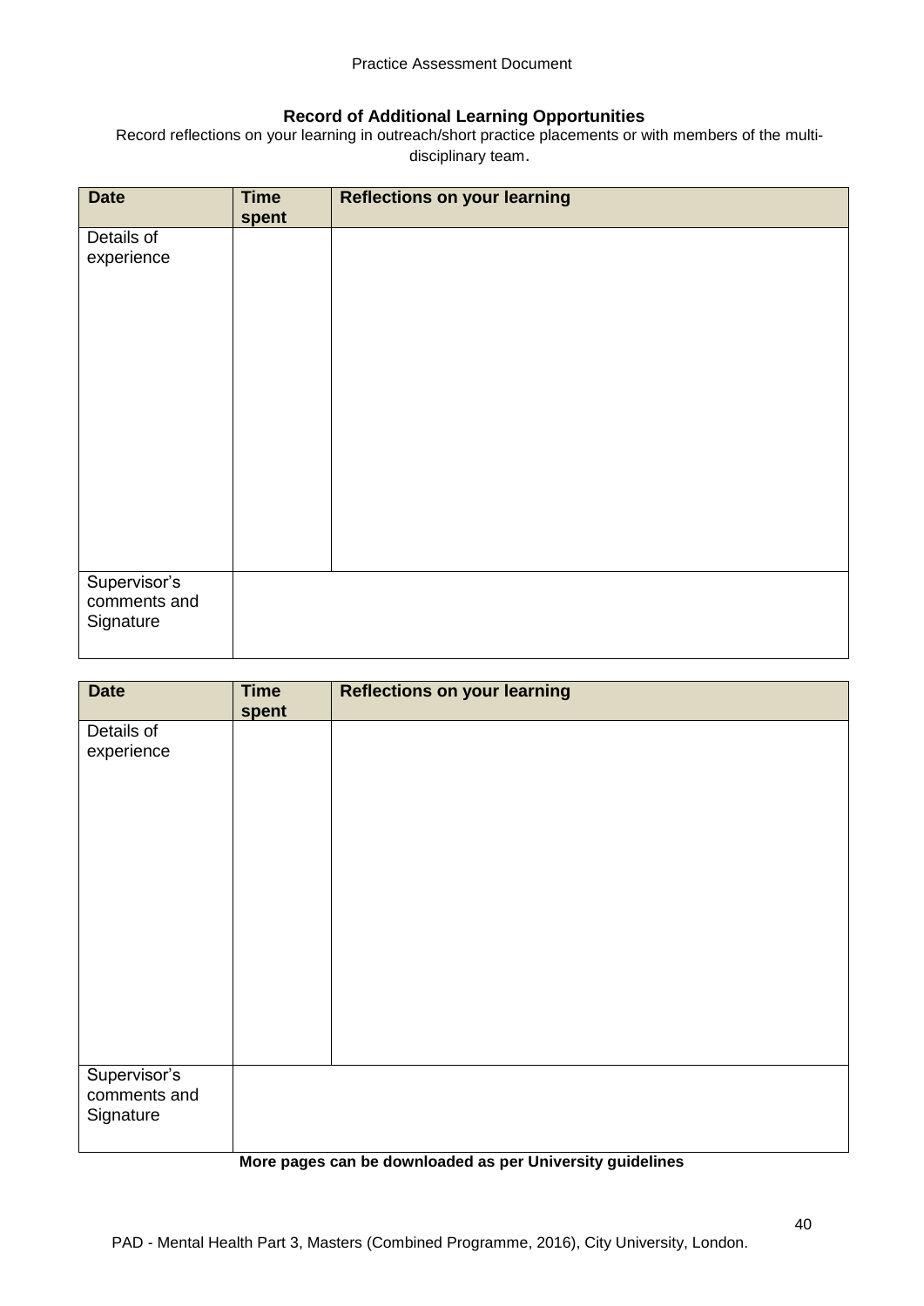## Record of Additional Learning Opportunities

Record reflections on your learning in outreach/short practice placements or with members of the multi-disciplinary team.

| Date | Time spent | Reflections on your learning |
|---|---|---|
| Details of experience | | |
| Supervisor's comments and Signature | | |

| Date | Time spent | Reflections on your learning |
|---|---|---|
| Details of experience | | |
| Supervisor's comments and Signature | | |

**More pages can be downloaded as per University guidelines**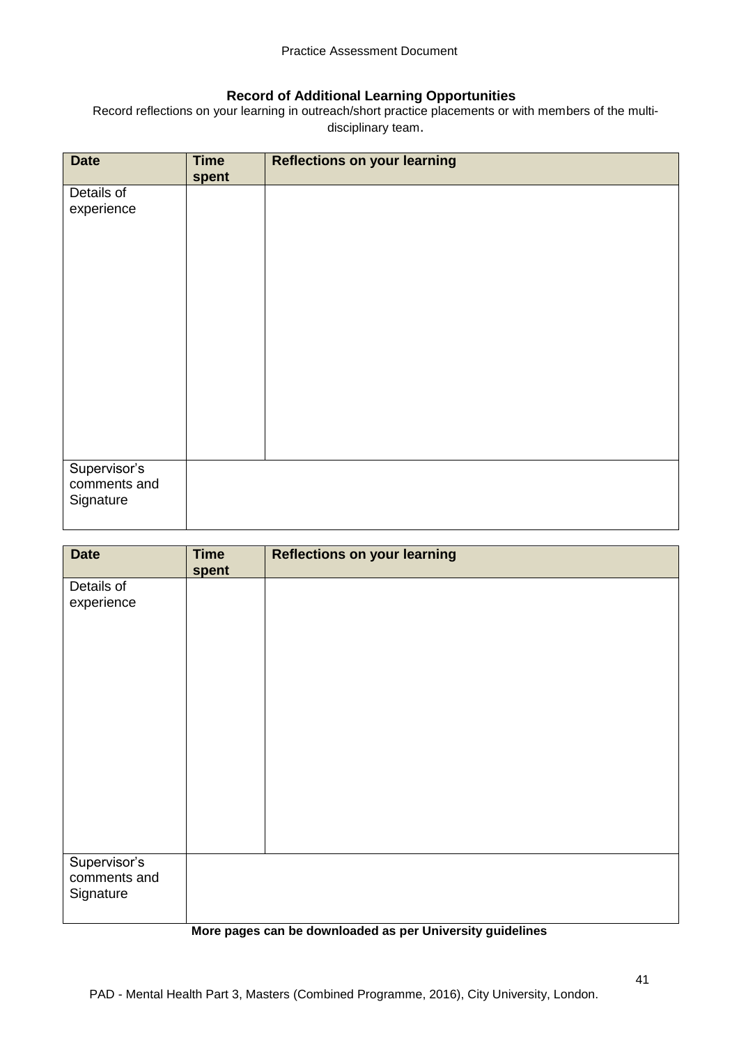## Record of Additional Learning Opportunities

Record reflections on your learning in outreach/short practice placements or with members of the multi-disciplinary team.

| Date | Time spent | Reflections on your learning |
| --- | --- | --- |
| Details of experience | | |
| Supervisor's comments and Signature | | |

| Date | Time spent | Reflections on your learning |
| --- | --- | --- |
| Details of experience | | |
| Supervisor's comments and Signature | | |

**More pages can be downloaded as per University guidelines**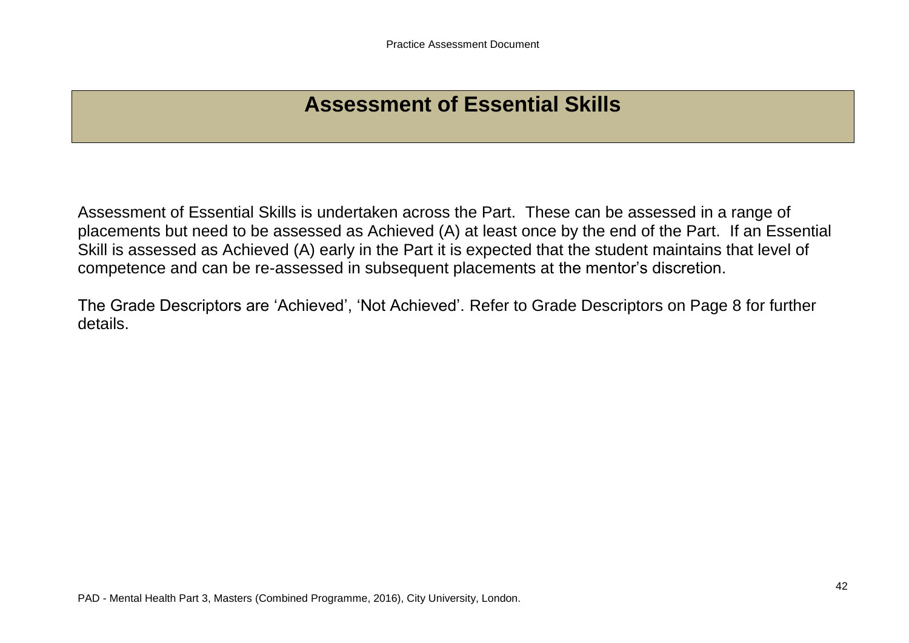# Assessment of Essential Skills

Assessment of Essential Skills is undertaken across the Part. These can be assessed in a range of placements but need to be assessed as Achieved (A) at least once by the end of the Part. If an Essential Skill is assessed as Achieved (A) early in the Part it is expected that the student maintains that level of competence and can be re-assessed in subsequent placements at the mentor's discretion.

The Grade Descriptors are 'Achieved', 'Not Achieved'. Refer to Grade Descriptors on Page 8 for further details.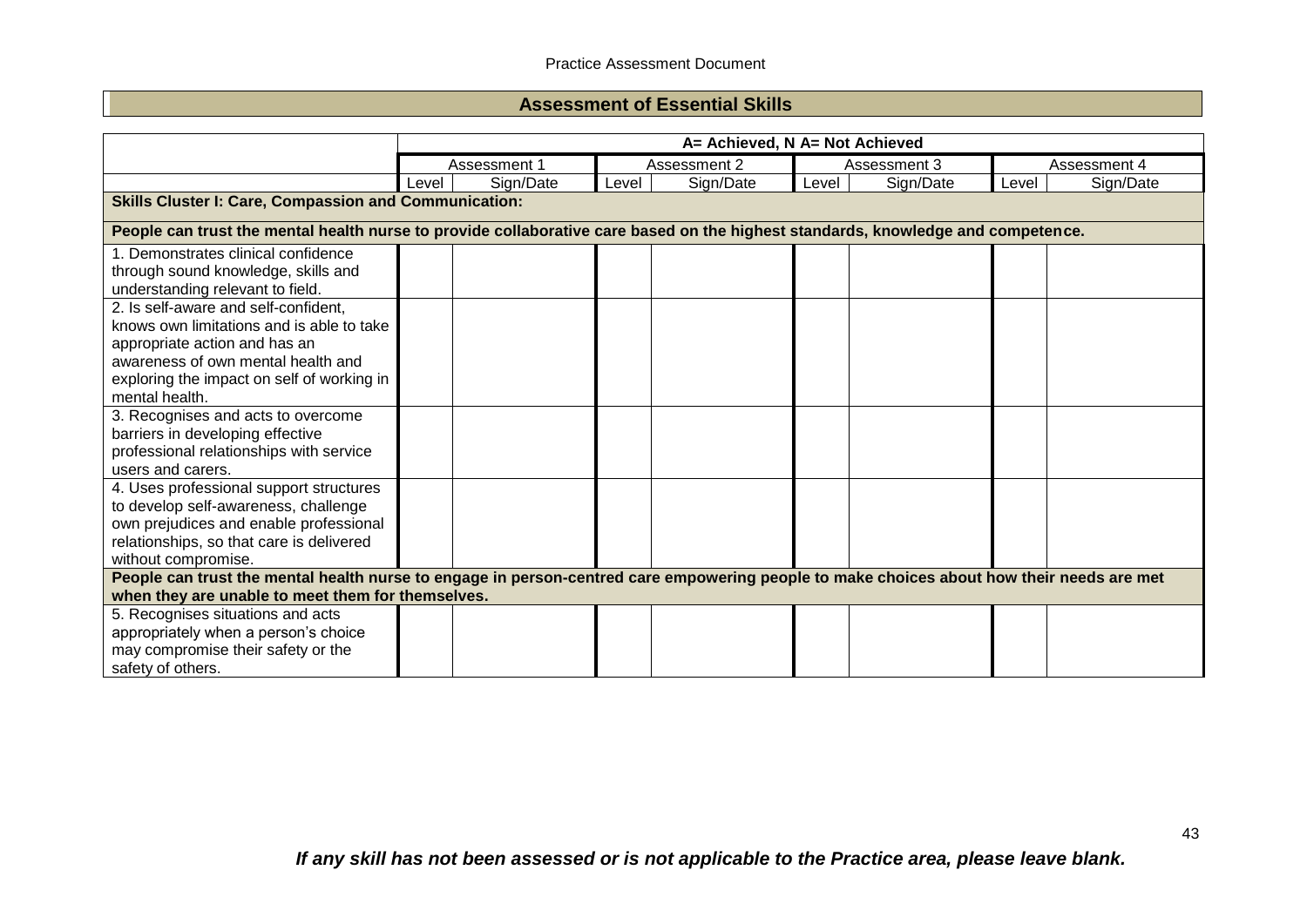## Assessment of Essential Skills

| | A= Achieved, N A= Not Achieved | | | | | | | |
|---|---|---|---|---|---|---|---|---|
| | Assessment 1 | | Assessment 2 | | Assessment 3 | | Assessment 4 | |
| | Level | Sign/Date | Level | Sign/Date | Level | Sign/Date | Level | Sign/Date |
| **Skills Cluster I: Care, Compassion and Communication:** | | | | | | | | |
| **People can trust the mental health nurse to provide collaborative care based on the highest standards, knowledge and competence.** | | | | | | | | |
| 1. Demonstrates clinical confidence through sound knowledge, skills and understanding relevant to field. | | | | | | | | |
| 2. Is self-aware and self-confident, knows own limitations and is able to take appropriate action and has an awareness of own mental health and exploring the impact on self of working in mental health. | | | | | | | | |
| 3. Recognises and acts to overcome barriers in developing effective professional relationships with service users and carers. | | | | | | | | |
| 4. Uses professional support structures to develop self-awareness, challenge own prejudices and enable professional relationships, so that care is delivered without compromise. | | | | | | | | |
| **People can trust the mental health nurse to engage in person-centred care empowering people to make choices about how their needs are met when they are unable to meet them for themselves.** | | | | | | | | |
| 5. Recognises situations and acts appropriately when a person's choice may compromise their safety or the safety of others. | | | | | | | | |

***If any skill has not been assessed or is not applicable to the Practice area, please leave blank.***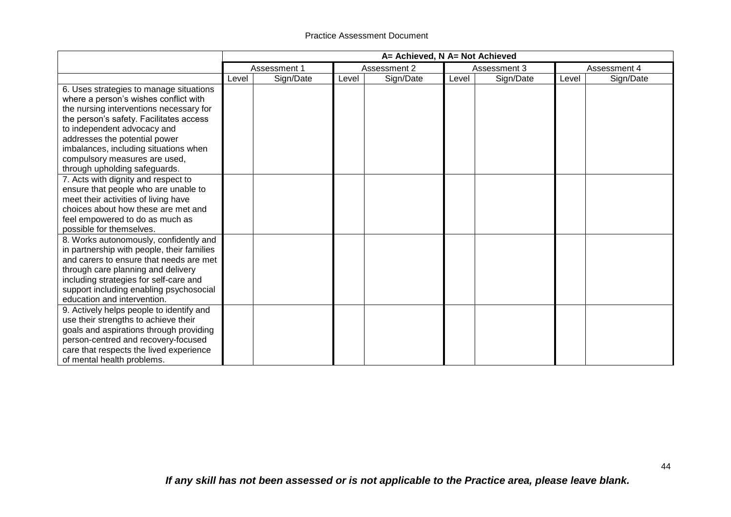| | A= Achieved, N A= Not Achieved | | | | | | | |
|---|---|---|---|---|---|---|---|---|
| | Assessment 1 | | Assessment 2 | | Assessment 3 | | Assessment 4 | |
| | Level | Sign/Date | Level | Sign/Date | Level | Sign/Date | Level | Sign/Date |
| 6. Uses strategies to manage situations where a person's wishes conflict with the nursing interventions necessary for the person's safety. Facilitates access to independent advocacy and addresses the potential power imbalances, including situations when compulsory measures are used, through upholding safeguards. | | | | | | | | |
| 7. Acts with dignity and respect to ensure that people who are unable to meet their activities of living have choices about how these are met and feel empowered to do as much as possible for themselves. | | | | | | | | |
| 8. Works autonomously, confidently and in partnership with people, their families and carers to ensure that needs are met through care planning and delivery including strategies for self-care and support including enabling psychosocial education and intervention. | | | | | | | | |
| 9. Actively helps people to identify and use their strengths to achieve their goals and aspirations through providing person-centred and recovery-focused care that respects the lived experience of mental health problems. | | | | | | | | |

***If any skill has not been assessed or is not applicable to the Practice area, please leave blank.***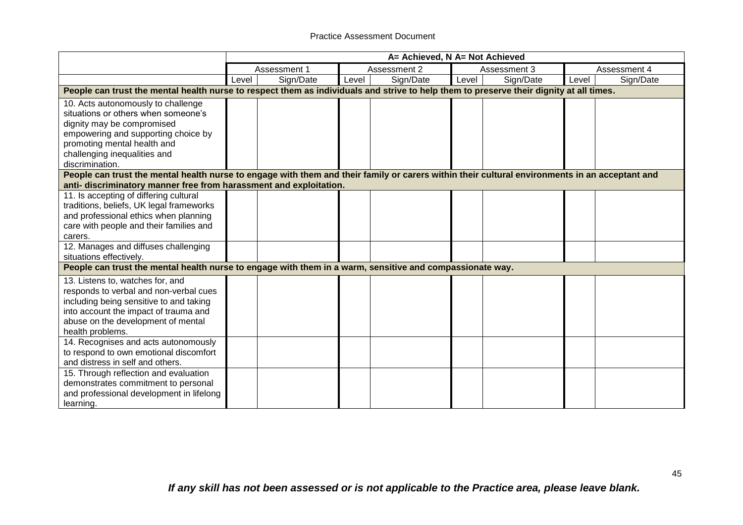| | A= Achieved, N A= Not Achieved | | | | | | | |
|---|---|---|---|---|---|---|---|---|
| | Assessment 1 | | Assessment 2 | | Assessment 3 | | Assessment 4 | |
| | Level | Sign/Date | Level | Sign/Date | Level | Sign/Date | Level | Sign/Date |
| **People can trust the mental health nurse to respect them as individuals and strive to help them to preserve their dignity at all times.** | | | | | | | | |
| 10. Acts autonomously to challenge situations or others when someone's dignity may be compromised empowering and supporting choice by promoting mental health and challenging inequalities and discrimination. | | | | | | | | |
| **People can trust the mental health nurse to engage with them and their family or carers within their cultural environments in an acceptant and anti- discriminatory manner free from harassment and exploitation.** | | | | | | | | |
| 11. Is accepting of differing cultural traditions, beliefs, UK legal frameworks and professional ethics when planning care with people and their families and carers. | | | | | | | | |
| 12. Manages and diffuses challenging situations effectively. | | | | | | | | |
| **People can trust the mental health nurse to engage with them in a warm, sensitive and compassionate way.** | | | | | | | | |
| 13. Listens to, watches for, and responds to verbal and non-verbal cues including being sensitive to and taking into account the impact of trauma and abuse on the development of mental health problems. | | | | | | | | |
| 14. Recognises and acts autonomously to respond to own emotional discomfort and distress in self and others. | | | | | | | | |
| 15. Through reflection and evaluation demonstrates commitment to personal and professional development in lifelong learning. | | | | | | | | |

***If any skill has not been assessed or is not applicable to the Practice area, please leave blank.***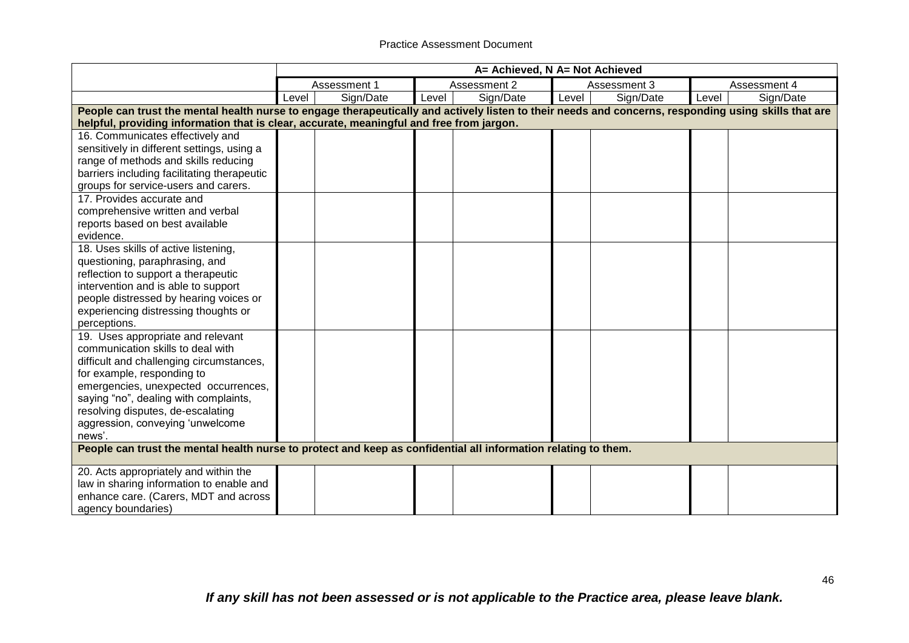| | A= Achieved, N A= Not Achieved | | | | | | | |
|---|---|---|---|---|---|---|---|---|
| | Assessment 1 | | Assessment 2 | | Assessment 3 | | Assessment 4 | |
| | Level | Sign/Date | Level | Sign/Date | Level | Sign/Date | Level | Sign/Date |
| **People can trust the mental health nurse to engage therapeutically and actively listen to their needs and concerns, responding using skills that are helpful, providing information that is clear, accurate, meaningful and free from jargon.** | | | | | | | | |
| 16. Communicates effectively and sensitively in different settings, using a range of methods and skills reducing barriers including facilitating therapeutic groups for service-users and carers. | | | | | | | | |
| 17. Provides accurate and comprehensive written and verbal reports based on best available evidence. | | | | | | | | |
| 18. Uses skills of active listening, questioning, paraphrasing, and reflection to support a therapeutic intervention and is able to support people distressed by hearing voices or experiencing distressing thoughts or perceptions. | | | | | | | | |
| 19. Uses appropriate and relevant communication skills to deal with difficult and challenging circumstances, for example, responding to emergencies, unexpected occurrences, saying "no", dealing with complaints, resolving disputes, de-escalating aggression, conveying 'unwelcome news'. | | | | | | | | |
| **People can trust the mental health nurse to protect and keep as confidential all information relating to them.** | | | | | | | | |
| 20. Acts appropriately and within the law in sharing information to enable and enhance care. (Carers, MDT and across agency boundaries) | | | | | | | | |

***If any skill has not been assessed or is not applicable to the Practice area, please leave blank.***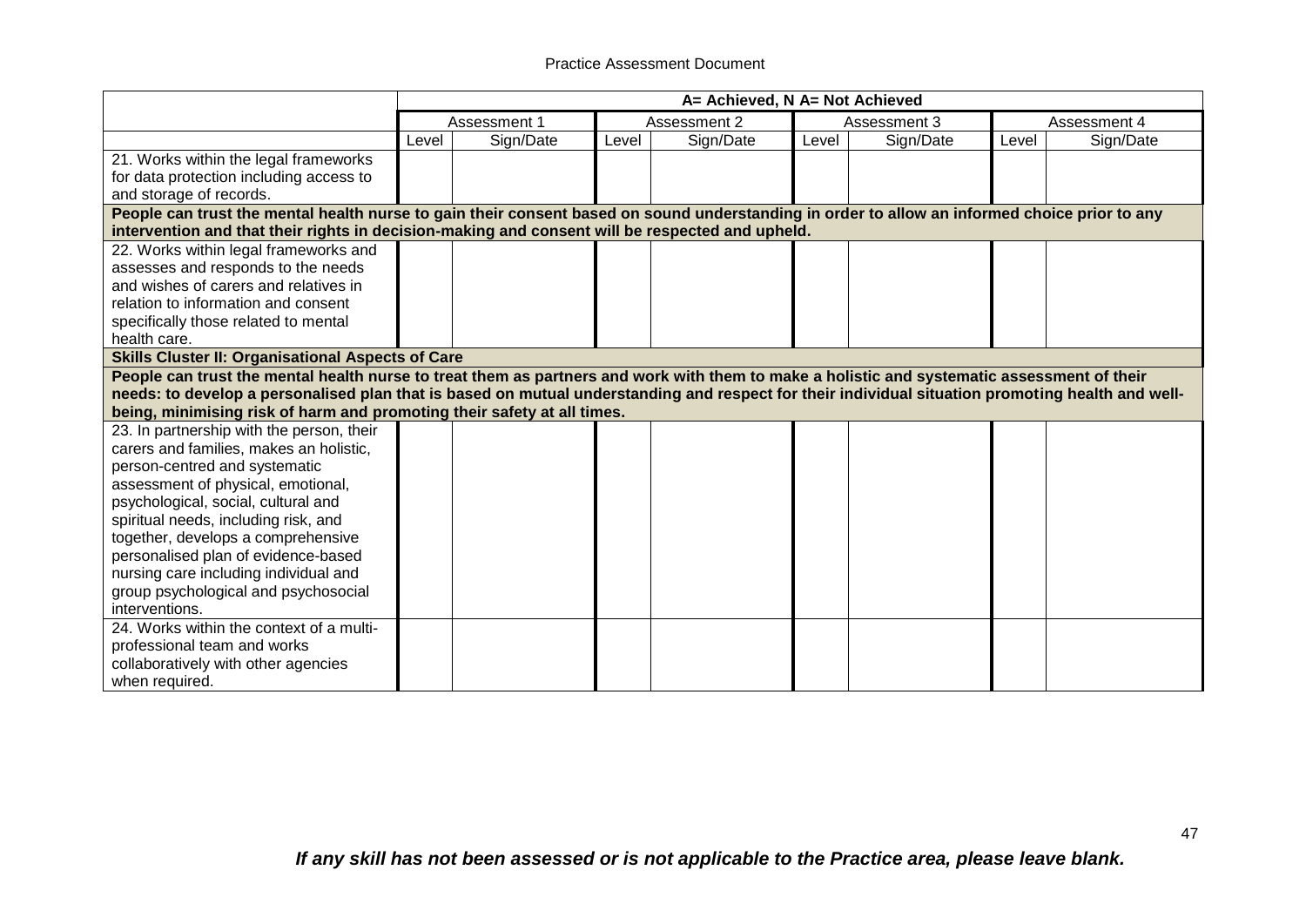| | A= Achieved, N A= Not Achieved | | | | | | | |
|---|---|---|---|---|---|---|---|---|
| | Assessment 1 | | Assessment 2 | | Assessment 3 | | Assessment 4 | |
| | Level | Sign/Date | Level | Sign/Date | Level | Sign/Date | Level | Sign/Date |
| 21. Works within the legal frameworks for data protection including access to and storage of records. | | | | | | | | |
| **People can trust the mental health nurse to gain their consent based on sound understanding in order to allow an informed choice prior to any intervention and that their rights in decision-making and consent will be respected and upheld.** | | | | | | | | |
| 22. Works within legal frameworks and assesses and responds to the needs and wishes of carers and relatives in relation to information and consent specifically those related to mental health care. | | | | | | | | |
| **Skills Cluster II: Organisational Aspects of Care** | | | | | | | | |
| **People can trust the mental health nurse to treat them as partners and work with them to make a holistic and systematic assessment of their needs: to develop a personalised plan that is based on mutual understanding and respect for their individual situation promoting health and well-being, minimising risk of harm and promoting their safety at all times.** | | | | | | | | |
| 23. In partnership with the person, their carers and families, makes an holistic, person-centred and systematic assessment of physical, emotional, psychological, social, cultural and spiritual needs, including risk, and together, develops a comprehensive personalised plan of evidence-based nursing care including individual and group psychological and psychosocial interventions. | | | | | | | | |
| 24. Works within the context of a multi-professional team and works collaboratively with other agencies when required. | | | | | | | | |

***If any skill has not been assessed or is not applicable to the Practice area, please leave blank.***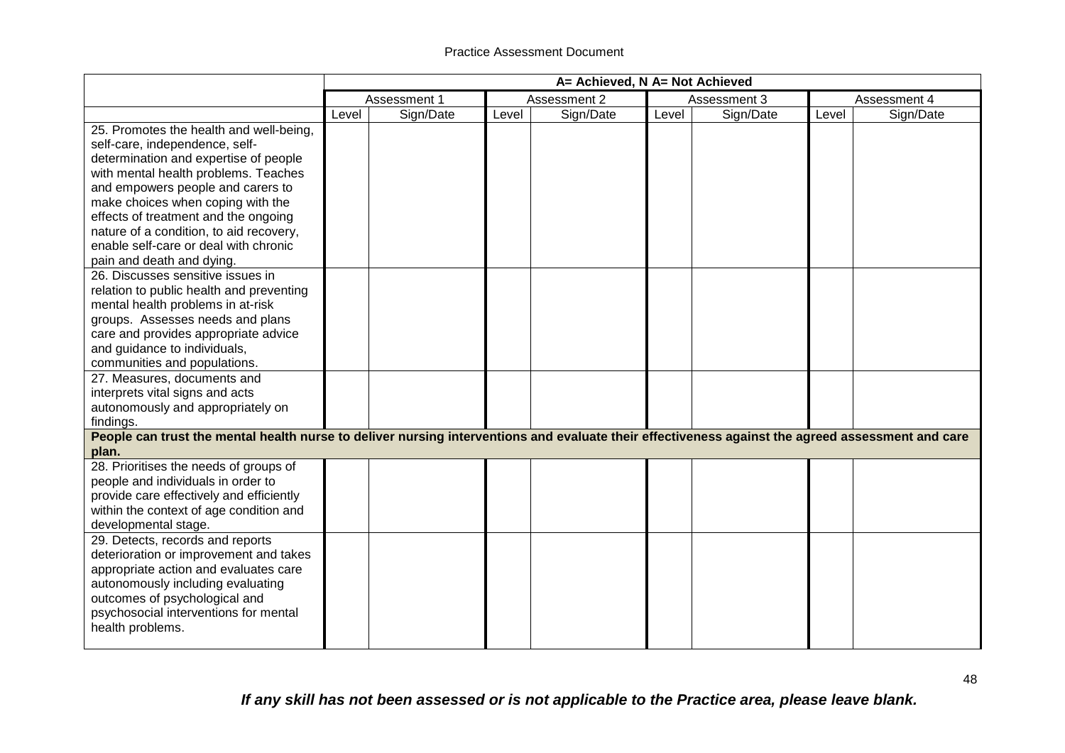| | A= Achieved, N A= Not Achieved | | | | | | | |
|---|---|---|---|---|---|---|---|---|
| | Assessment 1 | | Assessment 2 | | Assessment 3 | | Assessment 4 | |
| | Level | Sign/Date | Level | Sign/Date | Level | Sign/Date | Level | Sign/Date |
| 25. Promotes the health and well-being, self-care, independence, self-determination and expertise of people with mental health problems. Teaches and empowers people and carers to make choices when coping with the effects of treatment and the ongoing nature of a condition, to aid recovery, enable self-care or deal with chronic pain and death and dying. | | | | | | | | |
| 26. Discusses sensitive issues in relation to public health and preventing mental health problems in at-risk groups. Assesses needs and plans care and provides appropriate advice and guidance to individuals, communities and populations. | | | | | | | | |
| 27. Measures, documents and interprets vital signs and acts autonomously and appropriately on findings. | | | | | | | | |
| **People can trust the mental health nurse to deliver nursing interventions and evaluate their effectiveness against the agreed assessment and care plan.** | | | | | | | | |
| 28. Prioritises the needs of groups of people and individuals in order to provide care effectively and efficiently within the context of age condition and developmental stage. | | | | | | | | |
| 29. Detects, records and reports deterioration or improvement and takes appropriate action and evaluates care autonomously including evaluating outcomes of psychological and psychosocial interventions for mental health problems. | | | | | | | | |

***If any skill has not been assessed or is not applicable to the Practice area, please leave blank.***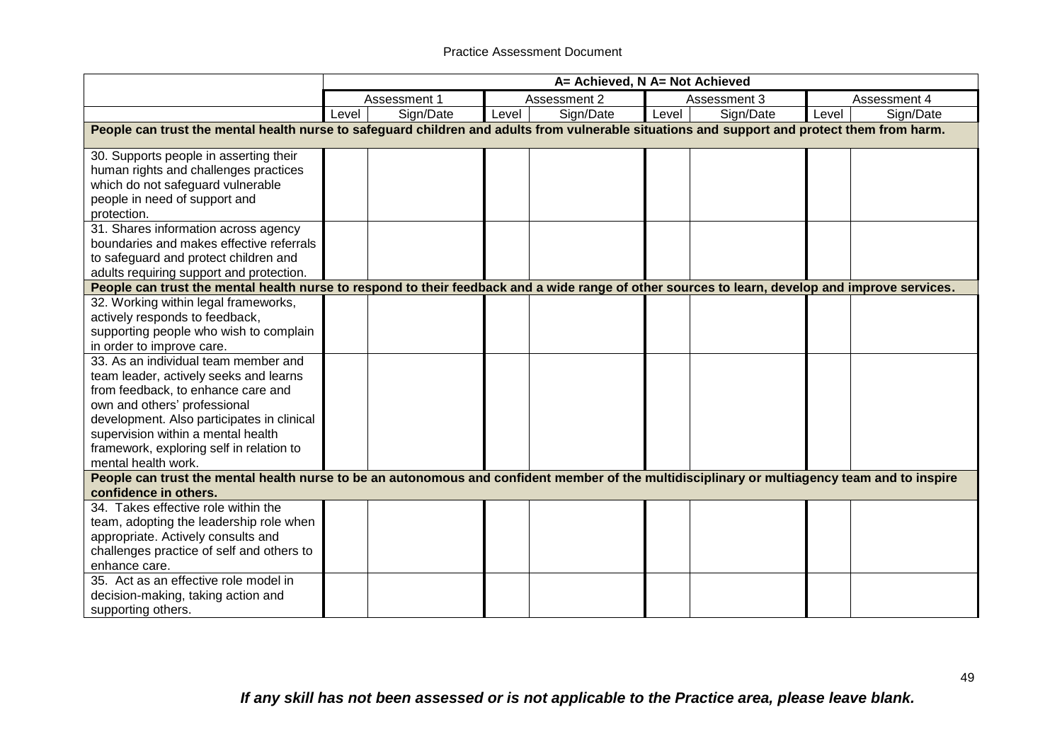| | A= Achieved, N A= Not Achieved | | | | | | | |
|---|---|---|---|---|---|---|---|---|
| | Assessment 1 | | Assessment 2 | | Assessment 3 | | Assessment 4 | |
| | Level | Sign/Date | Level | Sign/Date | Level | Sign/Date | Level | Sign/Date |
| **People can trust the mental health nurse to safeguard children and adults from vulnerable situations and support and protect them from harm.** | | | | | | | | |
| 30. Supports people in asserting their human rights and challenges practices which do not safeguard vulnerable people in need of support and protection. | | | | | | | | |
| 31. Shares information across agency boundaries and makes effective referrals to safeguard and protect children and adults requiring support and protection. | | | | | | | | |
| **People can trust the mental health nurse to respond to their feedback and a wide range of other sources to learn, develop and improve services.** | | | | | | | | |
| 32. Working within legal frameworks, actively responds to feedback, supporting people who wish to complain in order to improve care. | | | | | | | | |
| 33. As an individual team member and team leader, actively seeks and learns from feedback, to enhance care and own and others' professional development. Also participates in clinical supervision within a mental health framework, exploring self in relation to mental health work. | | | | | | | | |
| **People can trust the mental health nurse to be an autonomous and confident member of the multidisciplinary or multiagency team and to inspire confidence in others.** | | | | | | | | |
| 34. Takes effective role within the team, adopting the leadership role when appropriate. Actively consults and challenges practice of self and others to enhance care. | | | | | | | | |
| 35. Act as an effective role model in decision-making, taking action and supporting others. | | | | | | | | |

***If any skill has not been assessed or is not applicable to the Practice area, please leave blank.***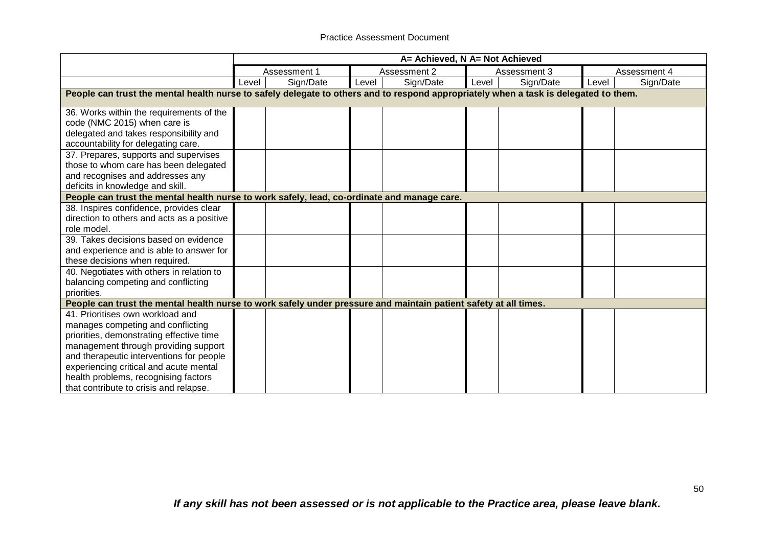| | A= Achieved, N A= Not Achieved | | | | | | | |
|---|---|---|---|---|---|---|---|---|
| | Assessment 1 | | Assessment 2 | | Assessment 3 | | Assessment 4 | |
| | Level | Sign/Date | Level | Sign/Date | Level | Sign/Date | Level | Sign/Date |
| **People can trust the mental health nurse to safely delegate to others and to respond appropriately when a task is delegated to them.** | | | | | | | | |
| 36. Works within the requirements of the code (NMC 2015) when care is delegated and takes responsibility and accountability for delegating care. | | | | | | | | |
| 37. Prepares, supports and supervises those to whom care has been delegated and recognises and addresses any deficits in knowledge and skill. | | | | | | | | |
| **People can trust the mental health nurse to work safely, lead, co-ordinate and manage care.** | | | | | | | | |
| 38. Inspires confidence, provides clear direction to others and acts as a positive role model. | | | | | | | | |
| 39. Takes decisions based on evidence and experience and is able to answer for these decisions when required. | | | | | | | | |
| 40. Negotiates with others in relation to balancing competing and conflicting priorities. | | | | | | | | |
| **People can trust the mental health nurse to work safely under pressure and maintain patient safety at all times.** | | | | | | | | |
| 41. Prioritises own workload and manages competing and conflicting priorities, demonstrating effective time management through providing support and therapeutic interventions for people experiencing critical and acute mental health problems, recognising factors that contribute to crisis and relapse. | | | | | | | | |

***If any skill has not been assessed or is not applicable to the Practice area, please leave blank.***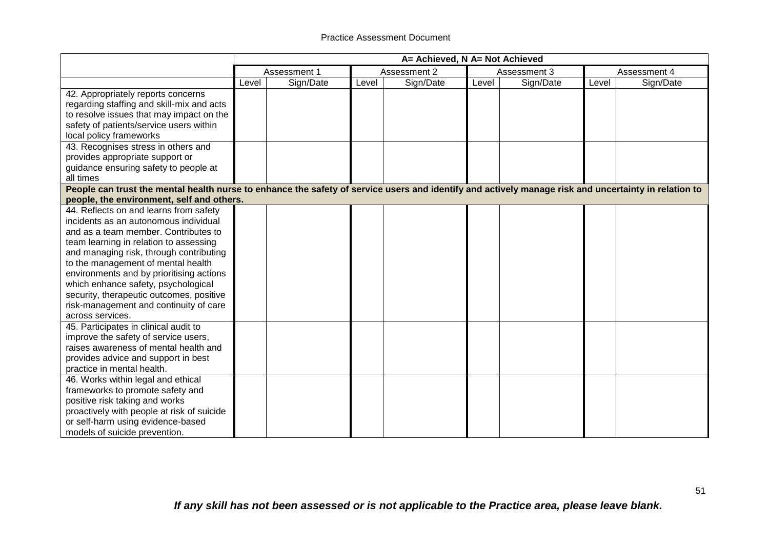| | A= Achieved, N A= Not Achieved | | | | | | | |
|---|---|---|---|---|---|---|---|---|
| | Assessment 1 | | Assessment 2 | | Assessment 3 | | Assessment 4 | |
| | Level | Sign/Date | Level | Sign/Date | Level | Sign/Date | Level | Sign/Date |
| 42. Appropriately reports concerns regarding staffing and skill-mix and acts to resolve issues that may impact on the safety of patients/service users within local policy frameworks | | | | | | | | |
| 43. Recognises stress in others and provides appropriate support or guidance ensuring safety to people at all times | | | | | | | | |
| **People can trust the mental health nurse to enhance the safety of service users and identify and actively manage risk and uncertainty in relation to people, the environment, self and others.** | | | | | | | | |
| 44. Reflects on and learns from safety incidents as an autonomous individual and as a team member. Contributes to team learning in relation to assessing and managing risk, through contributing to the management of mental health environments and by prioritising actions which enhance safety, psychological security, therapeutic outcomes, positive risk-management and continuity of care across services. | | | | | | | | |
| 45. Participates in clinical audit to improve the safety of service users, raises awareness of mental health and provides advice and support in best practice in mental health. | | | | | | | | |
| 46. Works within legal and ethical frameworks to promote safety and positive risk taking and works proactively with people at risk of suicide or self-harm using evidence-based models of suicide prevention. | | | | | | | | |

***If any skill has not been assessed or is not applicable to the Practice area, please leave blank.***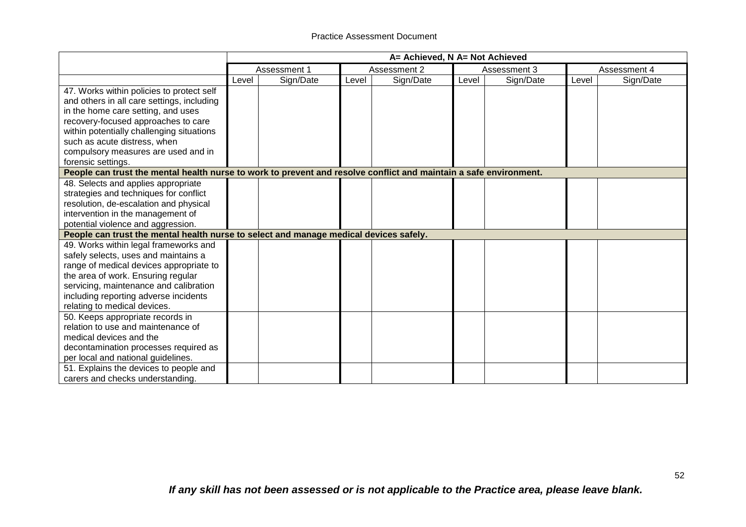| | A= Achieved, N A= Not Achieved | | | | | | | |
|---|---|---|---|---|---|---|---|---|
| | Assessment 1 | | Assessment 2 | | Assessment 3 | | Assessment 4 | |
| | Level | Sign/Date | Level | Sign/Date | Level | Sign/Date | Level | Sign/Date |
| 47. Works within policies to protect self and others in all care settings, including in the home care setting, and uses recovery-focused approaches to care within potentially challenging situations such as acute distress, when compulsory measures are used and in forensic settings. | | | | | | | | |
| **People can trust the mental health nurse to work to prevent and resolve conflict and maintain a safe environment.** | | | | | | | | |
| 48. Selects and applies appropriate strategies and techniques for conflict resolution, de-escalation and physical intervention in the management of potential violence and aggression. | | | | | | | | |
| **People can trust the mental health nurse to select and manage medical devices safely.** | | | | | | | | |
| 49. Works within legal frameworks and safely selects, uses and maintains a range of medical devices appropriate to the area of work. Ensuring regular servicing, maintenance and calibration including reporting adverse incidents relating to medical devices. | | | | | | | | |
| 50. Keeps appropriate records in relation to use and maintenance of medical devices and the decontamination processes required as per local and national guidelines. | | | | | | | | |
| 51. Explains the devices to people and carers and checks understanding. | | | | | | | | |

***If any skill has not been assessed or is not applicable to the Practice area, please leave blank.***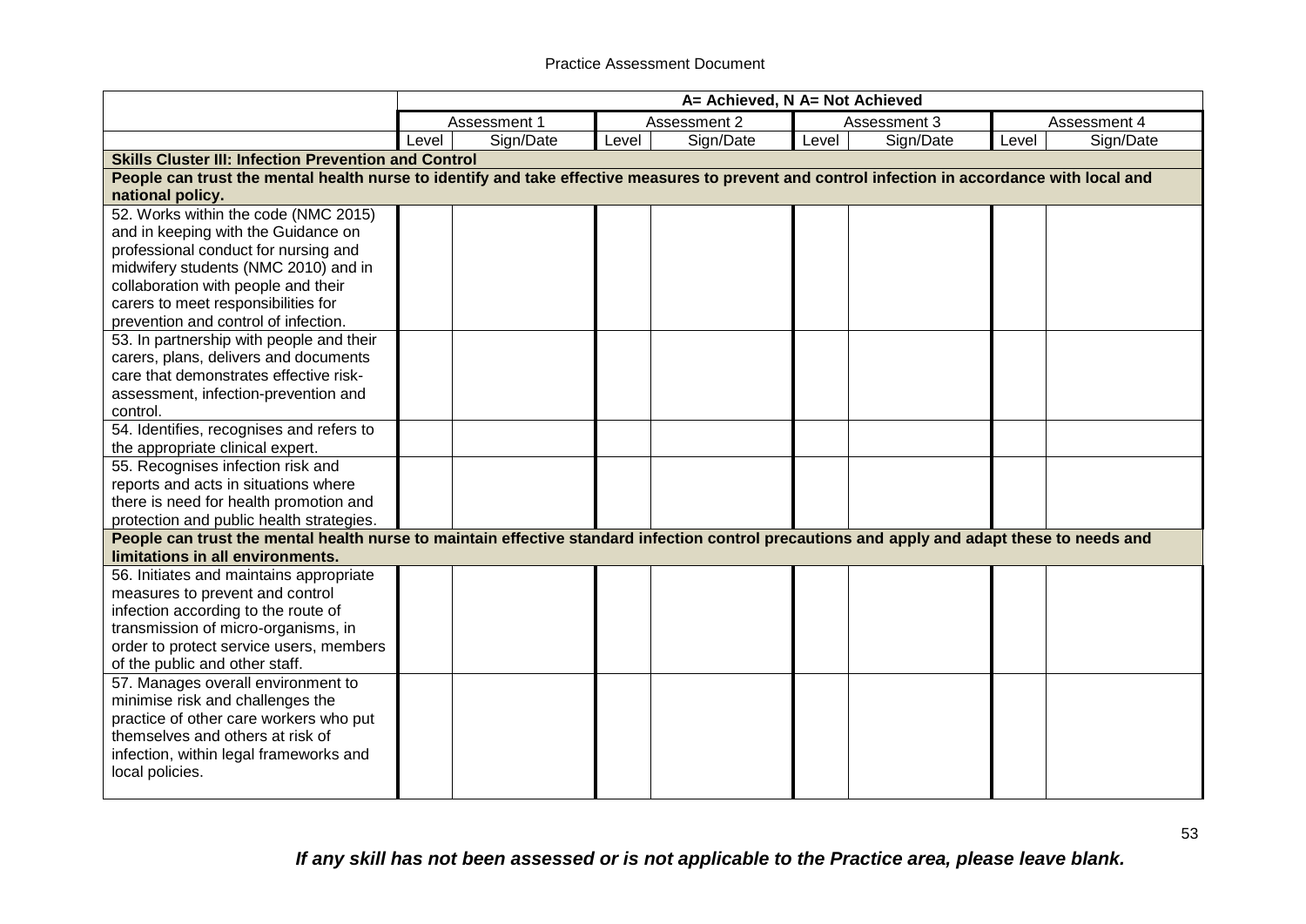| | A= Achieved, N A= Not Achieved | | | | | | | |
|---|---|---|---|---|---|---|---|---|
| | Assessment 1 | | Assessment 2 | | Assessment 3 | | Assessment 4 | |
| | Level | Sign/Date | Level | Sign/Date | Level | Sign/Date | Level | Sign/Date |
| **Skills Cluster III: Infection Prevention and Control** | | | | | | | | |
| **People can trust the mental health nurse to identify and take effective measures to prevent and control infection in accordance with local and national policy.** | | | | | | | | |
| 52. Works within the code (NMC 2015) and in keeping with the Guidance on professional conduct for nursing and midwifery students (NMC 2010) and in collaboration with people and their carers to meet responsibilities for prevention and control of infection. | | | | | | | | |
| 53. In partnership with people and their carers, plans, delivers and documents care that demonstrates effective risk-assessment, infection-prevention and control. | | | | | | | | |
| 54. Identifies, recognises and refers to the appropriate clinical expert. | | | | | | | | |
| 55. Recognises infection risk and reports and acts in situations where there is need for health promotion and protection and public health strategies. | | | | | | | | |
| **People can trust the mental health nurse to maintain effective standard infection control precautions and apply and adapt these to needs and limitations in all environments.** | | | | | | | | |
| 56. Initiates and maintains appropriate measures to prevent and control infection according to the route of transmission of micro-organisms, in order to protect service users, members of the public and other staff. | | | | | | | | |
| 57. Manages overall environment to minimise risk and challenges the practice of other care workers who put themselves and others at risk of infection, within legal frameworks and local policies. | | | | | | | | |

***If any skill has not been assessed or is not applicable to the Practice area, please leave blank.***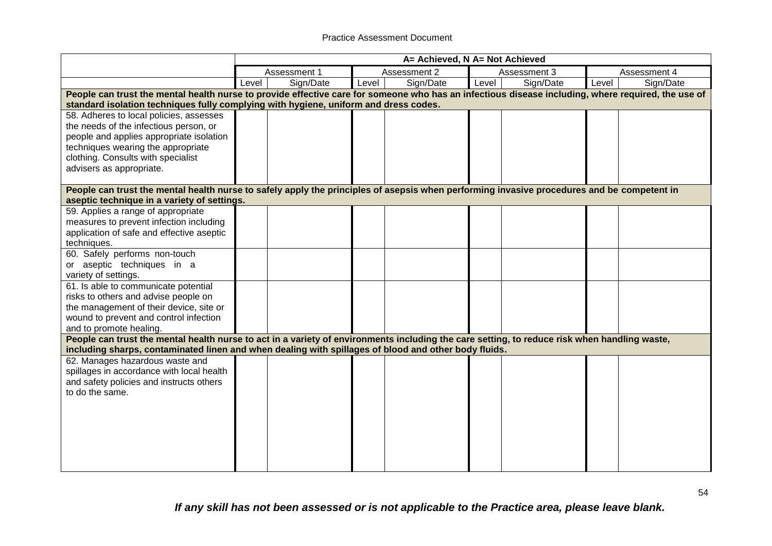| | A= Achieved, N A= Not Achieved | | | | | | | |
|---|---|---|---|---|---|---|---|---|
| | Assessment 1 | | Assessment 2 | | Assessment 3 | | Assessment 4 | |
| | Level | Sign/Date | Level | Sign/Date | Level | Sign/Date | Level | Sign/Date |
| **People can trust the mental health nurse to provide effective care for someone who has an infectious disease including, where required, the use of standard isolation techniques fully complying with hygiene, uniform and dress codes.** | | | | | | | | |
| 58. Adheres to local policies, assesses the needs of the infectious person, or people and applies appropriate isolation techniques wearing the appropriate clothing. Consults with specialist advisers as appropriate. | | | | | | | | |
| **People can trust the mental health nurse to safely apply the principles of asepsis when performing invasive procedures and be competent in aseptic technique in a variety of settings.** | | | | | | | | |
| 59. Applies a range of appropriate measures to prevent infection including application of safe and effective aseptic techniques. | | | | | | | | |
| 60. Safely performs non-touch or aseptic techniques in a variety of settings. | | | | | | | | |
| 61. Is able to communicate potential risks to others and advise people on the management of their device, site or wound to prevent and control infection and to promote healing. | | | | | | | | |
| **People can trust the mental health nurse to act in a variety of environments including the care setting, to reduce risk when handling waste, including sharps, contaminated linen and when dealing with spillages of blood and other body fluids.** | | | | | | | | |
| 62. Manages hazardous waste and spillages in accordance with local health and safety policies and instructs others to do the same. | | | | | | | | |

***If any skill has not been assessed or is not applicable to the Practice area, please leave blank.***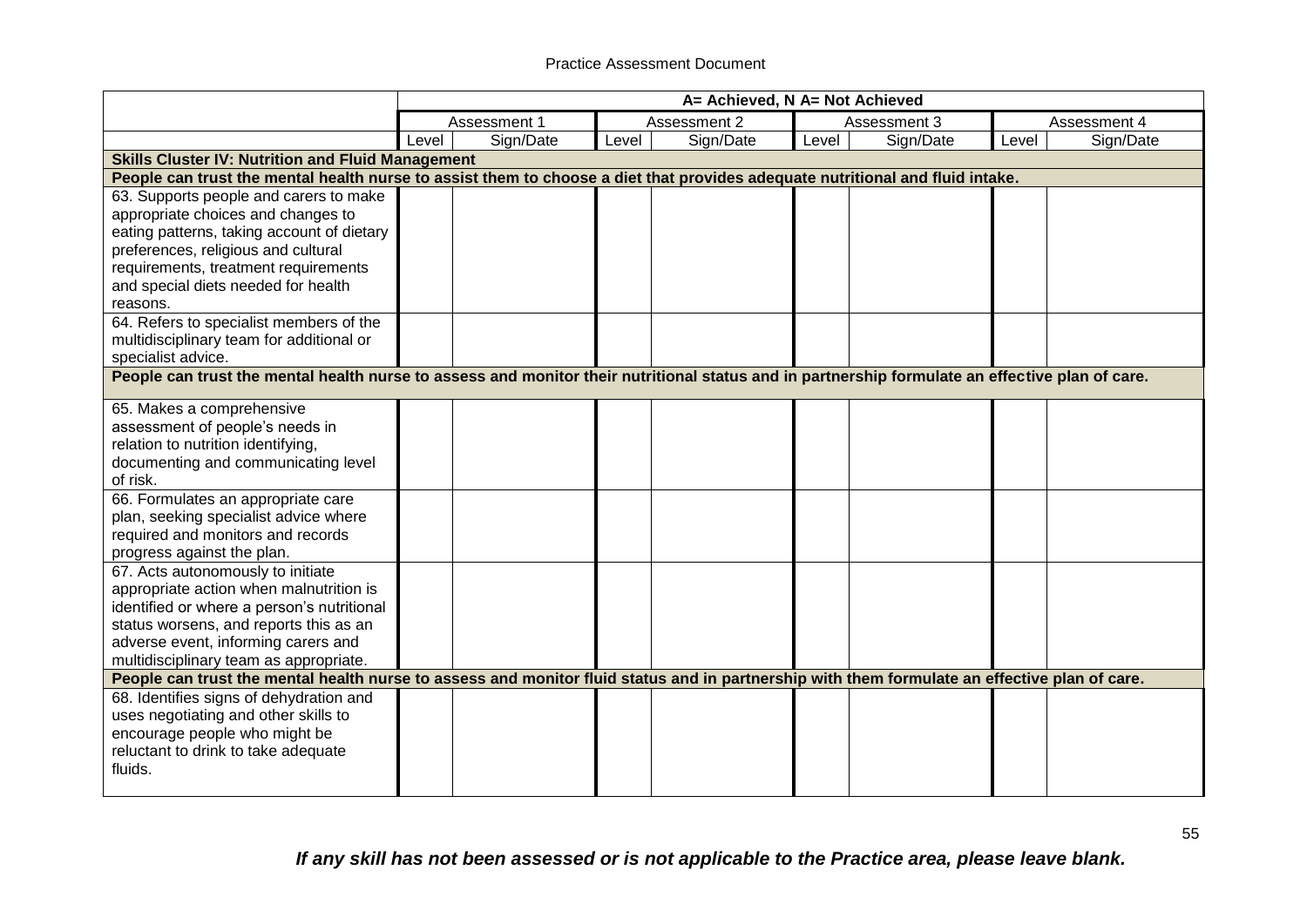| | A= Achieved, N A= Not Achieved | | | | | | | |
|---|---|---|---|---|---|---|---|---|
| | Assessment 1 | | Assessment 2 | | Assessment 3 | | Assessment 4 | |
| | Level | Sign/Date | Level | Sign/Date | Level | Sign/Date | Level | Sign/Date |
| **Skills Cluster IV: Nutrition and Fluid Management** | | | | | | | | |
| **People can trust the mental health nurse to assist them to choose a diet that provides adequate nutritional and fluid intake.** | | | | | | | | |
| 63. Supports people and carers to make appropriate choices and changes to eating patterns, taking account of dietary preferences, religious and cultural requirements, treatment requirements and special diets needed for health reasons. | | | | | | | | |
| 64. Refers to specialist members of the multidisciplinary team for additional or specialist advice. | | | | | | | | |
| **People can trust the mental health nurse to assess and monitor their nutritional status and in partnership formulate an effective plan of care.** | | | | | | | | |
| 65. Makes a comprehensive assessment of people's needs in relation to nutrition identifying, documenting and communicating level of risk. | | | | | | | | |
| 66. Formulates an appropriate care plan, seeking specialist advice where required and monitors and records progress against the plan. | | | | | | | | |
| 67. Acts autonomously to initiate appropriate action when malnutrition is identified or where a person's nutritional status worsens, and reports this as an adverse event, informing carers and multidisciplinary team as appropriate. | | | | | | | | |
| **People can trust the mental health nurse to assess and monitor fluid status and in partnership with them formulate an effective plan of care.** | | | | | | | | |
| 68. Identifies signs of dehydration and uses negotiating and other skills to encourage people who might be reluctant to drink to take adequate fluids. | | | | | | | | |

***If any skill has not been assessed or is not applicable to the Practice area, please leave blank.***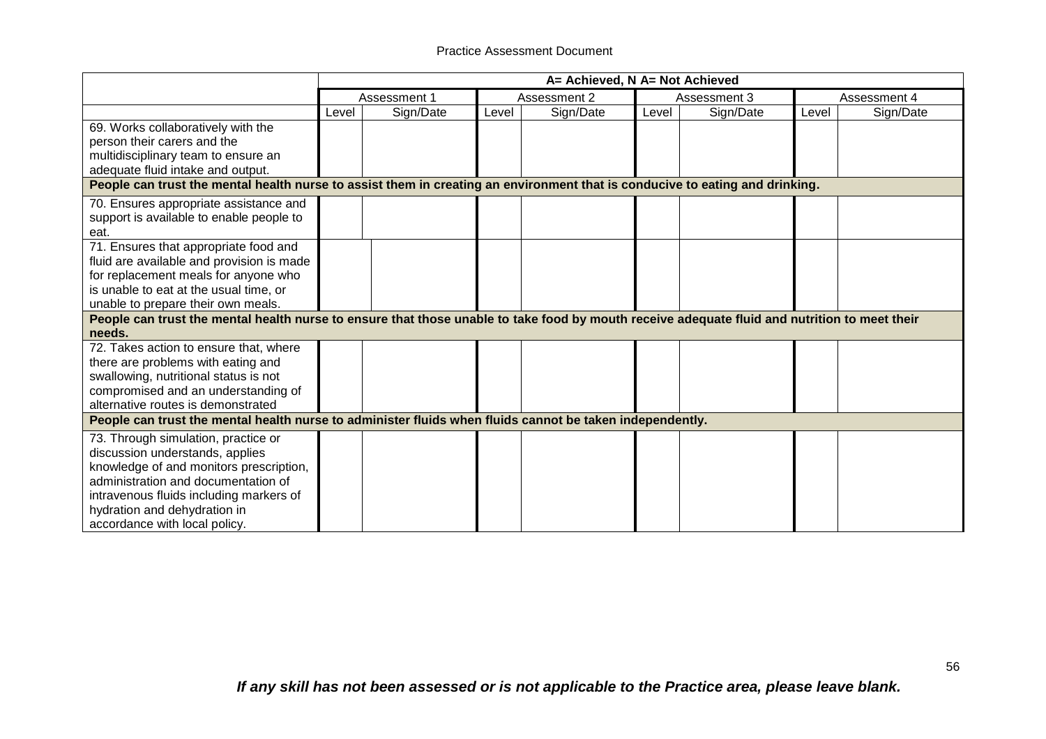|  | A= Achieved, N A= Not Achieved | | | | | | | |
|---|---|---|---|---|---|---|---|---|
|  | Assessment 1 | | Assessment 2 | | Assessment 3 | | Assessment 4 | |
|  | Level | Sign/Date | Level | Sign/Date | Level | Sign/Date | Level | Sign/Date |
| 69. Works collaboratively with the person their carers and the multidisciplinary team to ensure an adequate fluid intake and output. |  |  |  |  |  |  |  |  |
| **People can trust the mental health nurse to assist them in creating an environment that is conducive to eating and drinking.** |  |  |  |  |  |  |  |  |
| 70. Ensures appropriate assistance and support is available to enable people to eat. |  |  |  |  |  |  |  |  |
| 71. Ensures that appropriate food and fluid are available and provision is made for replacement meals for anyone who is unable to eat at the usual time, or unable to prepare their own meals. |  |  |  |  |  |  |  |  |
| **People can trust the mental health nurse to ensure that those unable to take food by mouth receive adequate fluid and nutrition to meet their needs.** |  |  |  |  |  |  |  |  |
| 72. Takes action to ensure that, where there are problems with eating and swallowing, nutritional status is not compromised and an understanding of alternative routes is demonstrated |  |  |  |  |  |  |  |  |
| **People can trust the mental health nurse to administer fluids when fluids cannot be taken independently.** |  |  |  |  |  |  |  |  |
| 73. Through simulation, practice or discussion understands, applies knowledge of and monitors prescription, administration and documentation of intravenous fluids including markers of hydration and dehydration in accordance with local policy. |  |  |  |  |  |  |  |  |

***If any skill has not been assessed or is not applicable to the Practice area, please leave blank.***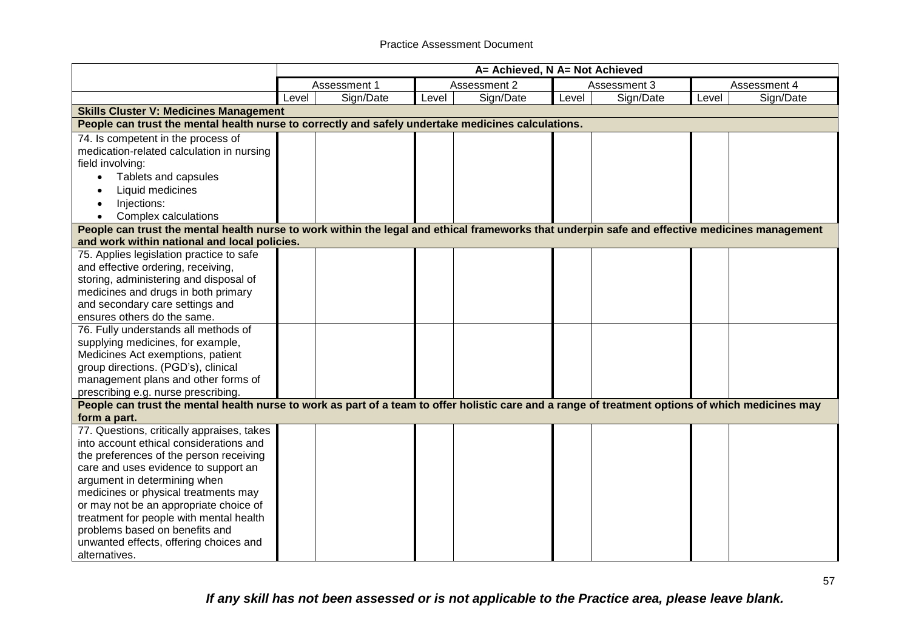| | A= Achieved, N A= Not Achieved | | | | | | | |
|---|---|---|---|---|---|---|---|---|
| | Assessment 1 | | Assessment 2 | | Assessment 3 | | Assessment 4 | |
| | Level | Sign/Date | Level | Sign/Date | Level | Sign/Date | Level | Sign/Date |
| **Skills Cluster V: Medicines Management** | | | | | | | | |
| **People can trust the mental health nurse to correctly and safely undertake medicines calculations.** | | | | | | | | |
| 74. Is competent in the process of medication-related calculation in nursing field involving:<br>• Tablets and capsules<br>• Liquid medicines<br>• Injections:<br>• Complex calculations | | | | | | | | |
| **People can trust the mental health nurse to work within the legal and ethical frameworks that underpin safe and effective medicines management and work within national and local policies.** | | | | | | | | |
| 75. Applies legislation practice to safe and effective ordering, receiving, storing, administering and disposal of medicines and drugs in both primary and secondary care settings and ensures others do the same. | | | | | | | | |
| 76. Fully understands all methods of supplying medicines, for example, Medicines Act exemptions, patient group directions. (PGD's), clinical management plans and other forms of prescribing e.g. nurse prescribing. | | | | | | | | |
| **People can trust the mental health nurse to work as part of a team to offer holistic care and a range of treatment options of which medicines may form a part.** | | | | | | | | |
| 77. Questions, critically appraises, takes into account ethical considerations and the preferences of the person receiving care and uses evidence to support an argument in determining when medicines or physical treatments may or may not be an appropriate choice of treatment for people with mental health problems based on benefits and unwanted effects, offering choices and alternatives. | | | | | | | | |

***If any skill has not been assessed or is not applicable to the Practice area, please leave blank.***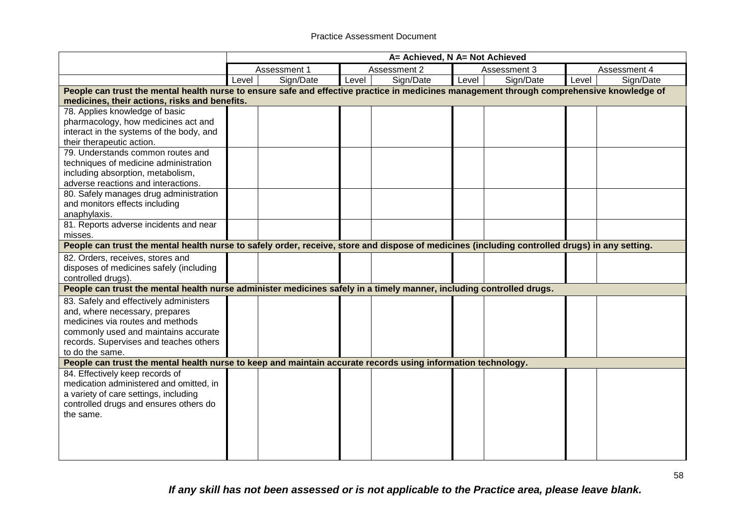| | A= Achieved, N A= Not Achieved | | | | | | | |
|---|---|---|---|---|---|---|---|---|
| | Assessment 1 | | Assessment 2 | | Assessment 3 | | Assessment 4 | |
| | Level | Sign/Date | Level | Sign/Date | Level | Sign/Date | Level | Sign/Date |
| **People can trust the mental health nurse to ensure safe and effective practice in medicines management through comprehensive knowledge of medicines, their actions, risks and benefits.** | | | | | | | | |
| 78. Applies knowledge of basic pharmacology, how medicines act and interact in the systems of the body, and their therapeutic action. | | | | | | | | |
| 79. Understands common routes and techniques of medicine administration including absorption, metabolism, adverse reactions and interactions. | | | | | | | | |
| 80. Safely manages drug administration and monitors effects including anaphylaxis. | | | | | | | | |
| 81. Reports adverse incidents and near misses. | | | | | | | | |
| **People can trust the mental health nurse to safely order, receive, store and dispose of medicines (including controlled drugs) in any setting.** | | | | | | | | |
| 82. Orders, receives, stores and disposes of medicines safely (including controlled drugs). | | | | | | | | |
| **People can trust the mental health nurse administer medicines safely in a timely manner, including controlled drugs.** | | | | | | | | |
| 83. Safely and effectively administers and, where necessary, prepares medicines via routes and methods commonly used and maintains accurate records. Supervises and teaches others to do the same. | | | | | | | | |
| **People can trust the mental health nurse to keep and maintain accurate records using information technology.** | | | | | | | | |
| 84. Effectively keep records of medication administered and omitted, in a variety of care settings, including controlled drugs and ensures others do the same. | | | | | | | | |

***If any skill has not been assessed or is not applicable to the Practice area, please leave blank.***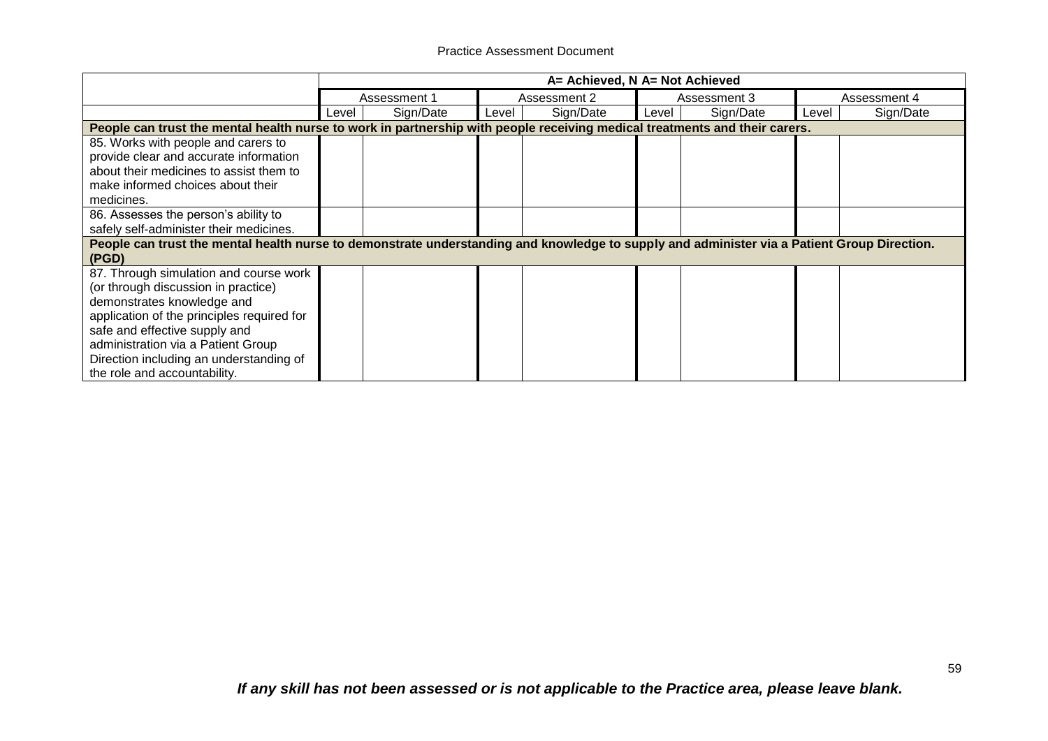| | A= Achieved, N A= Not Achieved | | | | | | | |
|---|---|---|---|---|---|---|---|---|
| | Assessment 1 | | Assessment 2 | | Assessment 3 | | Assessment 4 | |
| | Level | Sign/Date | Level | Sign/Date | Level | Sign/Date | Level | Sign/Date |
| **People can trust the mental health nurse to work in partnership with people receiving medical treatments and their carers.** | | | | | | | | |
| 85. Works with people and carers to provide clear and accurate information about their medicines to assist them to make informed choices about their medicines. | | | | | | | | |
| 86. Assesses the person's ability to safely self-administer their medicines. | | | | | | | | |
| **People can trust the mental health nurse to demonstrate understanding and knowledge to supply and administer via a Patient Group Direction. (PGD)** | | | | | | | | |
| 87. Through simulation and course work (or through discussion in practice) demonstrates knowledge and application of the principles required for safe and effective supply and administration via a Patient Group Direction including an understanding of the role and accountability. | | | | | | | | |

***If any skill has not been assessed or is not applicable to the Practice area, please leave blank.***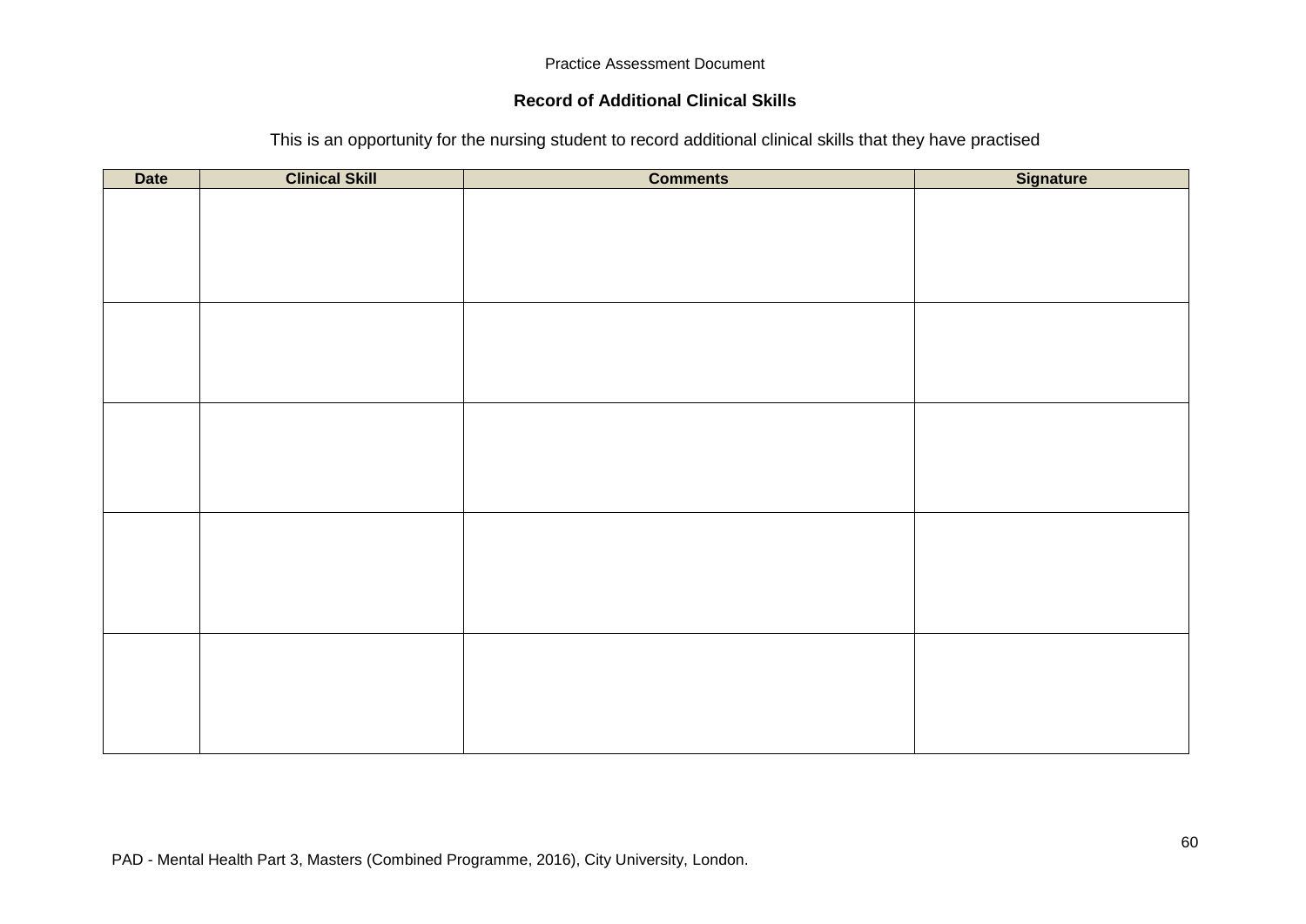Practice Assessment Document

**Record of Additional Clinical Skills**

This is an opportunity for the nursing student to record additional clinical skills that they have practised

| Date | Clinical Skill | Comments | Signature |
|---|---|---|---|
| | | | |
| | | | |
| | | | |
| | | | |
| | | | |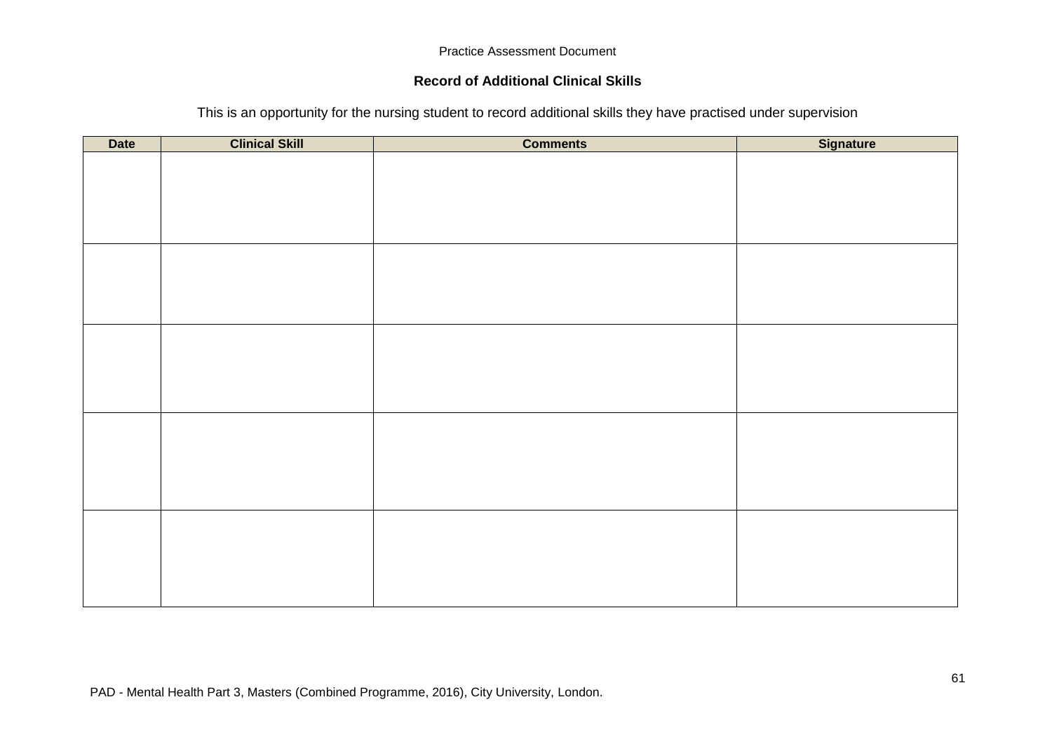## Record of Additional Clinical Skills

This is an opportunity for the nursing student to record additional skills they have practised under supervision

| Date | Clinical Skill | Comments | Signature |
|---|---|---|---|
| | | | |
| | | | |
| | | | |
| | | | |
| | | | |

PAD - Mental Health Part 3, Masters (Combined Programme, 2016), City University, London.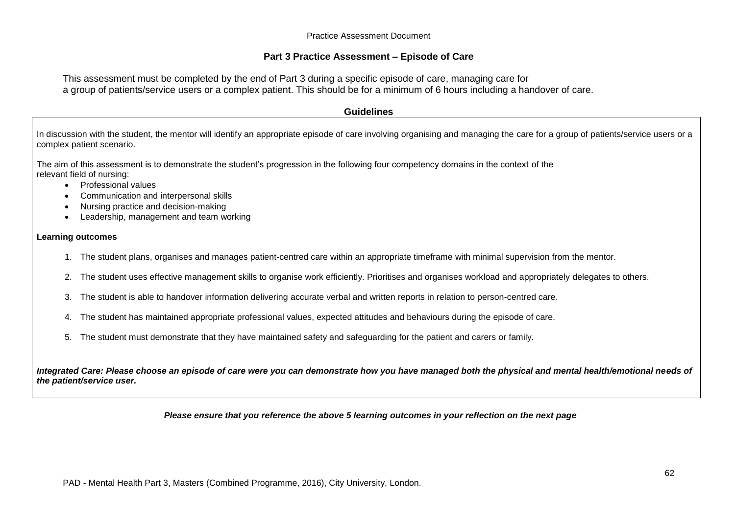## Part 3 Practice Assessment – Episode of Care

This assessment must be completed by the end of Part 3 during a specific episode of care, managing care for a group of patients/service users or a complex patient. This should be for a minimum of 6 hours including a handover of care.

### Guidelines

In discussion with the student, the mentor will identify an appropriate episode of care involving organising and managing the care for a group of patients/service users or a complex patient scenario.

The aim of this assessment is to demonstrate the student's progression in the following four competency domains in the context of the relevant field of nursing:

- Professional values
- Communication and interpersonal skills
- Nursing practice and decision-making
- Leadership, management and team working

**Learning outcomes**

1. The student plans, organises and manages patient-centred care within an appropriate timeframe with minimal supervision from the mentor.
2. The student uses effective management skills to organise work efficiently. Prioritises and organises workload and appropriately delegates to others.
3. The student is able to handover information delivering accurate verbal and written reports in relation to person-centred care.
4. The student has maintained appropriate professional values, expected attitudes and behaviours during the episode of care.
5. The student must demonstrate that they have maintained safety and safeguarding for the patient and carers or family.

***Integrated Care: Please choose an episode of care were you can demonstrate how you have managed both the physical and mental health/emotional needs of the patient/service user.***

***Please ensure that you reference the above 5 learning outcomes in your reflection on the next page***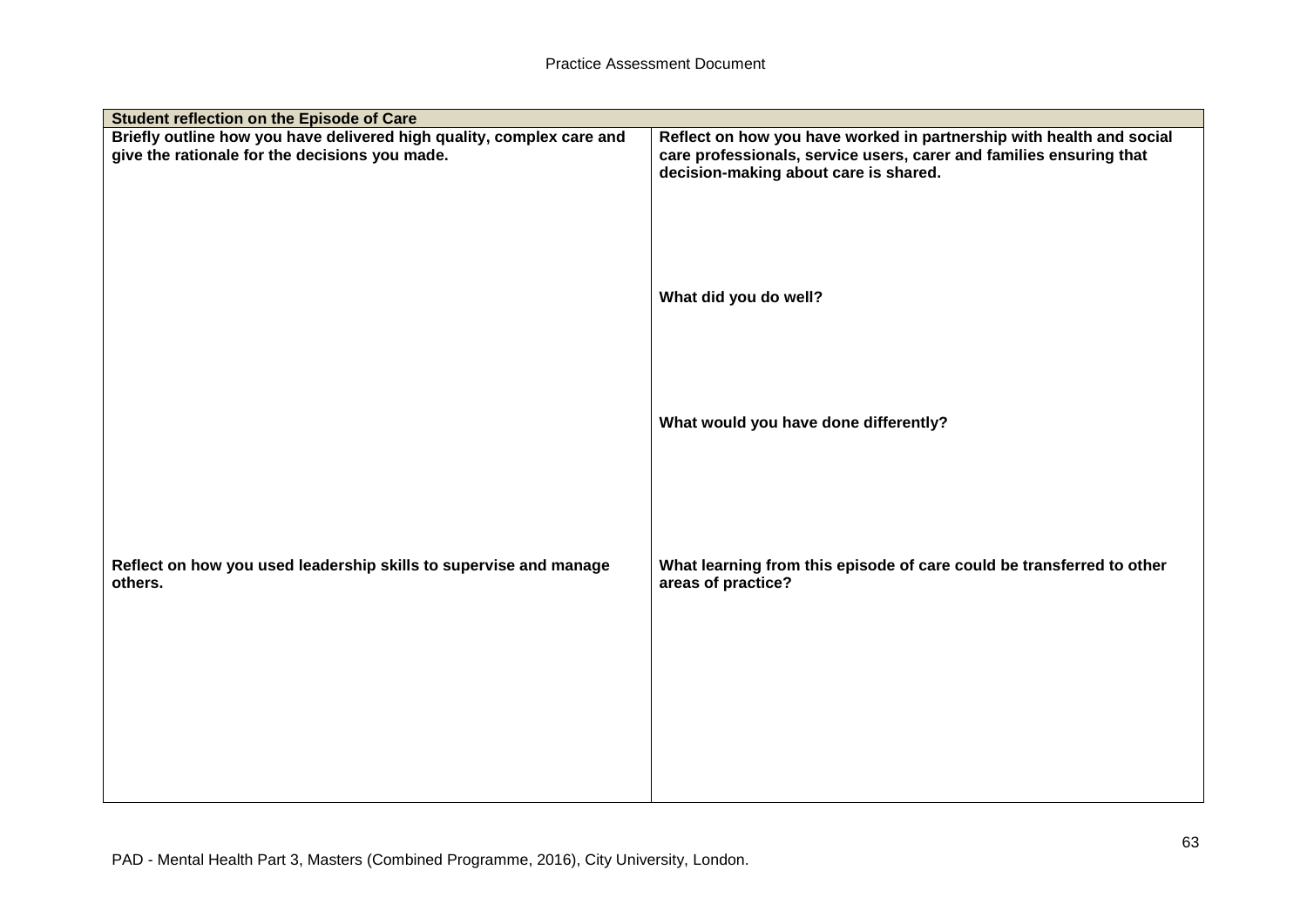| Student reflection on the Episode of Care | |
|---|---|
| **Briefly outline how you have delivered high quality, complex care and give the rationale for the decisions you made.**<br><br><br><br><br><br><br><br><br><br>**Reflect on how you used leadership skills to supervise and manage others.** | **Reflect on how you have worked in partnership with health and social care professionals, service users, carer and families ensuring that decision-making about care is shared.**<br><br><br><br>**What did you do well?**<br><br><br><br>**What would you have done differently?**<br><br><br><br>**What learning from this episode of care could be transferred to other areas of practice?** |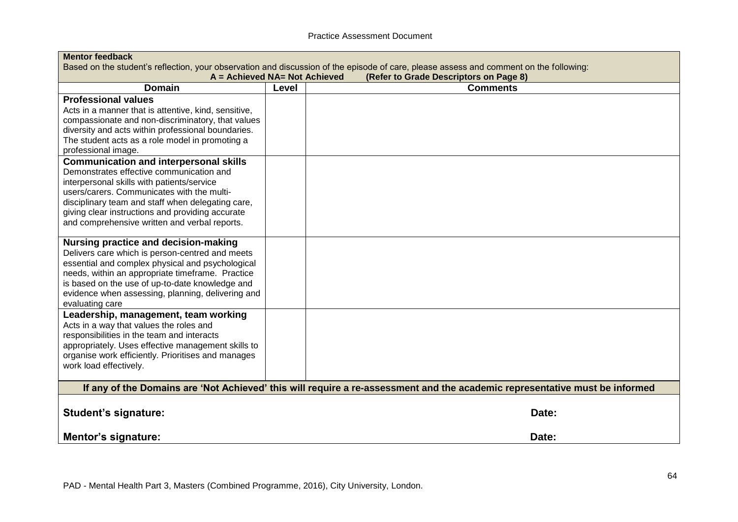| **Mentor feedback**<br>Based on the student's reflection, your observation and discussion of the episode of care, please assess and comment on the following:<br>**A = Achieved NA= Not Achieved (Refer to Grade Descriptors on Page 8)** | | |
|---|---|---|
| **Domain** | **Level** | **Comments** |
| **Professional values**<br>Acts in a manner that is attentive, kind, sensitive, compassionate and non-discriminatory, that values diversity and acts within professional boundaries. The student acts as a role model in promoting a professional image. | | |
| **Communication and interpersonal skills**<br>Demonstrates effective communication and interpersonal skills with patients/service users/carers. Communicates with the multi-disciplinary team and staff when delegating care, giving clear instructions and providing accurate and comprehensive written and verbal reports. | | |
| **Nursing practice and decision-making**<br>Delivers care which is person-centred and meets essential and complex physical and psychological needs, within an appropriate timeframe. Practice is based on the use of up-to-date knowledge and evidence when assessing, planning, delivering and evaluating care | | |
| **Leadership, management, team working**<br>Acts in a way that values the roles and responsibilities in the team and interacts appropriately. Uses effective management skills to organise work efficiently. Prioritises and manages work load effectively. | | |
| **If any of the Domains are 'Not Achieved' this will require a re-assessment and the academic representative must be informed** | | |
| **Student's signature:** | | **Date:** |
| **Mentor's signature:** | | **Date:** |

PAD - Mental Health Part 3, Masters (Combined Programme, 2016), City University, London.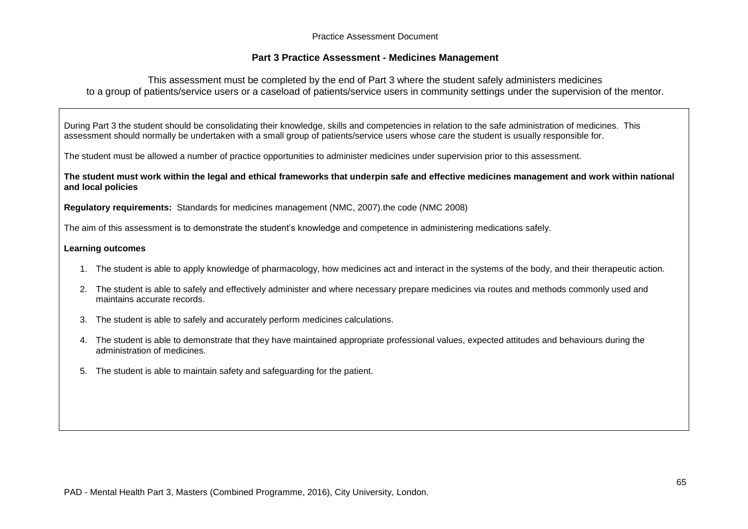## Part 3 Practice Assessment - Medicines Management

This assessment must be completed by the end of Part 3 where the student safely administers medicines to a group of patients/service users or a caseload of patients/service users in community settings under the supervision of the mentor.

During Part 3 the student should be consolidating their knowledge, skills and competencies in relation to the safe administration of medicines. This assessment should normally be undertaken with a small group of patients/service users whose care the student is usually responsible for.

The student must be allowed a number of practice opportunities to administer medicines under supervision prior to this assessment.

**The student must work within the legal and ethical frameworks that underpin safe and effective medicines management and work within national and local policies**

**Regulatory requirements:** Standards for medicines management (NMC, 2007).the code (NMC 2008)

The aim of this assessment is to demonstrate the student's knowledge and competence in administering medications safely.

**Learning outcomes**

1. The student is able to apply knowledge of pharmacology, how medicines act and interact in the systems of the body, and their therapeutic action.
2. The student is able to safely and effectively administer and where necessary prepare medicines via routes and methods commonly used and maintains accurate records.
3. The student is able to safely and accurately perform medicines calculations.
4. The student is able to demonstrate that they have maintained appropriate professional values, expected attitudes and behaviours during the administration of medicines.
5. The student is able to maintain safety and safeguarding for the patient.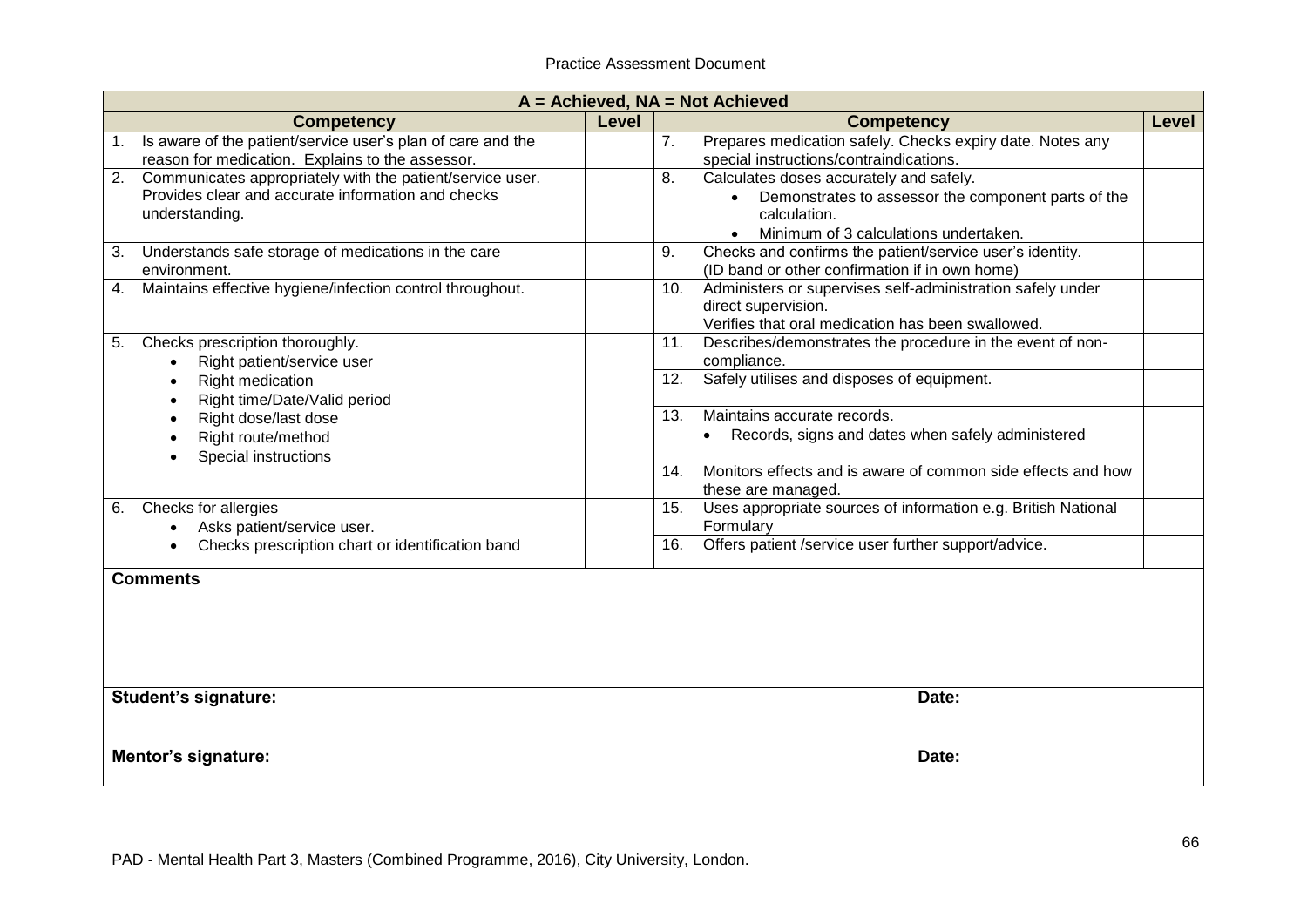| A = Achieved, NA = Not Achieved | | | |
|---|---|---|---|
| **Competency** | **Level** | **Competency** | **Level** |
| 1. Is aware of the patient/service user's plan of care and the reason for medication. Explains to the assessor. | | 7. Prepares medication safely. Checks expiry date. Notes any special instructions/contraindications. | |
| 2. Communicates appropriately with the patient/service user. Provides clear and accurate information and checks understanding. | | 8. Calculates doses accurately and safely. <br>• Demonstrates to assessor the component parts of the calculation. <br>• Minimum of 3 calculations undertaken. | |
| 3. Understands safe storage of medications in the care environment. | | 9. Checks and confirms the patient/service user's identity. (ID band or other confirmation if in own home) | |
| 4. Maintains effective hygiene/infection control throughout. | | 10. Administers or supervises self-administration safely under direct supervision. Verifies that oral medication has been swallowed. | |
| 5. Checks prescription thoroughly. <br>• Right patient/service user <br>• Right medication <br>• Right time/Date/Valid period <br>• Right dose/last dose <br>• Right route/method <br>• Special instructions | | 11. Describes/demonstrates the procedure in the event of non-compliance. | |
| | | 12. Safely utilises and disposes of equipment. | |
| | | 13. Maintains accurate records. <br>• Records, signs and dates when safely administered | |
| | | 14. Monitors effects and is aware of common side effects and how these are managed. | |
| 6. Checks for allergies <br>• Asks patient/service user. <br>• Checks prescription chart or identification band | | 15. Uses appropriate sources of information e.g. British National Formulary | |
| | | 16. Offers patient /service user further support/advice. | |

**Comments**

**Student's signature:** **Date:**

**Mentor's signature:** **Date:**

PAD - Mental Health Part 3, Masters (Combined Programme, 2016), City University, London.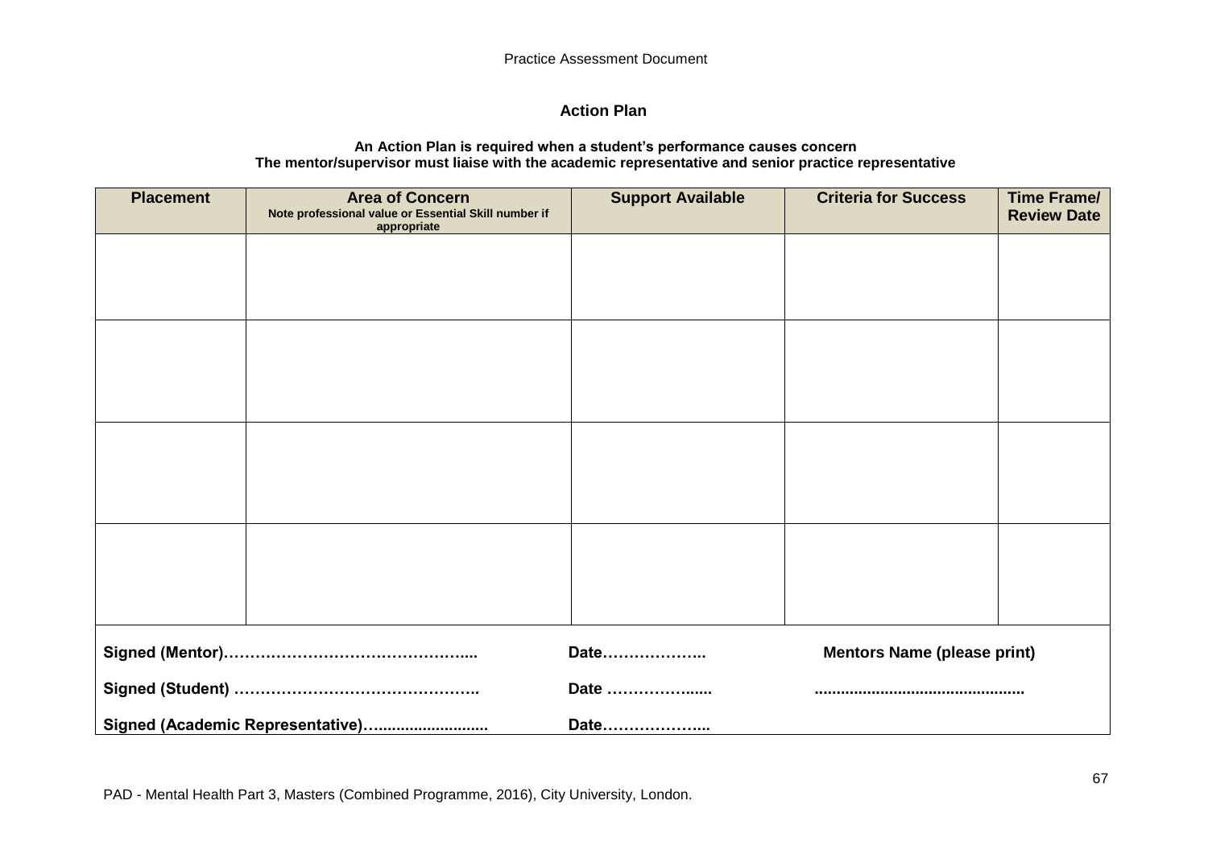## Action Plan

**An Action Plan is required when a student's performance causes concern**
**The mentor/supervisor must liaise with the academic representative and senior practice representative**

| Placement | Area of Concern<br>Note professional value or Essential Skill number if appropriate | Support Available | Criteria for Success | Time Frame/ Review Date |
|---|---|---|---|---|
| | | | | |
| | | | | |
| | | | | |
| | | | | |

**Signed (Mentor)…………………………………………....** **Date………………..** **Mentors Name (please print)**

**Signed (Student) ……………………………………….** **Date ……………......** **..............................................**

**Signed (Academic Representative)….........................** **Date………………..**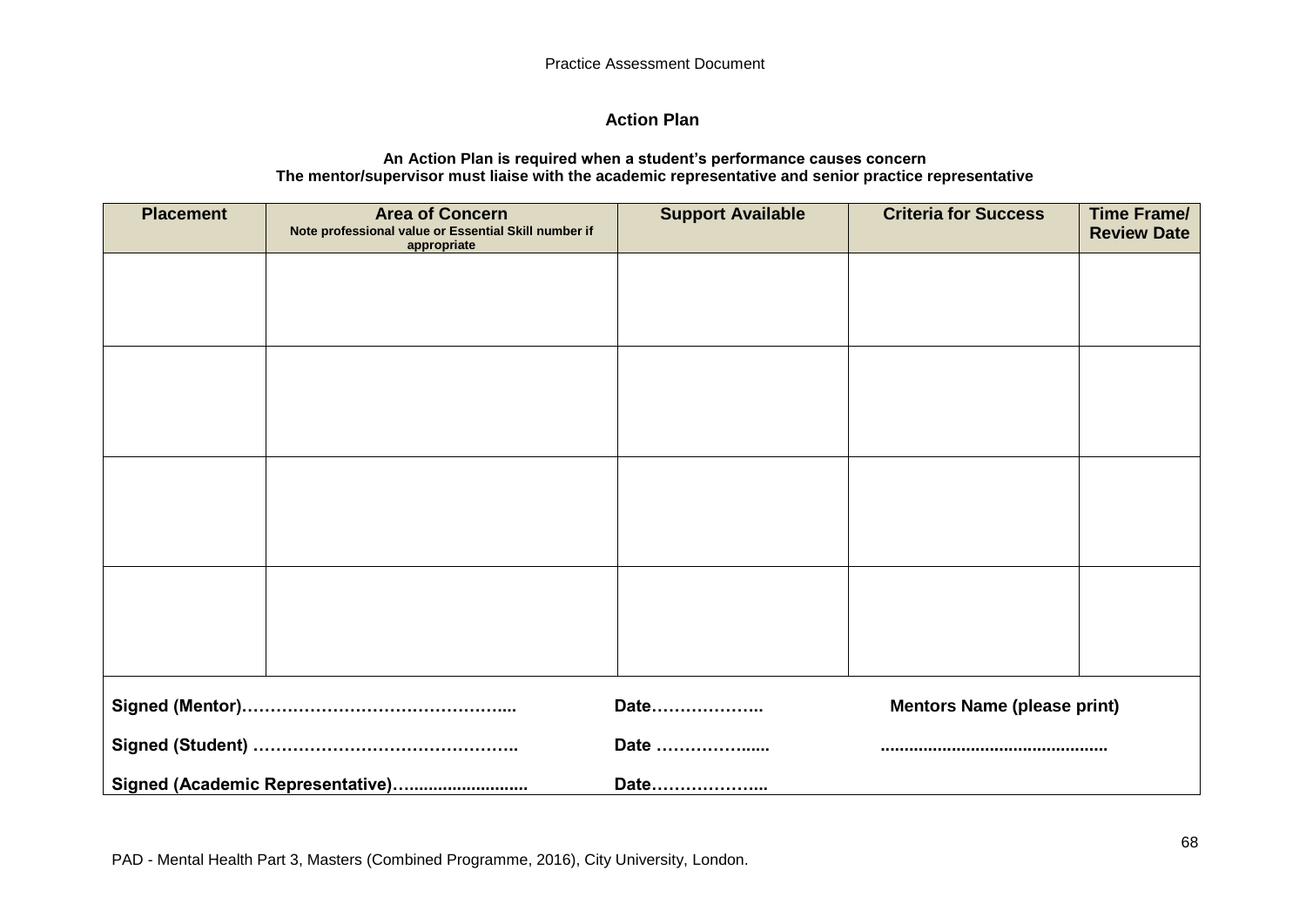## Action Plan

**An Action Plan is required when a student's performance causes concern**
**The mentor/supervisor must liaise with the academic representative and senior practice representative**

| Placement | Area of Concern<br>Note professional value or Essential Skill number if appropriate | Support Available | Criteria for Success | Time Frame/ Review Date |
|---|---|---|---|---|
| | | | | |
| | | | | |
| | | | | |
| | | | | |

**Signed (Mentor)…………………………………………....** **Date………………..** **Mentors Name (please print)**

**Signed (Student) ……………………………………….** **Date ………………......** **...............................................**

**Signed (Academic Representative)…........................** **Date………………..**

PAD - Mental Health Part 3, Masters (Combined Programme, 2016), City University, London.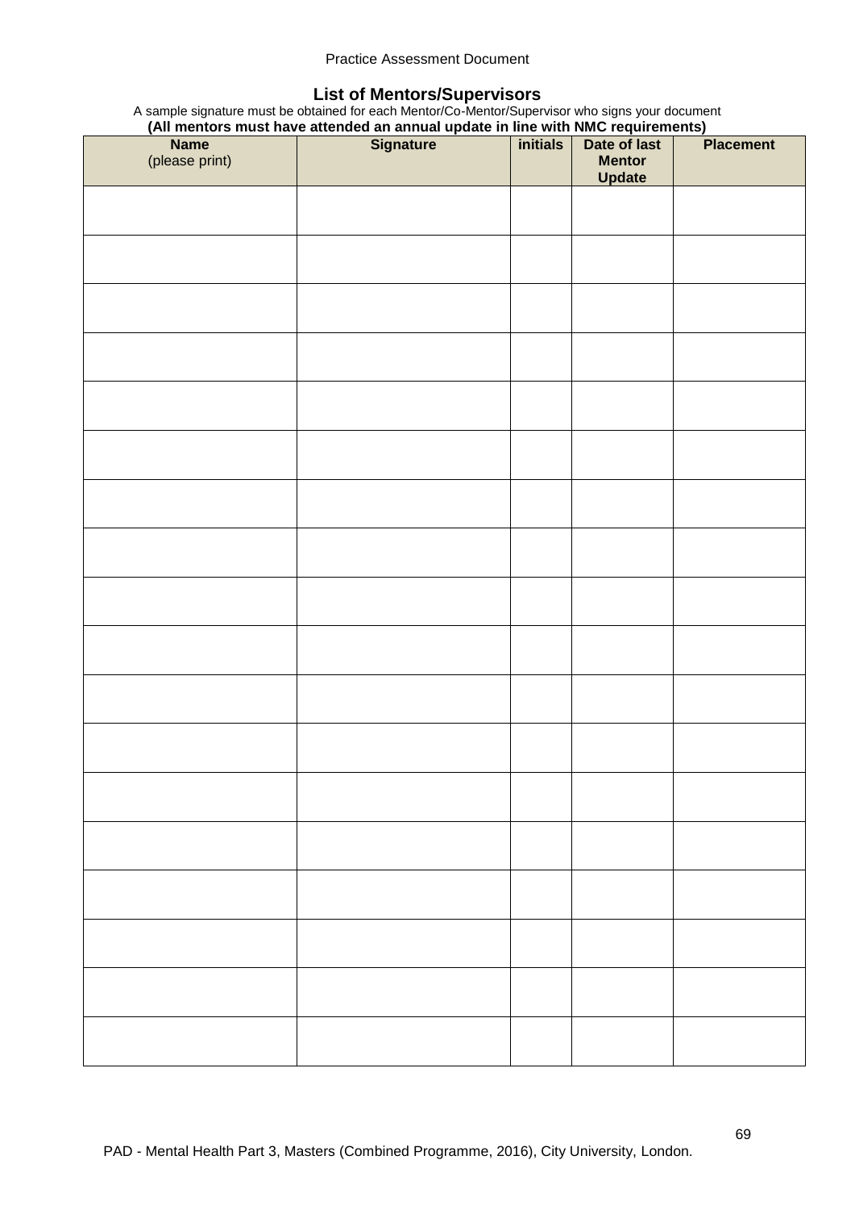## List of Mentors/Supervisors

A sample signature must be obtained for each Mentor/Co-Mentor/Supervisor who signs your document

**(All mentors must have attended an annual update in line with NMC requirements)**

| **Name** (please print) | **Signature** | **initials** | **Date of last Mentor Update** | **Placement** |
|---|---|---|---|---|
| | | | | |
| | | | | |
| | | | | |
| | | | | |
| | | | | |
| | | | | |
| | | | | |
| | | | | |
| | | | | |
| | | | | |
| | | | | |
| | | | | |
| | | | | |
| | | | | |
| | | | | |
| | | | | |
| | | | | |
| | | | | |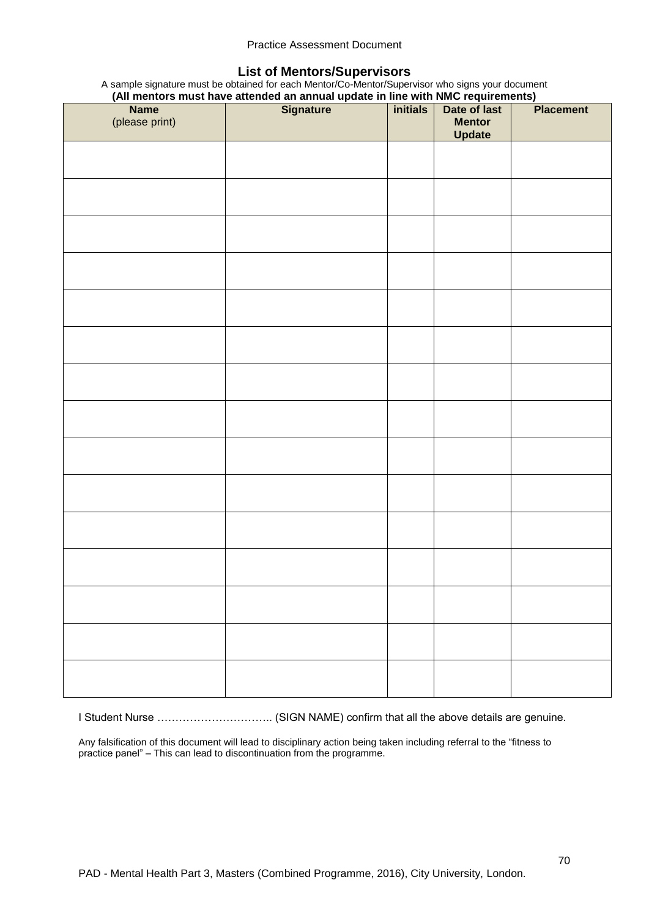## List of Mentors/Supervisors

A sample signature must be obtained for each Mentor/Co-Mentor/Supervisor who signs your document

**(All mentors must have attended an annual update in line with NMC requirements)**

| **Name** (please print) | **Signature** | **initials** | **Date of last Mentor Update** | **Placement** |
|---|---|---|---|---|
| | | | | |
| | | | | |
| | | | | |
| | | | | |
| | | | | |
| | | | | |
| | | | | |
| | | | | |
| | | | | |
| | | | | |
| | | | | |
| | | | | |
| | | | | |
| | | | | |
| | | | | |

I Student Nurse ………………………….. (SIGN NAME) confirm that all the above details are genuine.

Any falsification of this document will lead to disciplinary action being taken including referral to the "fitness to practice panel" – This can lead to discontinuation from the programme.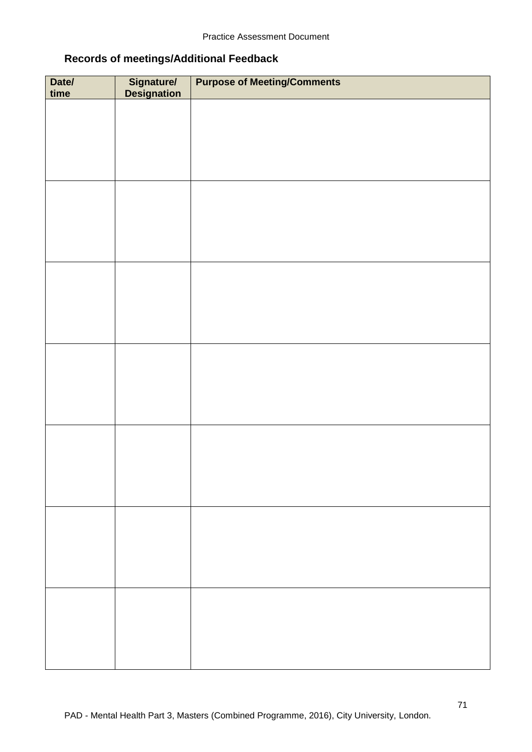## Records of meetings/Additional Feedback

| Date/ time | Signature/ Designation | Purpose of Meeting/Comments |
|---|---|---|
| | | |
| | | |
| | | |
| | | |
| | | |
| | | |
| | | |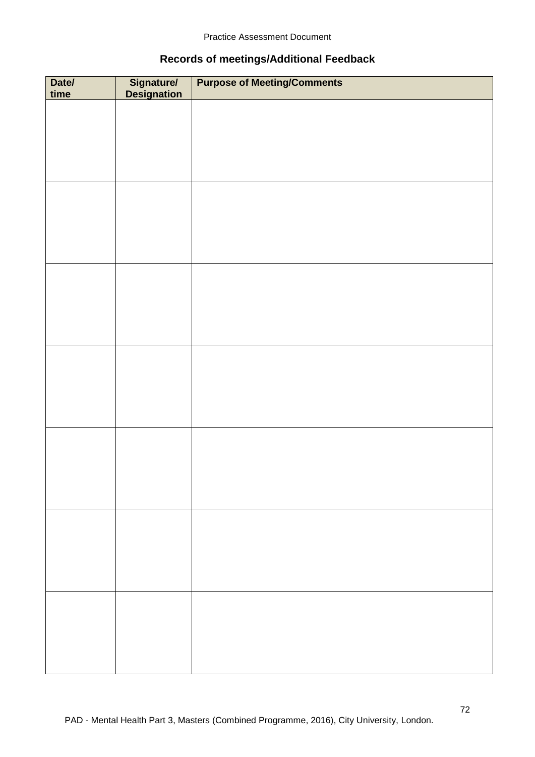## Records of meetings/Additional Feedback

| Date/ time | Signature/ Designation | Purpose of Meeting/Comments |
|---|---|---|
| | | |
| | | |
| | | |
| | | |
| | | |
| | | |
| | | |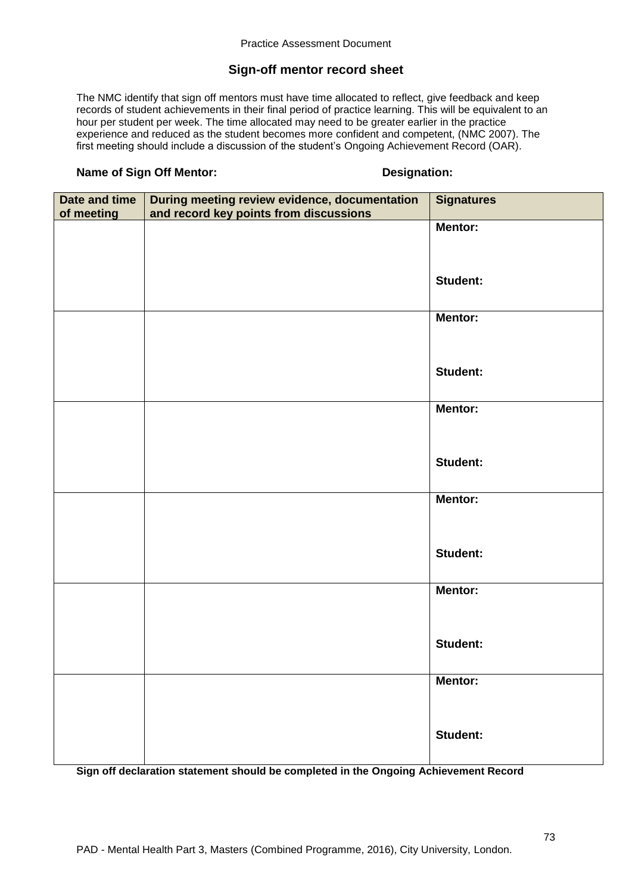## Sign-off mentor record sheet

The NMC identify that sign off mentors must have time allocated to reflect, give feedback and keep records of student achievements in their final period of practice learning. This will be equivalent to an hour per student per week. The time allocated may need to be greater earlier in the practice experience and reduced as the student becomes more confident and competent, (NMC 2007). The first meeting should include a discussion of the student's Ongoing Achievement Record (OAR).

**Name of Sign Off Mentor:** **Designation:**

| Date and time of meeting | During meeting review evidence, documentation and record key points from discussions | Signatures |
|---|---|---|
| | | **Mentor:**<br><br>**Student:** |
| | | **Mentor:**<br><br>**Student:** |
| | | **Mentor:**<br><br>**Student:** |
| | | **Mentor:**<br><br>**Student:** |
| | | **Mentor:**<br><br>**Student:** |
| | | **Mentor:**<br><br>**Student:** |

**Sign off declaration statement should be completed in the Ongoing Achievement Record**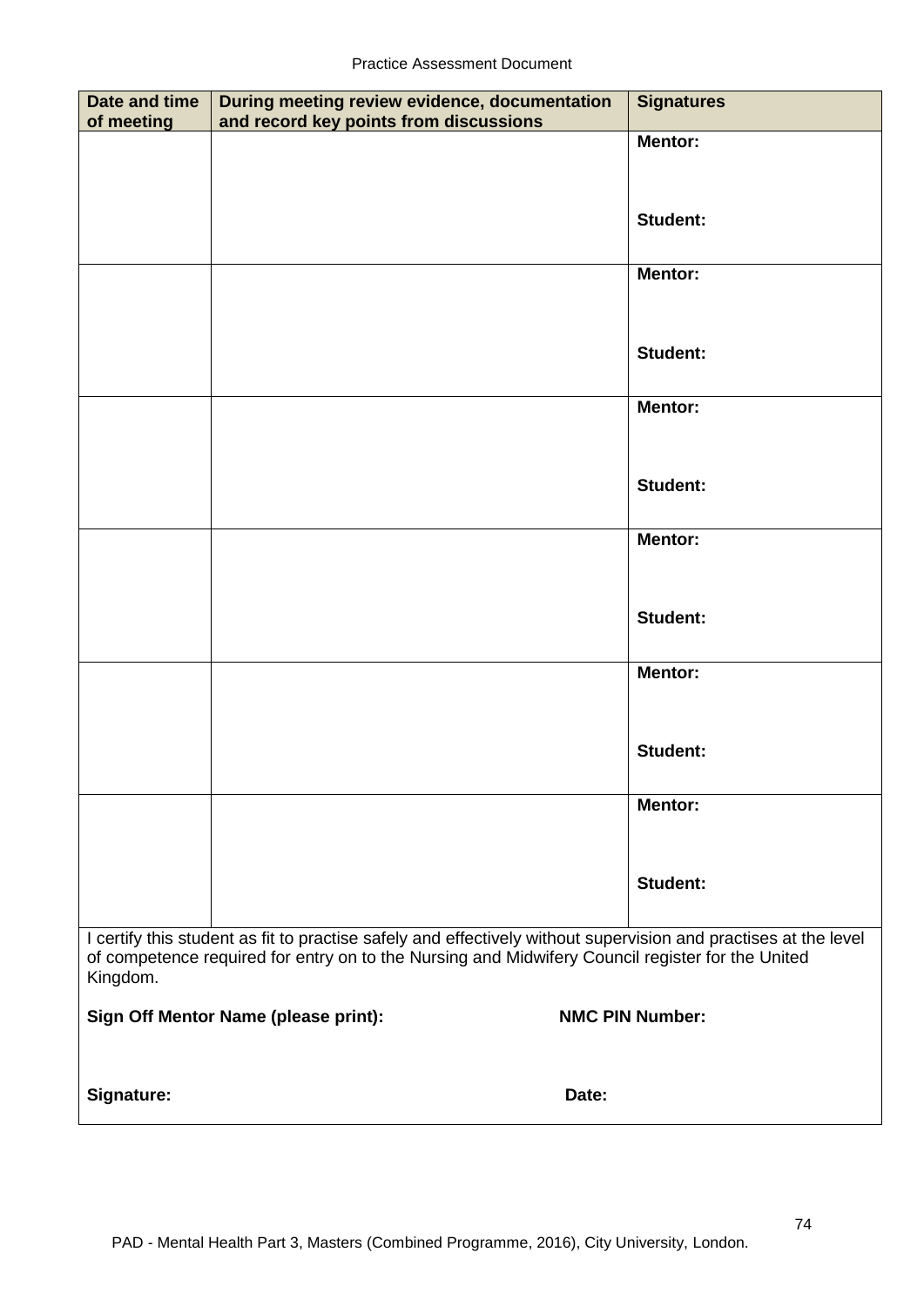| Date and time of meeting | During meeting review evidence, documentation and record key points from discussions | Signatures |
|---|---|---|
| | | **Mentor:**<br><br>**Student:** |
| | | **Mentor:**<br><br>**Student:** |
| | | **Mentor:**<br><br>**Student:** |
| | | **Mentor:**<br><br>**Student:** |
| | | **Mentor:**<br><br>**Student:** |
| | | **Mentor:**<br><br>**Student:** |

I certify this student as fit to practise safely and effectively without supervision and practises at the level of competence required for entry on to the Nursing and Midwifery Council register for the United Kingdom.

**Sign Off Mentor Name (please print):** **NMC PIN Number:**

**Signature:** **Date:**

PAD - Mental Health Part 3, Masters (Combined Programme, 2016), City University, London.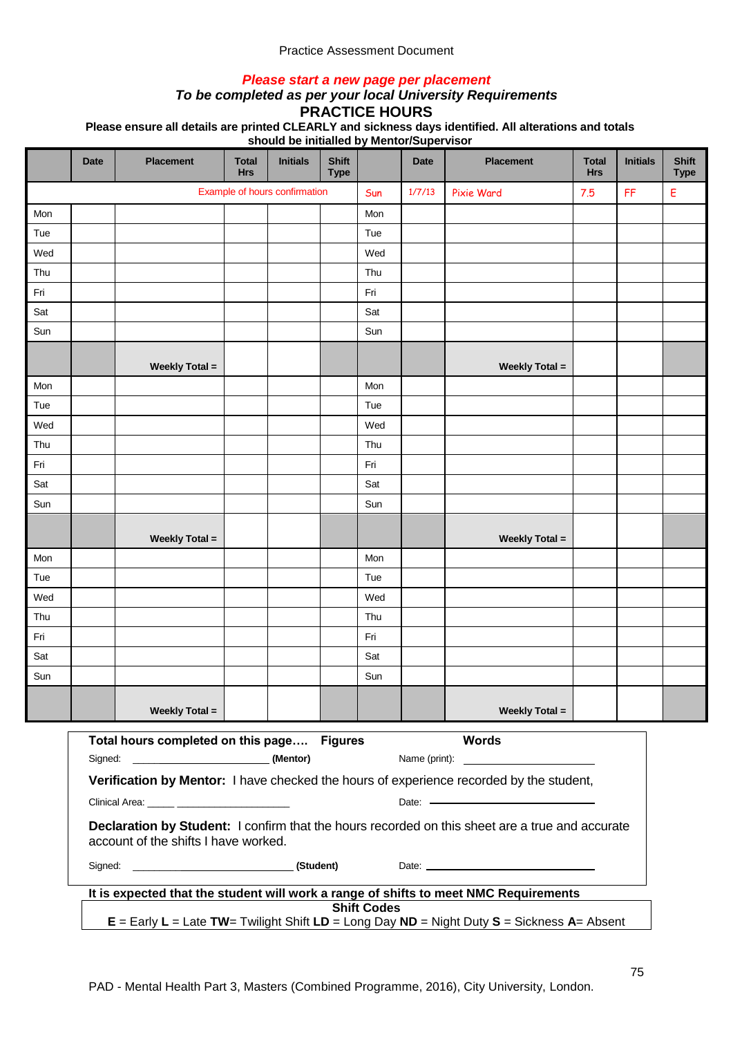Practice Assessment Document

***Please start a new page per placement***

***To be completed as per your local University Requirements***

## PRACTICE HOURS

**Please ensure all details are printed CLEARLY and sickness days identified. All alterations and totals should be initialled by Mentor/Supervisor**

| | Date | Placement | Total Hrs | Initials | Shift Type | | Date | Placement | Total Hrs | Initials | Shift Type |
|---|---|---|---|---|---|---|---|---|---|---|---|
| | | Example of hours confirmation | | | | Sun | 1/7/13 | Pixie Ward | 7.5 | FF | E |
| Mon | | | | | | Mon | | | | | |
| Tue | | | | | | Tue | | | | | |
| Wed | | | | | | Wed | | | | | |
| Thu | | | | | | Thu | | | | | |
| Fri | | | | | | Fri | | | | | |
| Sat | | | | | | Sat | | | | | |
| Sun | | | | | | Sun | | | | | |
| | | **Weekly Total =** | | | | | | **Weekly Total =** | | | |
| Mon | | | | | | Mon | | | | | |
| Tue | | | | | | Tue | | | | | |
| Wed | | | | | | Wed | | | | | |
| Thu | | | | | | Thu | | | | | |
| Fri | | | | | | Fri | | | | | |
| Sat | | | | | | Sat | | | | | |
| Sun | | | | | | Sun | | | | | |
| | | **Weekly Total =** | | | | | | **Weekly Total =** | | | |
| Mon | | | | | | Mon | | | | | |
| Tue | | | | | | Tue | | | | | |
| Wed | | | | | | Wed | | | | | |
| Thu | | | | | | Thu | | | | | |
| Fri | | | | | | Fri | | | | | |
| Sat | | | | | | Sat | | | | | |
| Sun | | | | | | Sun | | | | | |
| | | **Weekly Total =** | | | | | | **Weekly Total =** | | | |

**Total hours completed on this page…. Figures** **Words**

Signed: ______________________ **(Mentor)** Name (print): ______________________

**Verification by Mentor:** I have checked the hours of experience recorded by the student,

Clinical Area: _____ ____________________ Date: ______________________

**Declaration by Student:** I confirm that the hours recorded on this sheet are a true and accurate account of the shifts I have worked.

Signed: ___________________________ **(Student)** Date: ______________________

**It is expected that the student will work a range of shifts to meet NMC Requirements**

**Shift Codes**

**E** = Early **L** = Late **TW**= Twilight Shift **LD** = Long Day **ND** = Night Duty **S** = Sickness **A**= Absent

PAD - Mental Health Part 3, Masters (Combined Programme, 2016), City University, London.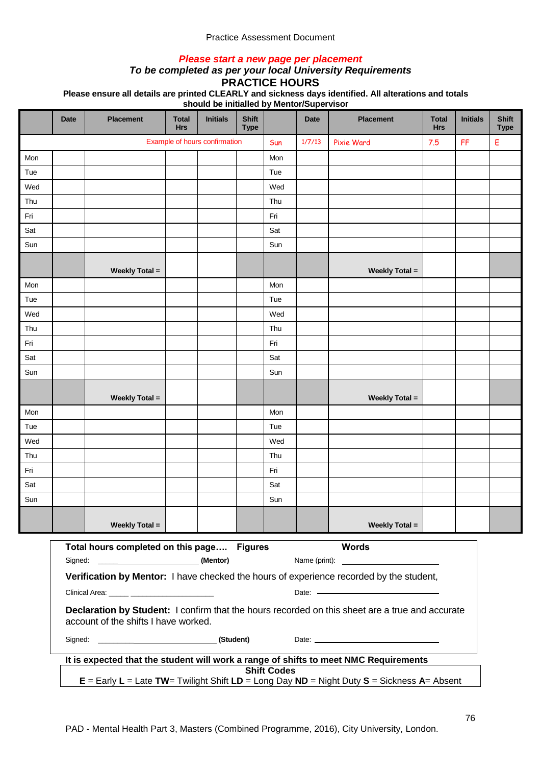Practice Assessment Document

***Please start a new page per placement***

***To be completed as per your local University Requirements***

# PRACTICE HOURS

**Please ensure all details are printed CLEARLY and sickness days identified. All alterations and totals should be initialled by Mentor/Supervisor**

| | Date | Placement | Total Hrs | Initials | Shift Type | | Date | Placement | Total Hrs | Initials | Shift Type |
|---|---|---|---|---|---|---|---|---|---|---|---|
| Example of hours confirmation | | | | | | Sun | 1/7/13 | Pixie Ward | 7.5 | FF | E |
| Mon | | | | | | Mon | | | | | |
| Tue | | | | | | Tue | | | | | |
| Wed | | | | | | Wed | | | | | |
| Thu | | | | | | Thu | | | | | |
| Fri | | | | | | Fri | | | | | |
| Sat | | | | | | Sat | | | | | |
| Sun | | | | | | Sun | | | | | |
| | | **Weekly Total =** | | | | | | **Weekly Total =** | | | |
| Mon | | | | | | Mon | | | | | |
| Tue | | | | | | Tue | | | | | |
| Wed | | | | | | Wed | | | | | |
| Thu | | | | | | Thu | | | | | |
| Fri | | | | | | Fri | | | | | |
| Sat | | | | | | Sat | | | | | |
| Sun | | | | | | Sun | | | | | |
| | | **Weekly Total =** | | | | | | **Weekly Total =** | | | |
| Mon | | | | | | Mon | | | | | |
| Tue | | | | | | Tue | | | | | |
| Wed | | | | | | Wed | | | | | |
| Thu | | | | | | Thu | | | | | |
| Fri | | | | | | Fri | | | | | |
| Sat | | | | | | Sat | | | | | |
| Sun | | | | | | Sun | | | | | |
| | | **Weekly Total =** | | | | | | **Weekly Total =** | | | |

**Total hours completed on this page….** **Figures** **Words**

Signed: ______________________ **(Mentor)** Name (print): ______________________

**Verification by Mentor:** I have checked the hours of experience recorded by the student,

Clinical Area: _____ ____________________ Date: ______________________

**Declaration by Student:** I confirm that the hours recorded on this sheet are a true and accurate account of the shifts I have worked.

Signed: __________________________ **(Student)** Date: ______________________

**It is expected that the student will work a range of shifts to meet NMC Requirements**

**Shift Codes**

**E** = Early **L** = Late **TW**= Twilight Shift **LD** = Long Day **ND** = Night Duty **S** = Sickness **A**= Absent

PAD - Mental Health Part 3, Masters (Combined Programme, 2016), City University, London.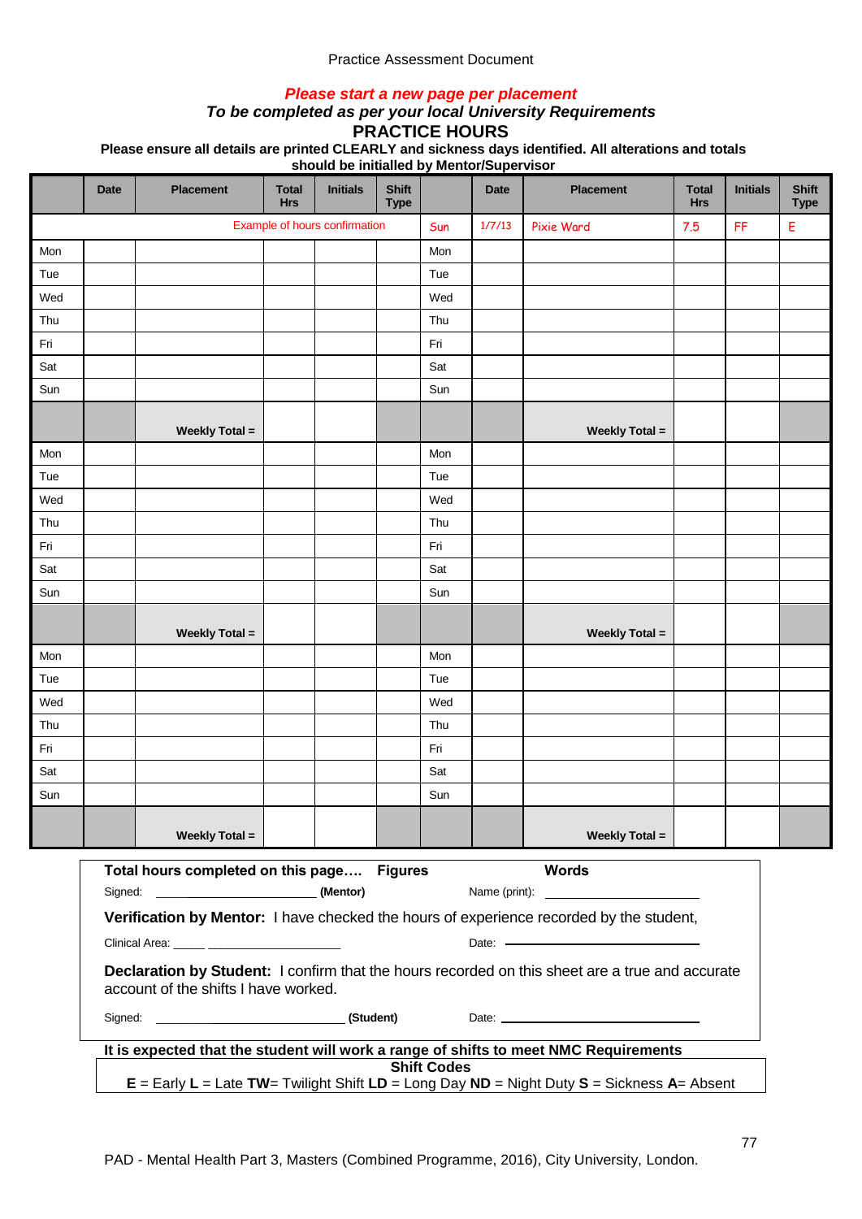Practice Assessment Document

***Please start a new page per placement***

***To be completed as per your local University Requirements***

## PRACTICE HOURS

**Please ensure all details are printed CLEARLY and sickness days identified. All alterations and totals should be initialled by Mentor/Supervisor**

| | Date | Placement | Total Hrs | Initials | Shift Type | | Date | Placement | Total Hrs | Initials | Shift Type |
|---|---|---|---|---|---|---|---|---|---|---|---|
| | | Example of hours confirmation | | | | Sun | 1/7/13 | Pixie Ward | 7.5 | FF | E |
| Mon | | | | | | Mon | | | | | |
| Tue | | | | | | Tue | | | | | |
| Wed | | | | | | Wed | | | | | |
| Thu | | | | | | Thu | | | | | |
| Fri | | | | | | Fri | | | | | |
| Sat | | | | | | Sat | | | | | |
| Sun | | | | | | Sun | | | | | |
| | | **Weekly Total =** | | | | | | **Weekly Total =** | | | |
| Mon | | | | | | Mon | | | | | |
| Tue | | | | | | Tue | | | | | |
| Wed | | | | | | Wed | | | | | |
| Thu | | | | | | Thu | | | | | |
| Fri | | | | | | Fri | | | | | |
| Sat | | | | | | Sat | | | | | |
| Sun | | | | | | Sun | | | | | |
| | | **Weekly Total =** | | | | | | **Weekly Total =** | | | |
| Mon | | | | | | Mon | | | | | |
| Tue | | | | | | Tue | | | | | |
| Wed | | | | | | Wed | | | | | |
| Thu | | | | | | Thu | | | | | |
| Fri | | | | | | Fri | | | | | |
| Sat | | | | | | Sat | | | | | |
| Sun | | | | | | Sun | | | | | |
| | | **Weekly Total =** | | | | | | **Weekly Total =** | | | |

**Total hours completed on this page…. Figures** **Words**

Signed: ______________________ **(Mentor)** Name (print): ______________________

**Verification by Mentor:** I have checked the hours of experience recorded by the student,

Clinical Area: _____ ____________________ Date: ______________________

**Declaration by Student:** I confirm that the hours recorded on this sheet are a true and accurate account of the shifts I have worked.

Signed: ____________________________ **(Student)** Date: ______________________

**It is expected that the student will work a range of shifts to meet NMC Requirements**

**Shift Codes**

**E** = Early **L** = Late **TW**= Twilight Shift **LD** = Long Day **ND** = Night Duty **S** = Sickness **A**= Absent

PAD - Mental Health Part 3, Masters (Combined Programme, 2016), City University, London.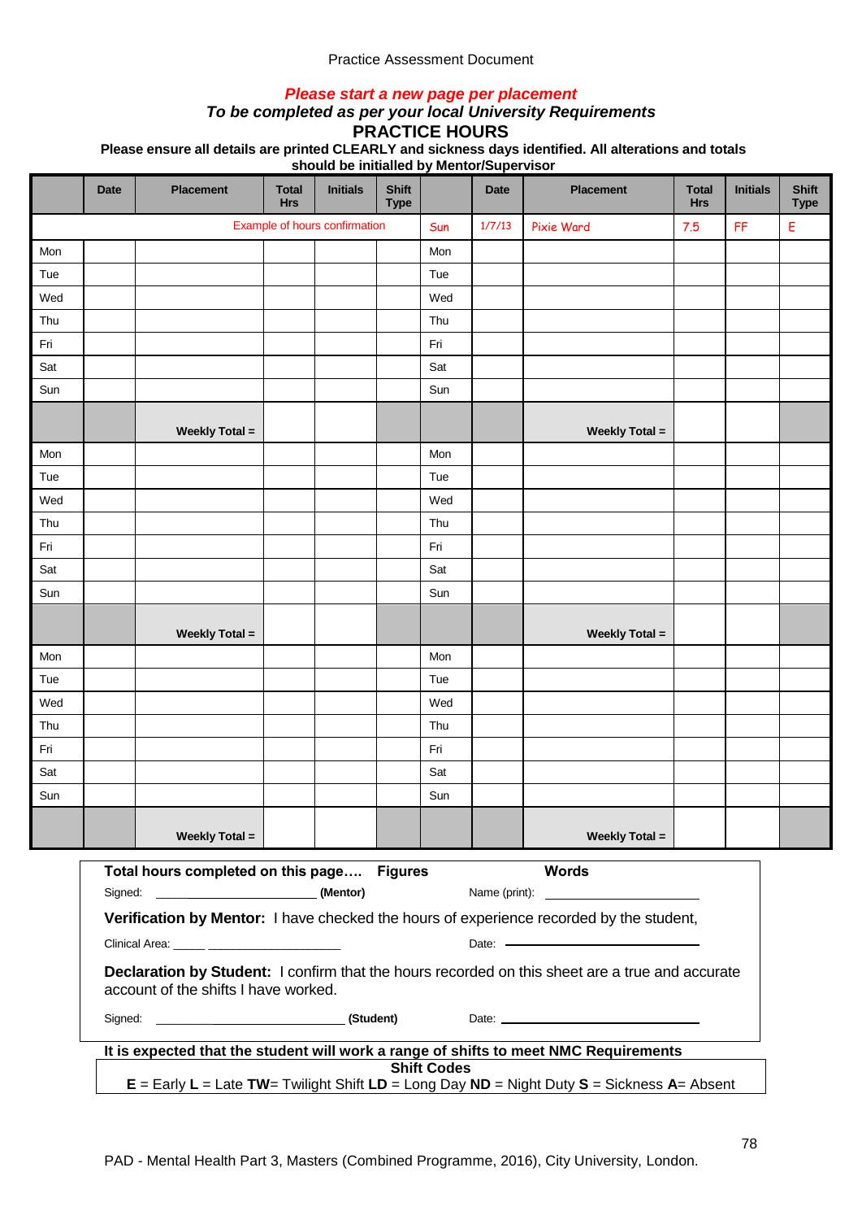Practice Assessment Document

***Please start a new page per placement***

***To be completed as per your local University Requirements***

## PRACTICE HOURS

**Please ensure all details are printed CLEARLY and sickness days identified. All alterations and totals should be initialled by Mentor/Supervisor**

| | Date | Placement | Total Hrs | Initials | Shift Type | | Date | Placement | Total Hrs | Initials | Shift Type |
|---|---|---|---|---|---|---|---|---|---|---|---|
| | | Example of hours confirmation | | | | Sun | 1/7/13 | Pixie Ward | 7.5 | FF | E |
| Mon | | | | | | Mon | | | | | |
| Tue | | | | | | Tue | | | | | |
| Wed | | | | | | Wed | | | | | |
| Thu | | | | | | Thu | | | | | |
| Fri | | | | | | Fri | | | | | |
| Sat | | | | | | Sat | | | | | |
| Sun | | | | | | Sun | | | | | |
| | | **Weekly Total =** | | | | | | **Weekly Total =** | | | |
| Mon | | | | | | Mon | | | | | |
| Tue | | | | | | Tue | | | | | |
| Wed | | | | | | Wed | | | | | |
| Thu | | | | | | Thu | | | | | |
| Fri | | | | | | Fri | | | | | |
| Sat | | | | | | Sat | | | | | |
| Sun | | | | | | Sun | | | | | |
| | | **Weekly Total =** | | | | | | **Weekly Total =** | | | |
| Mon | | | | | | Mon | | | | | |
| Tue | | | | | | Tue | | | | | |
| Wed | | | | | | Wed | | | | | |
| Thu | | | | | | Thu | | | | | |
| Fri | | | | | | Fri | | | | | |
| Sat | | | | | | Sat | | | | | |
| Sun | | | | | | Sun | | | | | |
| | | **Weekly Total =** | | | | | | **Weekly Total =** | | | |

**Total hours completed on this page…. Figures** **Words**

Signed: ______________________ **(Mentor)** Name (print): ______________________

**Verification by Mentor:** I have checked the hours of experience recorded by the student,

Clinical Area: _____ ____________________ Date: ______________________

**Declaration by Student:** I confirm that the hours recorded on this sheet are a true and accurate account of the shifts I have worked.

Signed: ___________________________ **(Student)** Date: ______________________

**It is expected that the student will work a range of shifts to meet NMC Requirements**

**Shift Codes**

**E** = Early **L** = Late **TW**= Twilight Shift **LD** = Long Day **ND** = Night Duty **S** = Sickness **A**= Absent

PAD - Mental Health Part 3, Masters (Combined Programme, 2016), City University, London.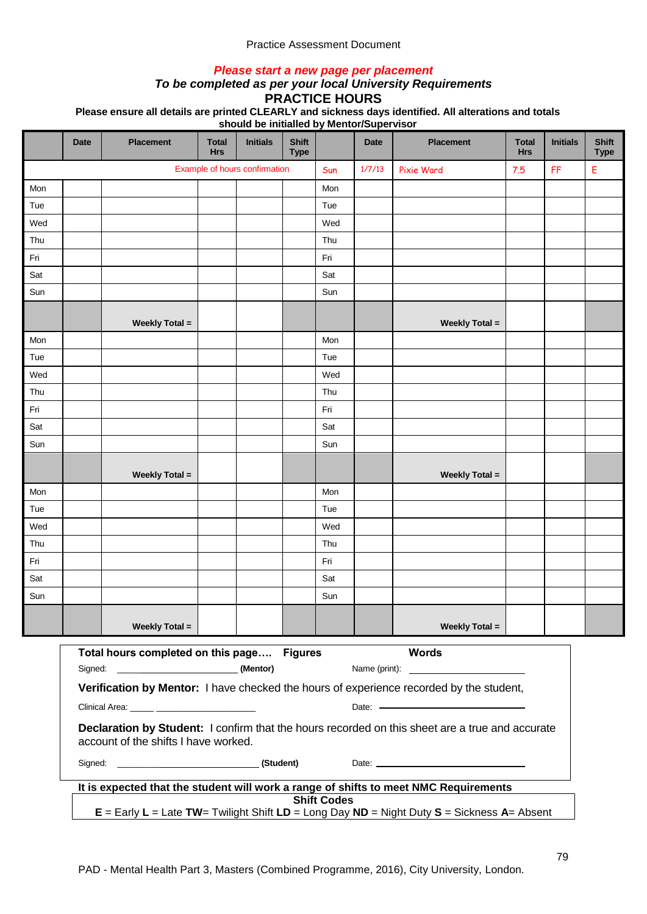Practice Assessment Document

***Please start a new page per placement***

***To be completed as per your local University Requirements***

## PRACTICE HOURS

**Please ensure all details are printed CLEARLY and sickness days identified. All alterations and totals should be initialled by Mentor/Supervisor**

| | Date | Placement | Total Hrs | Initials | Shift Type | | Date | Placement | Total Hrs | Initials | Shift Type |
|---|---|---|---|---|---|---|---|---|---|---|---|
| | | Example of hours confirmation | | | | Sun | 1/7/13 | Pixie Ward | 7.5 | FF | E |
| Mon | | | | | | Mon | | | | | |
| Tue | | | | | | Tue | | | | | |
| Wed | | | | | | Wed | | | | | |
| Thu | | | | | | Thu | | | | | |
| Fri | | | | | | Fri | | | | | |
| Sat | | | | | | Sat | | | | | |
| Sun | | | | | | Sun | | | | | |
| | | **Weekly Total =** | | | | | | **Weekly Total =** | | | |
| Mon | | | | | | Mon | | | | | |
| Tue | | | | | | Tue | | | | | |
| Wed | | | | | | Wed | | | | | |
| Thu | | | | | | Thu | | | | | |
| Fri | | | | | | Fri | | | | | |
| Sat | | | | | | Sat | | | | | |
| Sun | | | | | | Sun | | | | | |
| | | **Weekly Total =** | | | | | | **Weekly Total =** | | | |
| Mon | | | | | | Mon | | | | | |
| Tue | | | | | | Tue | | | | | |
| Wed | | | | | | Wed | | | | | |
| Thu | | | | | | Thu | | | | | |
| Fri | | | | | | Fri | | | | | |
| Sat | | | | | | Sat | | | | | |
| Sun | | | | | | Sun | | | | | |
| | | **Weekly Total =** | | | | | | **Weekly Total =** | | | |

**Total hours completed on this page….** **Figures** **Words**

Signed: ______________________ **(Mentor)** Name (print): ______________________

**Verification by Mentor:** I have checked the hours of experience recorded by the student,

Clinical Area: _____ ____________________ Date: ______________________

**Declaration by Student:** I confirm that the hours recorded on this sheet are a true and accurate account of the shifts I have worked.

Signed: ___________________________ **(Student)** Date: ______________________

**It is expected that the student will work a range of shifts to meet NMC Requirements**

**Shift Codes**

**E** = Early **L** = Late **TW**= Twilight Shift **LD** = Long Day **ND** = Night Duty **S** = Sickness **A**= Absent

PAD - Mental Health Part 3, Masters (Combined Programme, 2016), City University, London.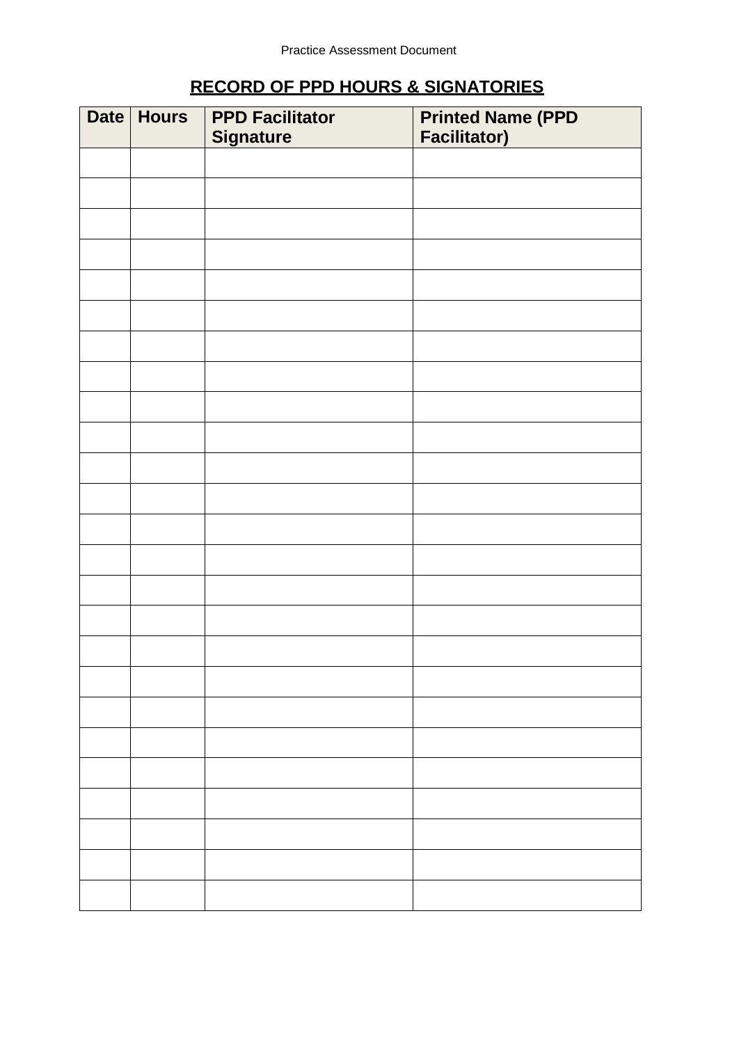## RECORD OF PPD HOURS & SIGNATORIES

| Date | Hours | PPD Facilitator Signature | Printed Name (PPD Facilitator) |
|---|---|---|---|
| | | | |
| | | | |
| | | | |
| | | | |
| | | | |
| | | | |
| | | | |
| | | | |
| | | | |
| | | | |
| | | | |
| | | | |
| | | | |
| | | | |
| | | | |
| | | | |
| | | | |
| | | | |
| | | | |
| | | | |
| | | | |
| | | | |
| | | | |
| | | | |
| | | | |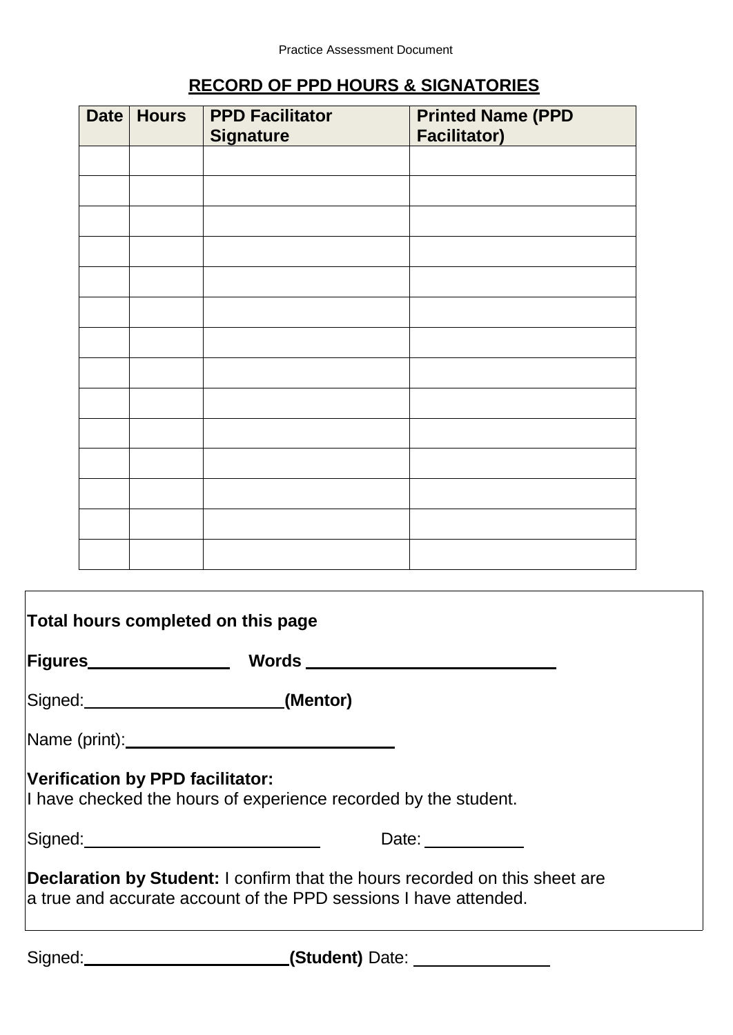## RECORD OF PPD HOURS & SIGNATORIES

| Date | Hours | PPD Facilitator Signature | Printed Name (PPD Facilitator) |
|---|---|---|---|
| | | | |
| | | | |
| | | | |
| | | | |
| | | | |
| | | | |
| | | | |
| | | | |
| | | | |
| | | | |
| | | | |
| | | | |
| | | | |
| | | | |

**Total hours completed on this page**

**Figures**\_\_\_\_\_\_\_\_\_\_\_\_\_\_\_ **Words** \_\_\_\_\_\_\_\_\_\_\_\_\_\_\_\_\_\_\_\_\_\_\_\_\_\_\_

Signed:\_\_\_\_\_\_\_\_\_\_\_\_\_\_\_\_\_\_\_\_\_\_ **(Mentor)**

Name (print):\_\_\_\_\_\_\_\_\_\_\_\_\_\_\_\_\_\_\_\_\_\_\_\_\_\_\_\_\_\_

**Verification by PPD facilitator:**
I have checked the hours of experience recorded by the student.

Signed:\_\_\_\_\_\_\_\_\_\_\_\_\_\_\_\_\_\_\_\_\_\_\_\_\_\_ Date: \_\_\_\_\_\_\_\_\_\_\_

**Declaration by Student:** I confirm that the hours recorded on this sheet are a true and accurate account of the PPD sessions I have attended.

Signed:\_\_\_\_\_\_\_\_\_\_\_\_\_\_\_\_\_\_\_\_\_\_\_ **(Student)** Date: \_\_\_\_\_\_\_\_\_\_\_\_\_\_\_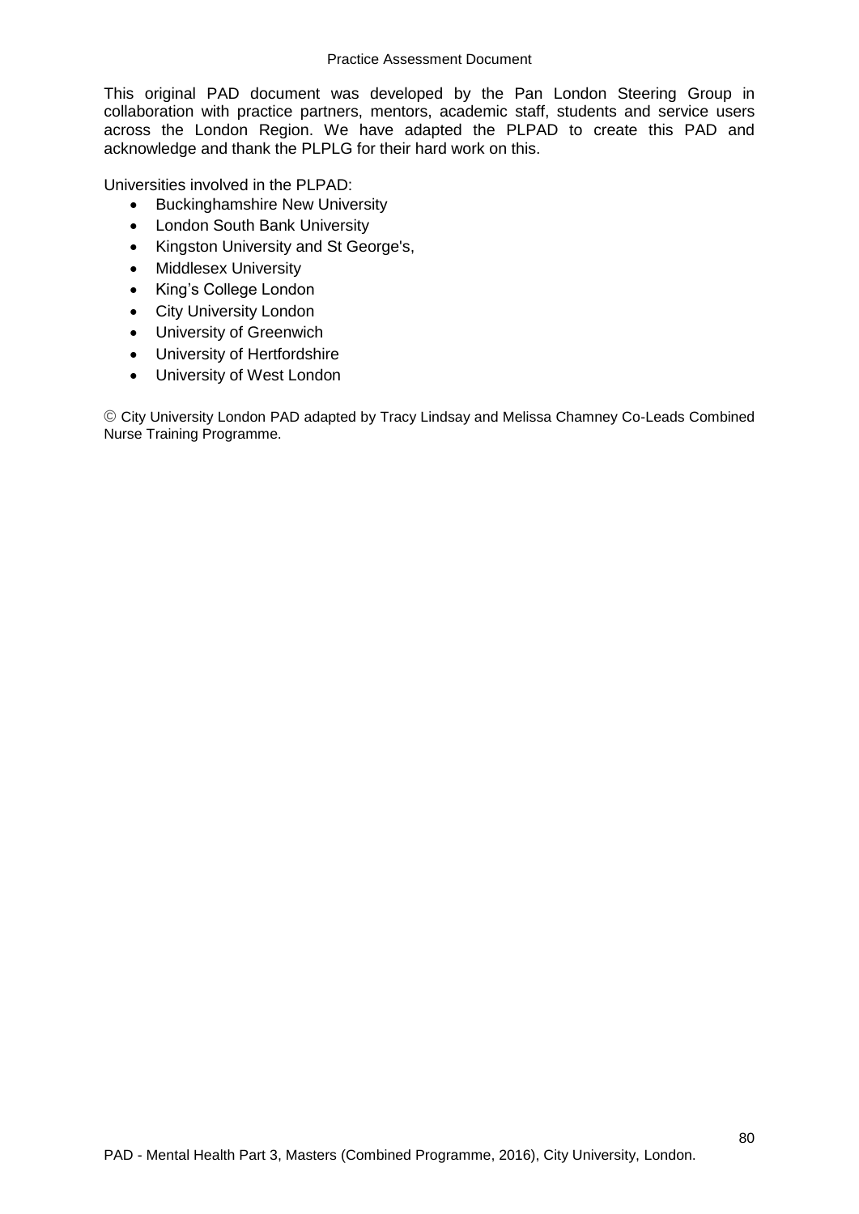This original PAD document was developed by the Pan London Steering Group in collaboration with practice partners, mentors, academic staff, students and service users across the London Region. We have adapted the PLPAD to create this PAD and acknowledge and thank the PLPLG for their hard work on this.

Universities involved in the PLPAD:

- Buckinghamshire New University
- London South Bank University
- Kingston University and St George's,
- Middlesex University
- King's College London
- City University London
- University of Greenwich
- University of Hertfordshire
- University of West London

© City University London PAD adapted by Tracy Lindsay and Melissa Chamney Co-Leads Combined Nurse Training Programme.